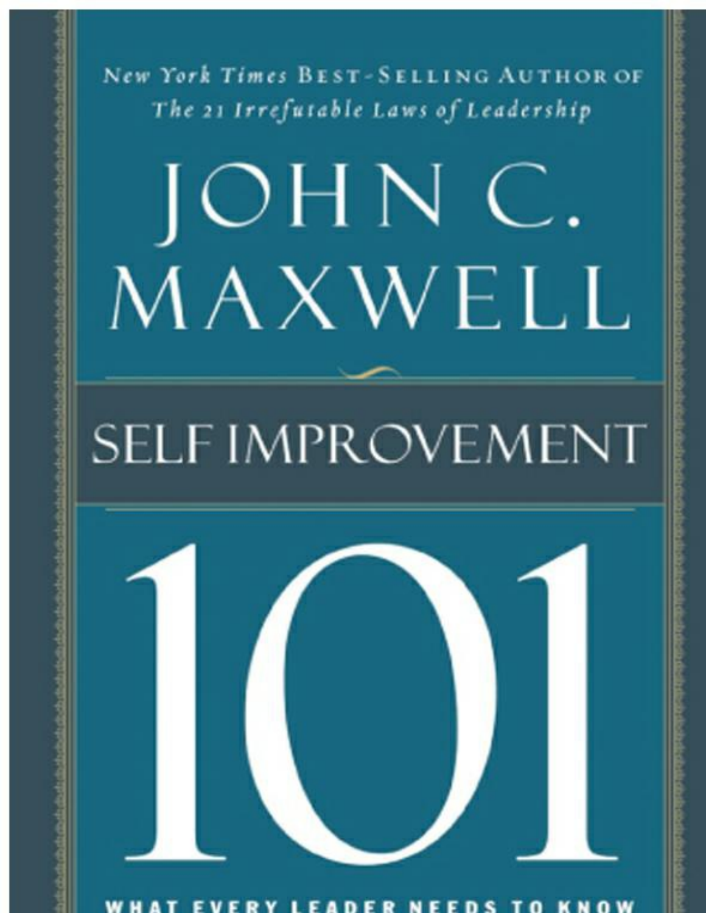*New York Times* BEST-SELLING AUTHOR OF *The 21 Irrefutable Laws of Leadership*

# JOHN C. MAXWELL

# SELF IMPROVEMENT

# 101

WHAT EVERY LEADER NEEDS TO KNOW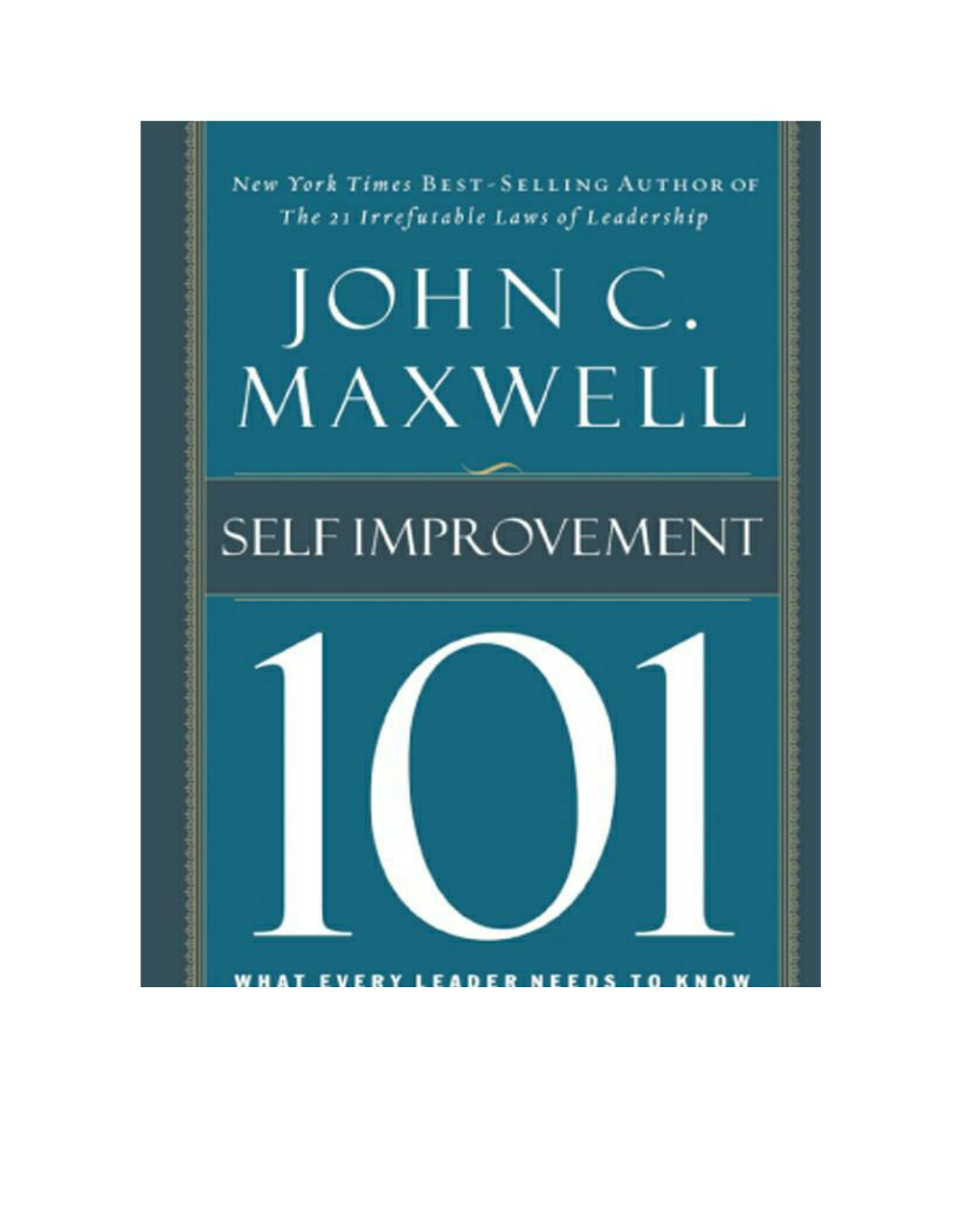*New York Times* BEST-SELLING AUTHOR OF
*The 21 Irrefutable Laws of Leadership*

# JOHN C. MAXWELL

# SELF IMPROVEMENT

# 101

WHAT EVERY LEADER NEEDS TO KNOW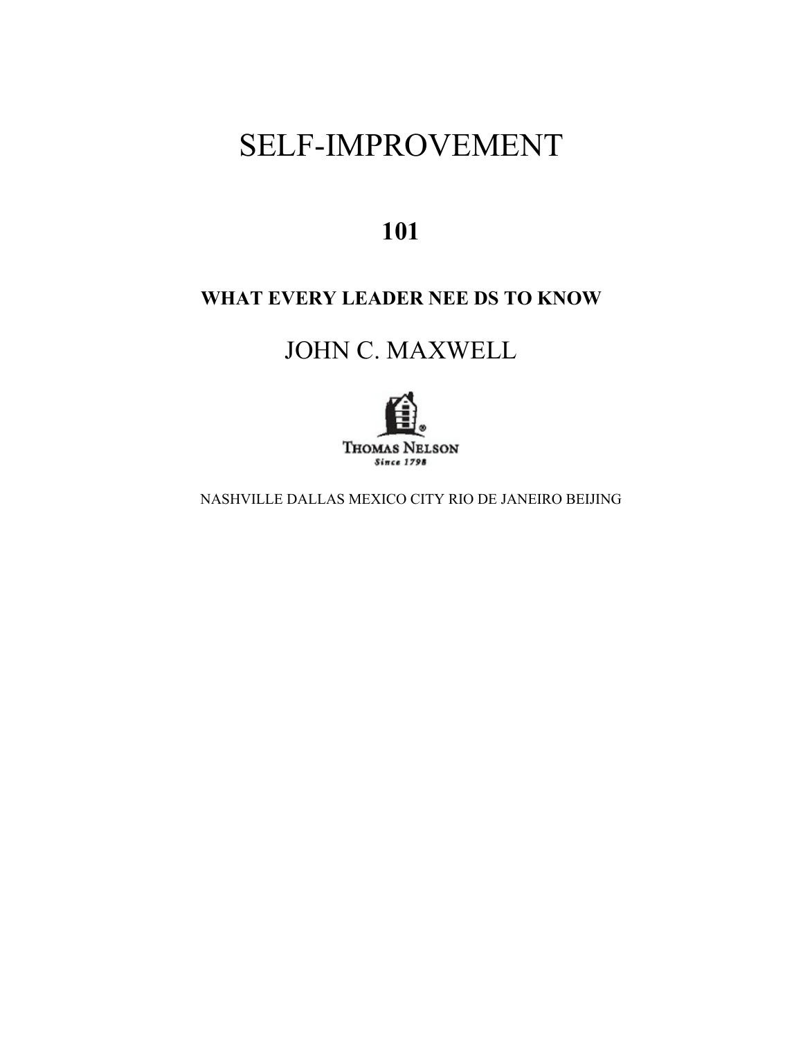# SELF-IMPROVEMENT

## 101

### WHAT EVERY LEADER NEE DS TO KNOW

## JOHN C. MAXWELL

THOMAS NELSON

*Since 1798*

NASHVILLE DALLAS MEXICO CITY RIO DE JANEIRO BEIJING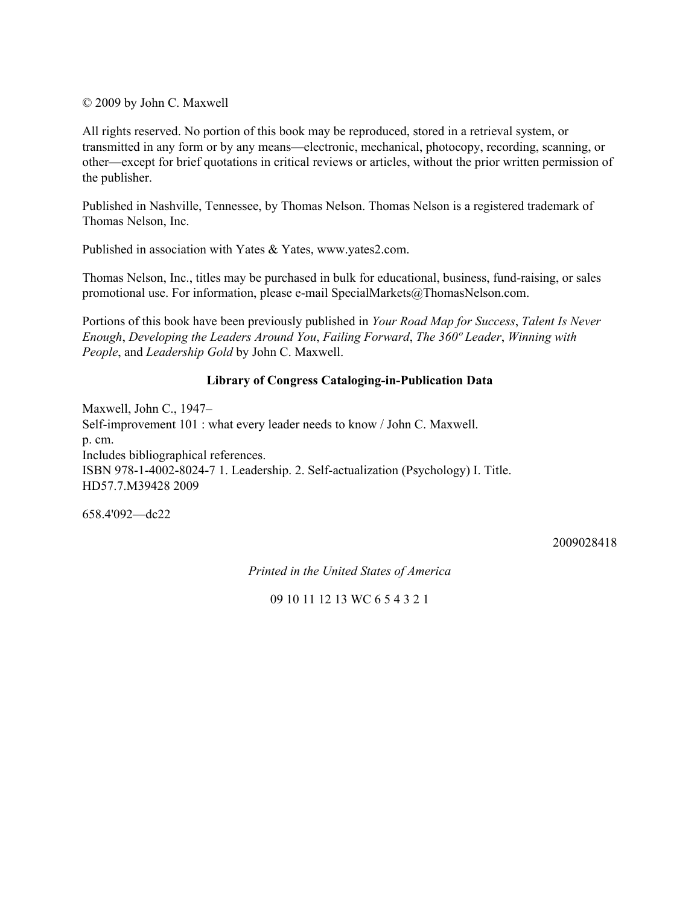© 2009 by John C. Maxwell

All rights reserved. No portion of this book may be reproduced, stored in a retrieval system, or transmitted in any form or by any means—electronic, mechanical, photocopy, recording, scanning, or other—except for brief quotations in critical reviews or articles, without the prior written permission of the publisher.

Published in Nashville, Tennessee, by Thomas Nelson. Thomas Nelson is a registered trademark of Thomas Nelson, Inc.

Published in association with Yates & Yates, www.yates2.com.

Thomas Nelson, Inc., titles may be purchased in bulk for educational, business, fund-raising, or sales promotional use. For information, please e-mail SpecialMarkets@ThomasNelson.com.

Portions of this book have been previously published in *Your Road Map for Success*, *Talent Is Never Enough*, *Developing the Leaders Around You*, *Failing Forward*, *The 360º Leader*, *Winning with People*, and *Leadership Gold* by John C. Maxwell.

**Library of Congress Cataloging-in-Publication Data**

Maxwell, John C., 1947–
Self-improvement 101 : what every leader needs to know / John C. Maxwell.
p. cm.
Includes bibliographical references.
ISBN 978-1-4002-8024-7 1. Leadership. 2. Self-actualization (Psychology) I. Title.
HD57.7.M39428 2009

658.4'092—dc22

2009028418

*Printed in the United States of America*

09 10 11 12 13 WC 6 5 4 3 2 1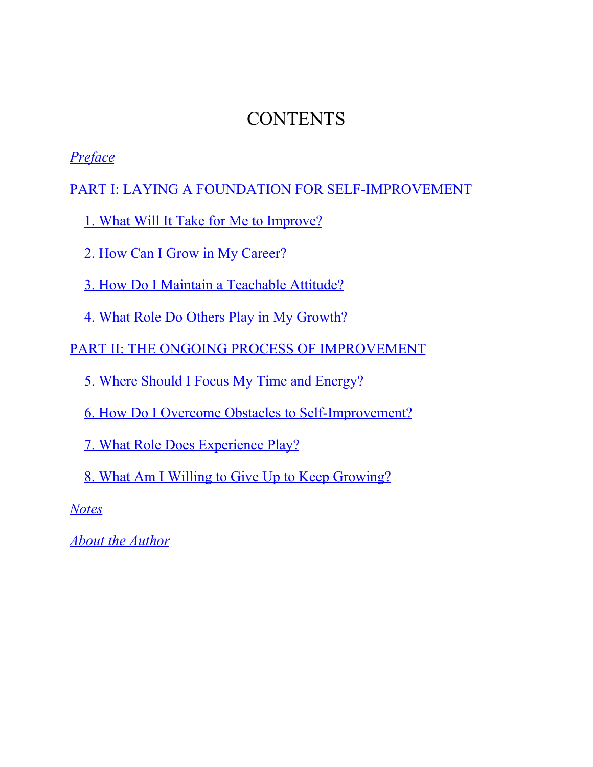# CONTENTS

*Preface*

PART I: LAYING A FOUNDATION FOR SELF-IMPROVEMENT

1. What Will It Take for Me to Improve?

2. How Can I Grow in My Career?

3. How Do I Maintain a Teachable Attitude?

4. What Role Do Others Play in My Growth?

PART II: THE ONGOING PROCESS OF IMPROVEMENT

5. Where Should I Focus My Time and Energy?

6. How Do I Overcome Obstacles to Self-Improvement?

7. What Role Does Experience Play?

8. What Am I Willing to Give Up to Keep Growing?

*Notes*

*About the Author*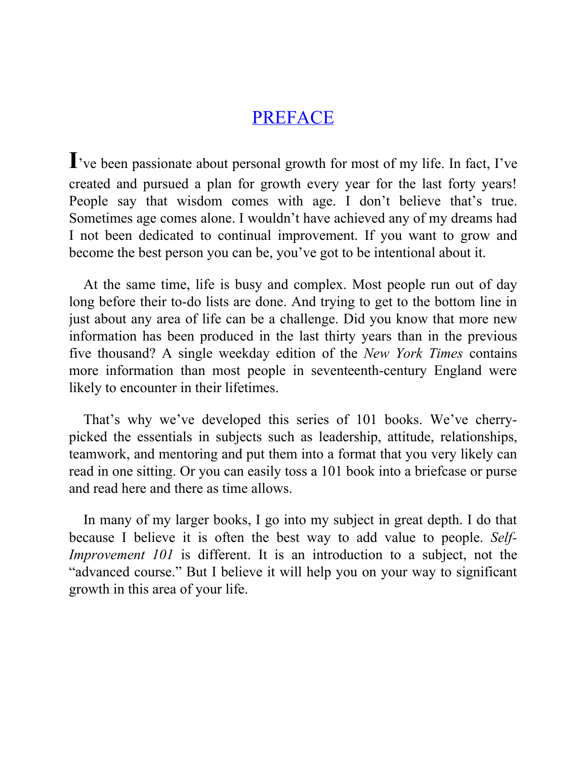# PREFACE

I've been passionate about personal growth for most of my life. In fact, I've created and pursued a plan for growth every year for the last forty years! People say that wisdom comes with age. I don't believe that's true. Sometimes age comes alone. I wouldn't have achieved any of my dreams had I not been dedicated to continual improvement. If you want to grow and become the best person you can be, you've got to be intentional about it.

At the same time, life is busy and complex. Most people run out of day long before their to-do lists are done. And trying to get to the bottom line in just about any area of life can be a challenge. Did you know that more new information has been produced in the last thirty years than in the previous five thousand? A single weekday edition of the *New York Times* contains more information than most people in seventeenth-century England were likely to encounter in their lifetimes.

That's why we've developed this series of 101 books. We've cherry-picked the essentials in subjects such as leadership, attitude, relationships, teamwork, and mentoring and put them into a format that you very likely can read in one sitting. Or you can easily toss a 101 book into a briefcase or purse and read here and there as time allows.

In many of my larger books, I go into my subject in great depth. I do that because I believe it is often the best way to add value to people. *Self-Improvement 101* is different. It is an introduction to a subject, not the "advanced course." But I believe it will help you on your way to significant growth in this area of your life.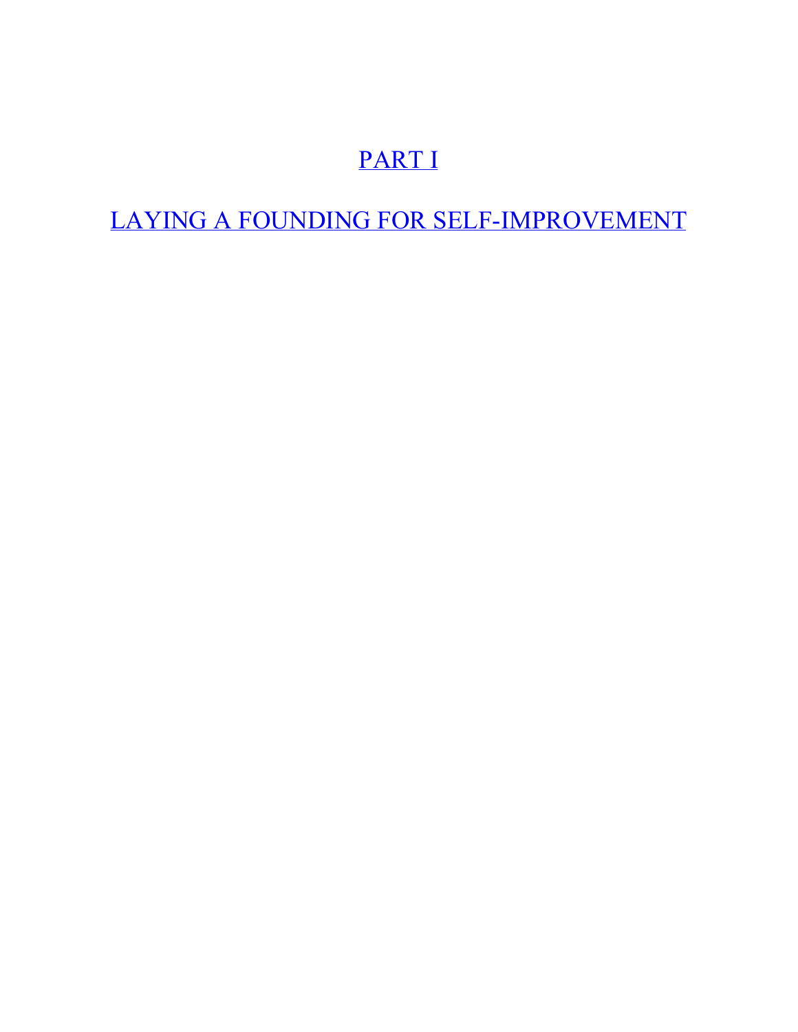# PART I

## LAYING A FOUNDING FOR SELF-IMPROVEMENT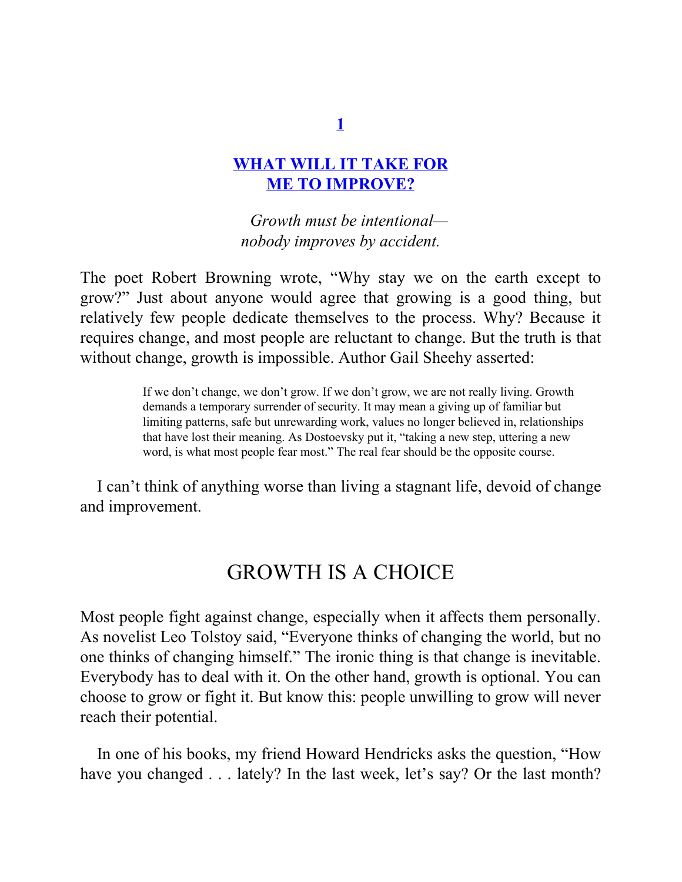# 1

# WHAT WILL IT TAKE FOR ME TO IMPROVE?

*Growth must be intentional—nobody improves by accident.*

The poet Robert Browning wrote, "Why stay we on the earth except to grow?" Just about anyone would agree that growing is a good thing, but relatively few people dedicate themselves to the process. Why? Because it requires change, and most people are reluctant to change. But the truth is that without change, growth is impossible. Author Gail Sheehy asserted:

> If we don't change, we don't grow. If we don't grow, we are not really living. Growth demands a temporary surrender of security. It may mean a giving up of familiar but limiting patterns, safe but unrewarding work, values no longer believed in, relationships that have lost their meaning. As Dostoevsky put it, "taking a new step, uttering a new word, is what most people fear most." The real fear should be the opposite course.

I can't think of anything worse than living a stagnant life, devoid of change and improvement.

## GROWTH IS A CHOICE

Most people fight against change, especially when it affects them personally. As novelist Leo Tolstoy said, "Everyone thinks of changing the world, but no one thinks of changing himself." The ironic thing is that change is inevitable. Everybody has to deal with it. On the other hand, growth is optional. You can choose to grow or fight it. But know this: people unwilling to grow will never reach their potential.

In one of his books, my friend Howard Hendricks asks the question, "How have you changed . . . lately? In the last week, let's say? Or the last month?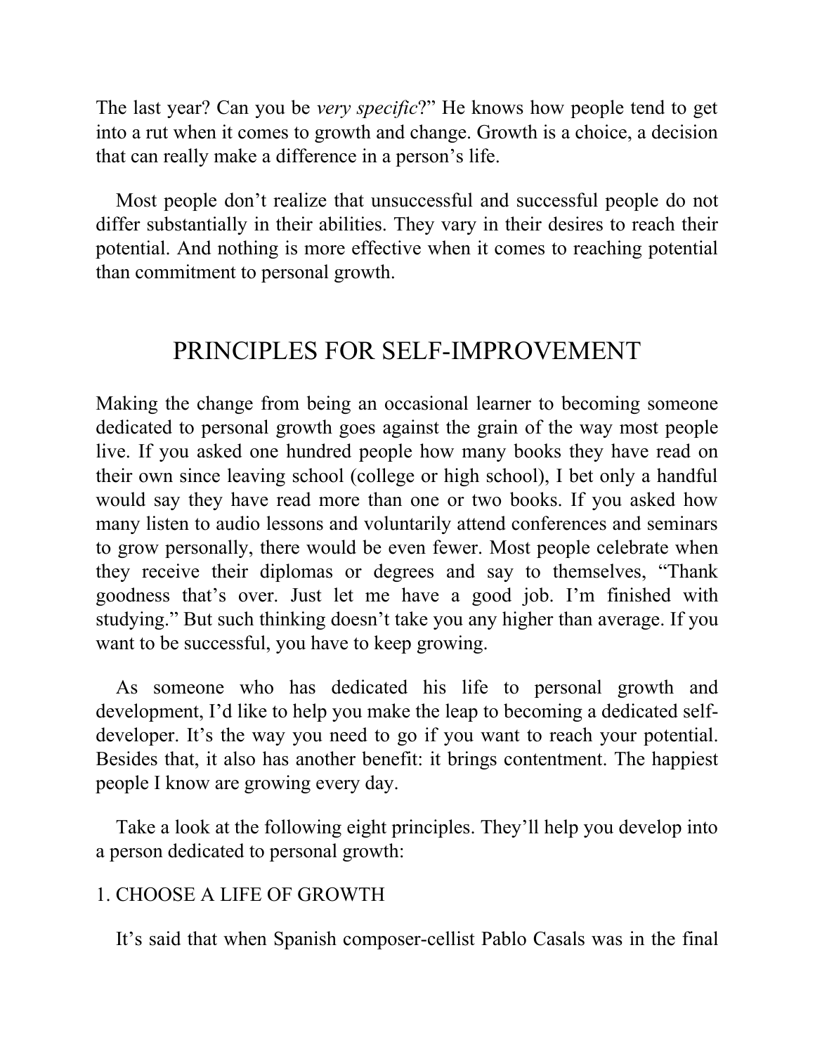The last year? Can you be *very specific*?" He knows how people tend to get into a rut when it comes to growth and change. Growth is a choice, a decision that can really make a difference in a person's life.

Most people don't realize that unsuccessful and successful people do not differ substantially in their abilities. They vary in their desires to reach their potential. And nothing is more effective when it comes to reaching potential than commitment to personal growth.

## PRINCIPLES FOR SELF-IMPROVEMENT

Making the change from being an occasional learner to becoming someone dedicated to personal growth goes against the grain of the way most people live. If you asked one hundred people how many books they have read on their own since leaving school (college or high school), I bet only a handful would say they have read more than one or two books. If you asked how many listen to audio lessons and voluntarily attend conferences and seminars to grow personally, there would be even fewer. Most people celebrate when they receive their diplomas or degrees and say to themselves, "Thank goodness that's over. Just let me have a good job. I'm finished with studying." But such thinking doesn't take you any higher than average. If you want to be successful, you have to keep growing.

As someone who has dedicated his life to personal growth and development, I'd like to help you make the leap to becoming a dedicated self-developer. It's the way you need to go if you want to reach your potential. Besides that, it also has another benefit: it brings contentment. The happiest people I know are growing every day.

Take a look at the following eight principles. They'll help you develop into a person dedicated to personal growth:

### 1. CHOOSE A LIFE OF GROWTH

It's said that when Spanish composer-cellist Pablo Casals was in the final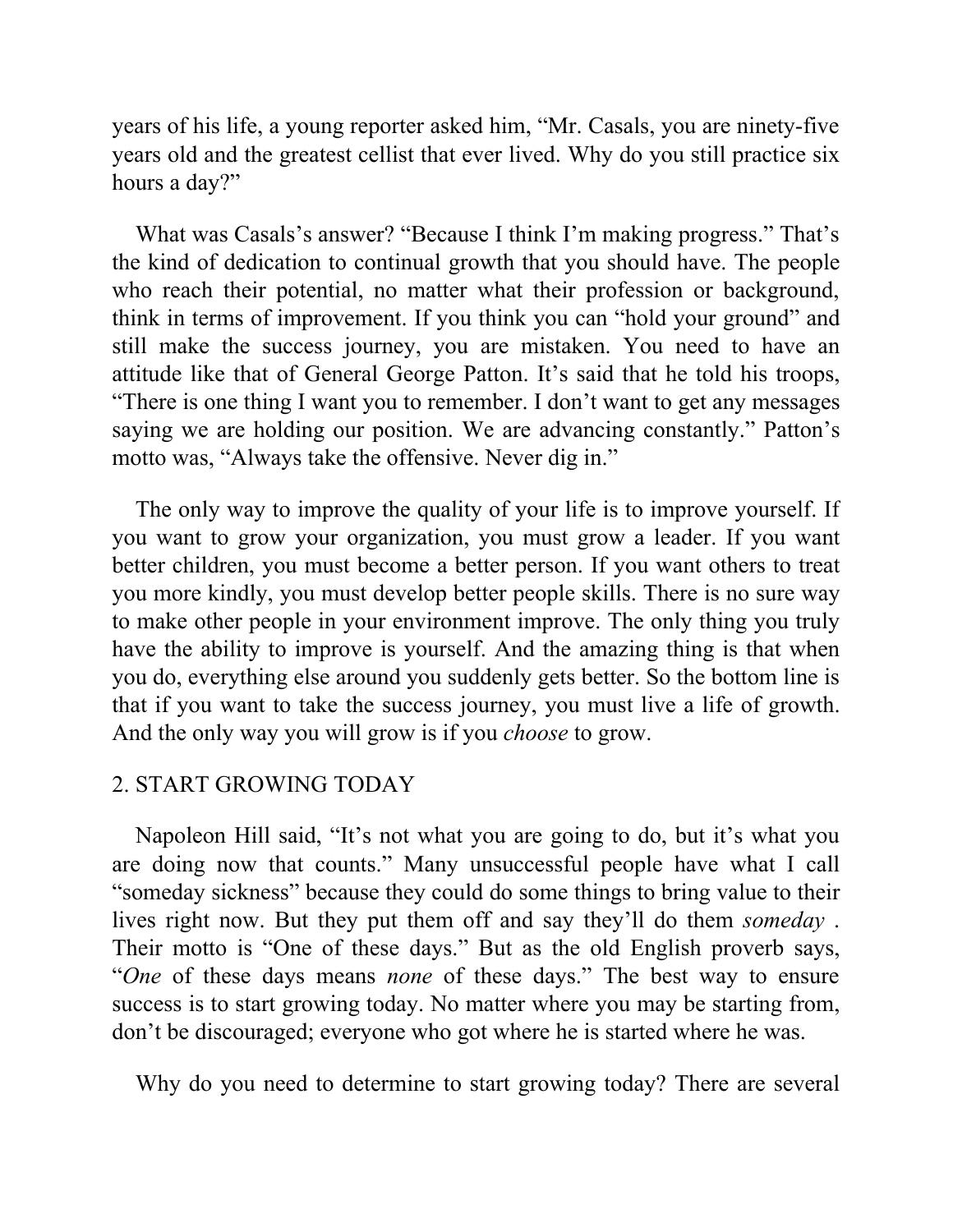years of his life, a young reporter asked him, “Mr. Casals, you are ninety-five years old and the greatest cellist that ever lived. Why do you still practice six hours a day?”

What was Casals’s answer? “Because I think I’m making progress.” That’s the kind of dedication to continual growth that you should have. The people who reach their potential, no matter what their profession or background, think in terms of improvement. If you think you can “hold your ground” and still make the success journey, you are mistaken. You need to have an attitude like that of General George Patton. It’s said that he told his troops, “There is one thing I want you to remember. I don’t want to get any messages saying we are holding our position. We are advancing constantly.” Patton’s motto was, “Always take the offensive. Never dig in.”

The only way to improve the quality of your life is to improve yourself. If you want to grow your organization, you must grow a leader. If you want better children, you must become a better person. If you want others to treat you more kindly, you must develop better people skills. There is no sure way to make other people in your environment improve. The only thing you truly have the ability to improve is yourself. And the amazing thing is that when you do, everything else around you suddenly gets better. So the bottom line is that if you want to take the success journey, you must live a life of growth. And the only way you will grow is if you *choose* to grow.

## 2. START GROWING TODAY

Napoleon Hill said, “It’s not what you are going to do, but it’s what you are doing now that counts.” Many unsuccessful people have what I call “someday sickness” because they could do some things to bring value to their lives right now. But they put them off and say they’ll do them *someday* . Their motto is “One of these days.” But as the old English proverb says, “*One* of these days means *none* of these days.” The best way to ensure success is to start growing today. No matter where you may be starting from, don’t be discouraged; everyone who got where he is started where he was.

Why do you need to determine to start growing today? There are several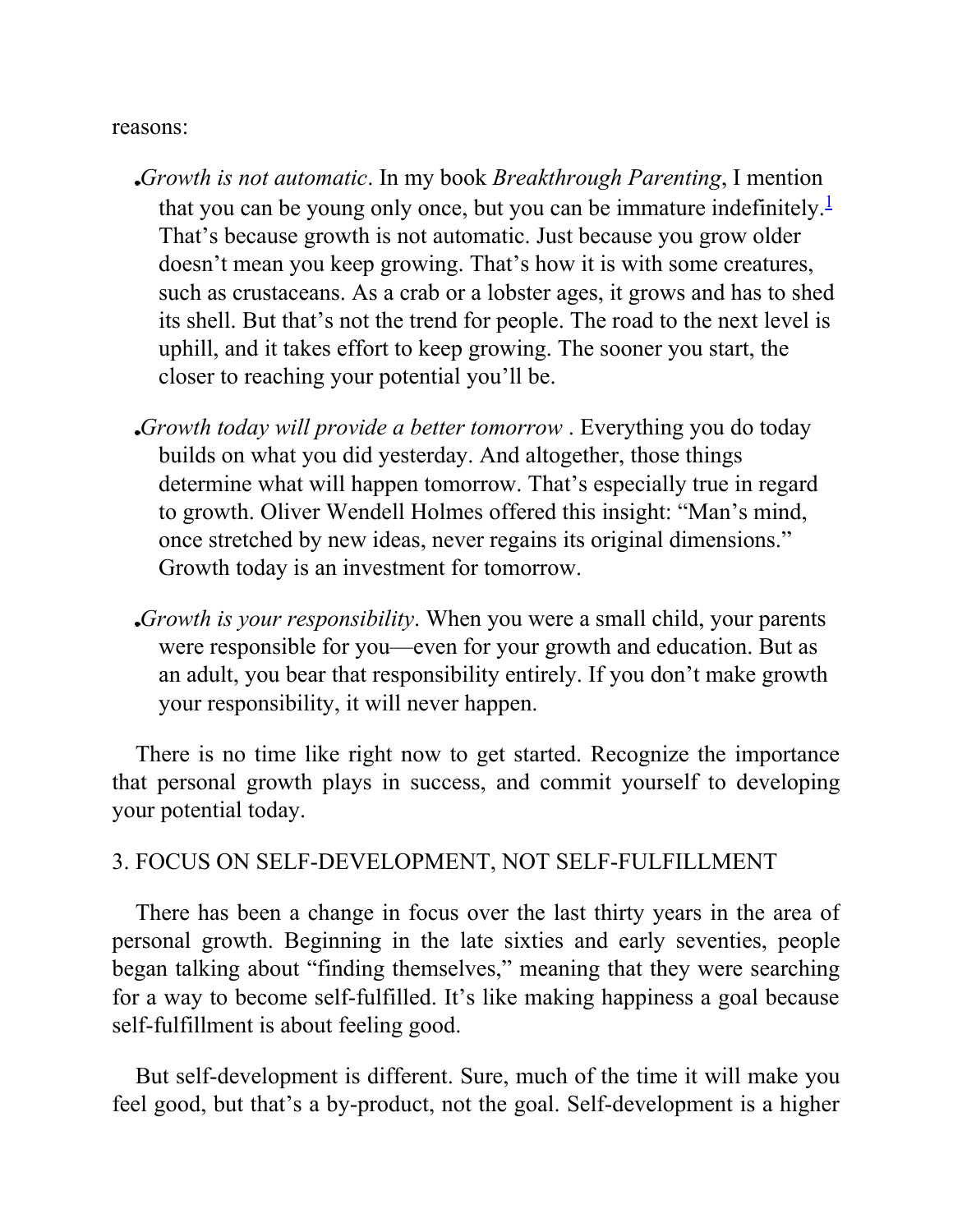reasons:

- *Growth is not automatic*. In my book *Breakthrough Parenting*, I mention that you can be young only once, but you can be immature indefinitely.[1] That's because growth is not automatic. Just because you grow older doesn't mean you keep growing. That's how it is with some creatures, such as crustaceans. As a crab or a lobster ages, it grows and has to shed its shell. But that's not the trend for people. The road to the next level is uphill, and it takes effort to keep growing. The sooner you start, the closer to reaching your potential you'll be.

- *Growth today will provide a better tomorrow* . Everything you do today builds on what you did yesterday. And altogether, those things determine what will happen tomorrow. That's especially true in regard to growth. Oliver Wendell Holmes offered this insight: "Man's mind, once stretched by new ideas, never regains its original dimensions." Growth today is an investment for tomorrow.

- *Growth is your responsibility*. When you were a small child, your parents were responsible for you—even for your growth and education. But as an adult, you bear that responsibility entirely. If you don't make growth your responsibility, it will never happen.

There is no time like right now to get started. Recognize the importance that personal growth plays in success, and commit yourself to developing your potential today.

### 3. FOCUS ON SELF-DEVELOPMENT, NOT SELF-FULFILLMENT

There has been a change in focus over the last thirty years in the area of personal growth. Beginning in the late sixties and early seventies, people began talking about "finding themselves," meaning that they were searching for a way to become self-fulfilled. It's like making happiness a goal because self-fulfillment is about feeling good.

But self-development is different. Sure, much of the time it will make you feel good, but that's a by-product, not the goal. Self-development is a higher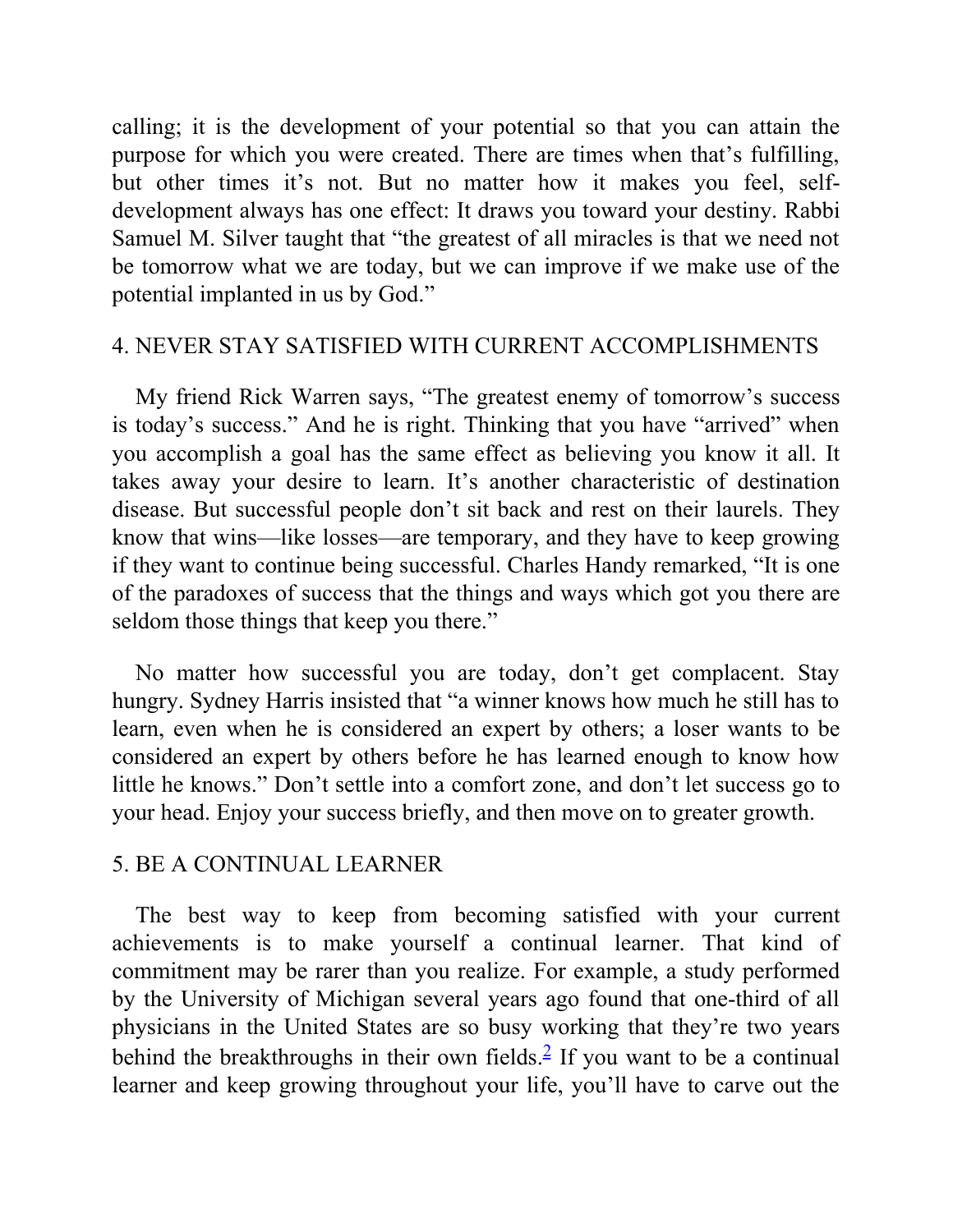calling; it is the development of your potential so that you can attain the purpose for which you were created. There are times when that's fulfilling, but other times it's not. But no matter how it makes you feel, self-development always has one effect: It draws you toward your destiny. Rabbi Samuel M. Silver taught that "the greatest of all miracles is that we need not be tomorrow what we are today, but we can improve if we make use of the potential implanted in us by God."

### 4. NEVER STAY SATISFIED WITH CURRENT ACCOMPLISHMENTS

My friend Rick Warren says, "The greatest enemy of tomorrow's success is today's success." And he is right. Thinking that you have "arrived" when you accomplish a goal has the same effect as believing you know it all. It takes away your desire to learn. It's another characteristic of destination disease. But successful people don't sit back and rest on their laurels. They know that wins—like losses—are temporary, and they have to keep growing if they want to continue being successful. Charles Handy remarked, "It is one of the paradoxes of success that the things and ways which got you there are seldom those things that keep you there."

No matter how successful you are today, don't get complacent. Stay hungry. Sydney Harris insisted that "a winner knows how much he still has to learn, even when he is considered an expert by others; a loser wants to be considered an expert by others before he has learned enough to know how little he knows." Don't settle into a comfort zone, and don't let success go to your head. Enjoy your success briefly, and then move on to greater growth.

### 5. BE A CONTINUAL LEARNER

The best way to keep from becoming satisfied with your current achievements is to make yourself a continual learner. That kind of commitment may be rarer than you realize. For example, a study performed by the University of Michigan several years ago found that one-third of all physicians in the United States are so busy working that they're two years behind the breakthroughs in their own fields.[2] If you want to be a continual learner and keep growing throughout your life, you'll have to carve out the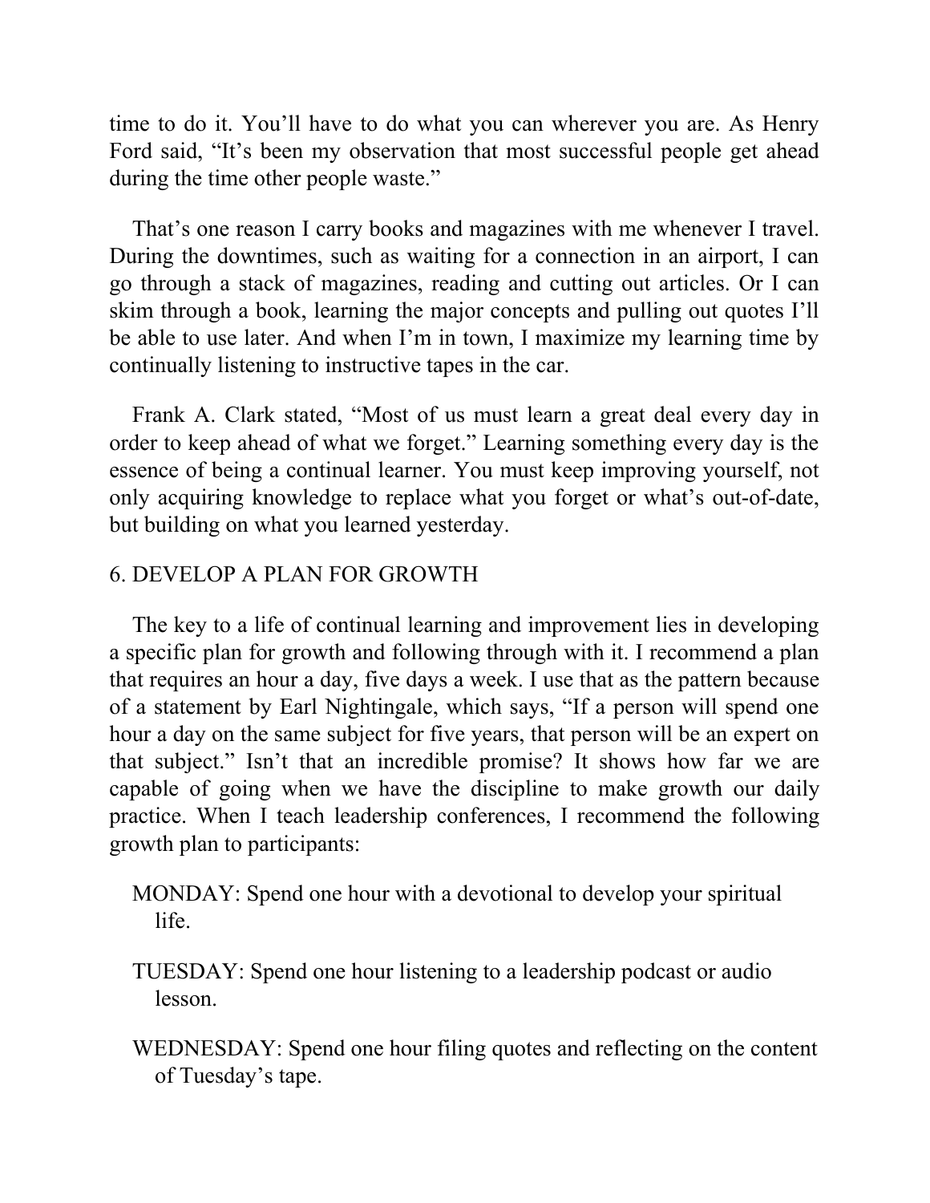time to do it. You'll have to do what you can wherever you are. As Henry Ford said, "It's been my observation that most successful people get ahead during the time other people waste."

That's one reason I carry books and magazines with me whenever I travel. During the downtimes, such as waiting for a connection in an airport, I can go through a stack of magazines, reading and cutting out articles. Or I can skim through a book, learning the major concepts and pulling out quotes I'll be able to use later. And when I'm in town, I maximize my learning time by continually listening to instructive tapes in the car.

Frank A. Clark stated, "Most of us must learn a great deal every day in order to keep ahead of what we forget." Learning something every day is the essence of being a continual learner. You must keep improving yourself, not only acquiring knowledge to replace what you forget or what's out-of-date, but building on what you learned yesterday.

## 6. DEVELOP A PLAN FOR GROWTH

The key to a life of continual learning and improvement lies in developing a specific plan for growth and following through with it. I recommend a plan that requires an hour a day, five days a week. I use that as the pattern because of a statement by Earl Nightingale, which says, "If a person will spend one hour a day on the same subject for five years, that person will be an expert on that subject." Isn't that an incredible promise? It shows how far we are capable of going when we have the discipline to make growth our daily practice. When I teach leadership conferences, I recommend the following growth plan to participants:

MONDAY: Spend one hour with a devotional to develop your spiritual life.

TUESDAY: Spend one hour listening to a leadership podcast or audio lesson.

WEDNESDAY: Spend one hour filing quotes and reflecting on the content of Tuesday's tape.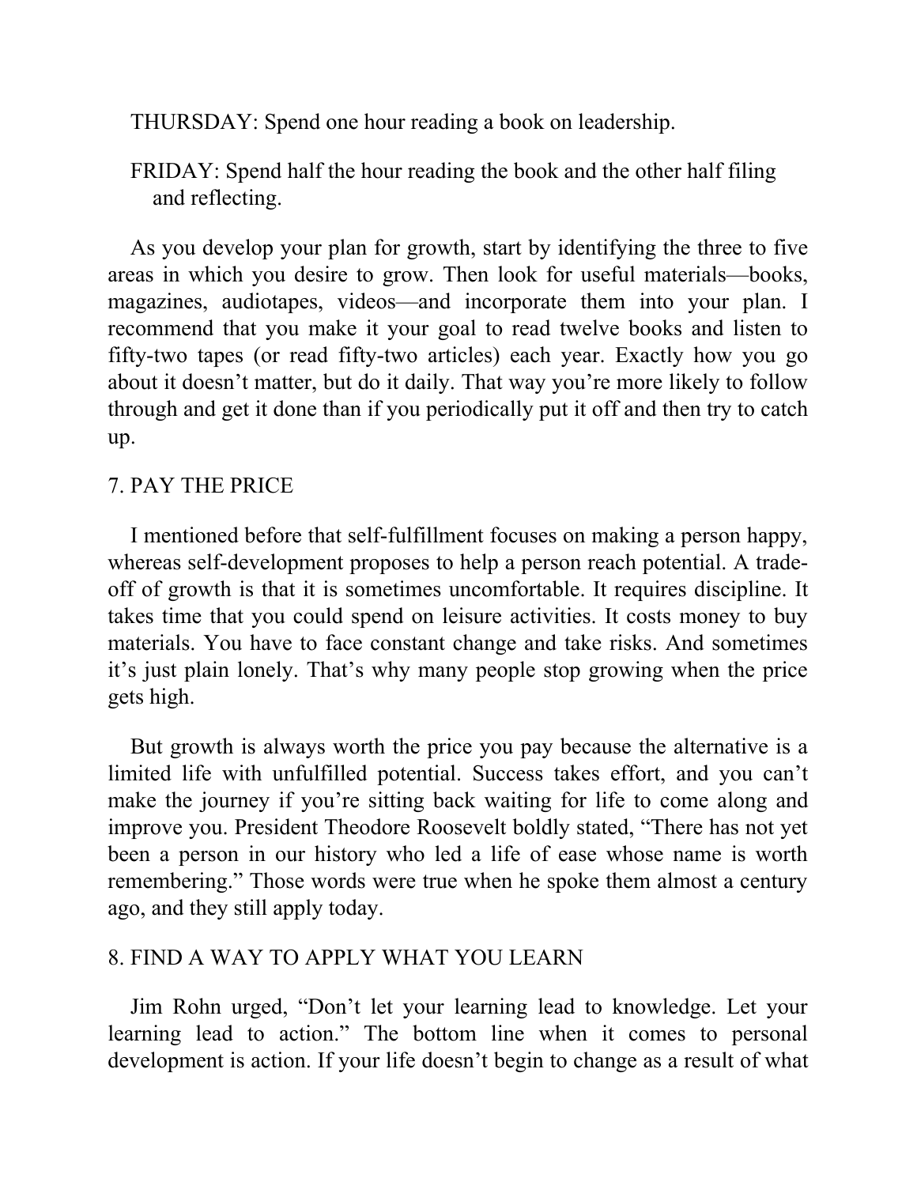THURSDAY: Spend one hour reading a book on leadership.

FRIDAY: Spend half the hour reading the book and the other half filing and reflecting.

As you develop your plan for growth, start by identifying the three to five areas in which you desire to grow. Then look for useful materials—books, magazines, audiotapes, videos—and incorporate them into your plan. I recommend that you make it your goal to read twelve books and listen to fifty-two tapes (or read fifty-two articles) each year. Exactly how you go about it doesn't matter, but do it daily. That way you're more likely to follow through and get it done than if you periodically put it off and then try to catch up.

## 7. PAY THE PRICE

I mentioned before that self-fulfillment focuses on making a person happy, whereas self-development proposes to help a person reach potential. A trade-off of growth is that it is sometimes uncomfortable. It requires discipline. It takes time that you could spend on leisure activities. It costs money to buy materials. You have to face constant change and take risks. And sometimes it's just plain lonely. That's why many people stop growing when the price gets high.

But growth is always worth the price you pay because the alternative is a limited life with unfulfilled potential. Success takes effort, and you can't make the journey if you're sitting back waiting for life to come along and improve you. President Theodore Roosevelt boldly stated, "There has not yet been a person in our history who led a life of ease whose name is worth remembering." Those words were true when he spoke them almost a century ago, and they still apply today.

## 8. FIND A WAY TO APPLY WHAT YOU LEARN

Jim Rohn urged, "Don't let your learning lead to knowledge. Let your learning lead to action." The bottom line when it comes to personal development is action. If your life doesn't begin to change as a result of what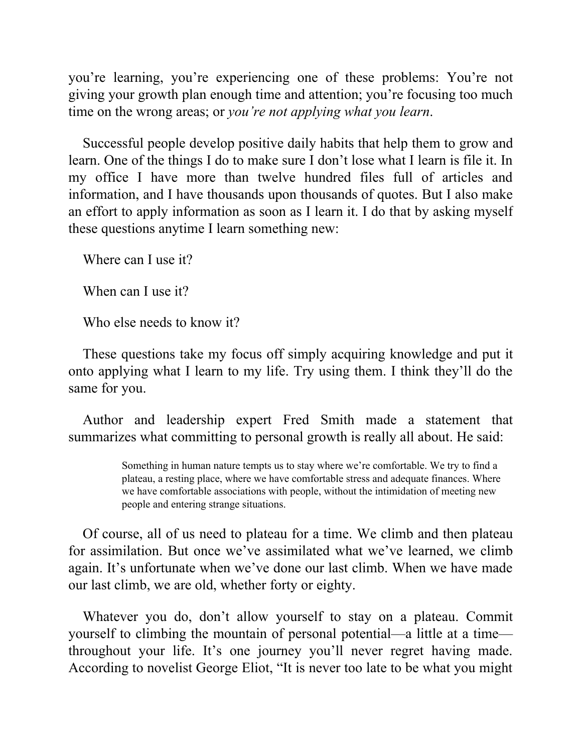you’re learning, you’re experiencing one of these problems: You’re not giving your growth plan enough time and attention; you’re focusing too much time on the wrong areas; or *you’re not applying what you learn*.

Successful people develop positive daily habits that help them to grow and learn. One of the things I do to make sure I don’t lose what I learn is file it. In my office I have more than twelve hundred files full of articles and information, and I have thousands upon thousands of quotes. But I also make an effort to apply information as soon as I learn it. I do that by asking myself these questions anytime I learn something new:

Where can I use it?

When can I use it?

Who else needs to know it?

These questions take my focus off simply acquiring knowledge and put it onto applying what I learn to my life. Try using them. I think they’ll do the same for you.

Author and leadership expert Fred Smith made a statement that summarizes what committing to personal growth is really all about. He said:

> Something in human nature tempts us to stay where we’re comfortable. We try to find a plateau, a resting place, where we have comfortable stress and adequate finances. Where we have comfortable associations with people, without the intimidation of meeting new people and entering strange situations.

Of course, all of us need to plateau for a time. We climb and then plateau for assimilation. But once we’ve assimilated what we’ve learned, we climb again. It’s unfortunate when we’ve done our last climb. When we have made our last climb, we are old, whether forty or eighty.

Whatever you do, don’t allow yourself to stay on a plateau. Commit yourself to climbing the mountain of personal potential—a little at a time—throughout your life. It’s one journey you’ll never regret having made. According to novelist George Eliot, “It is never too late to be what you might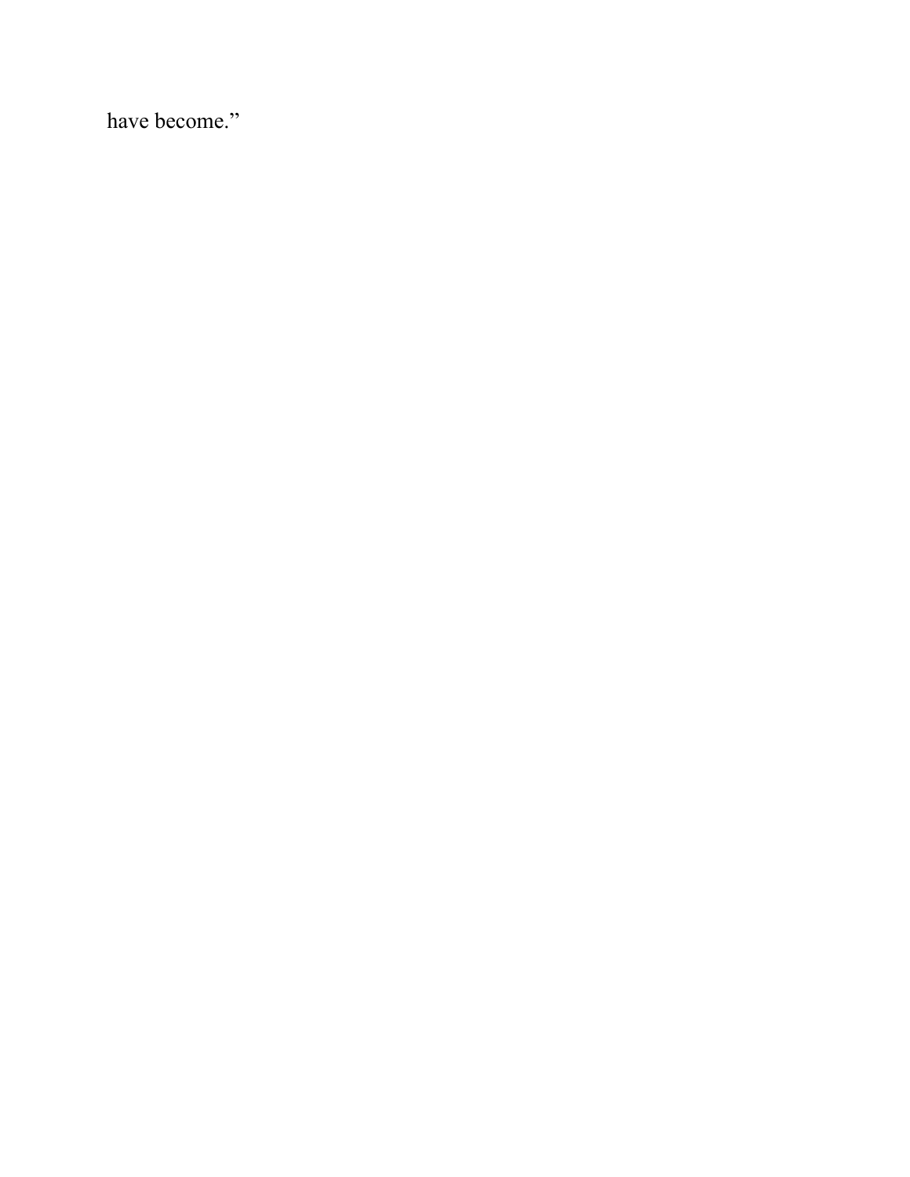have become."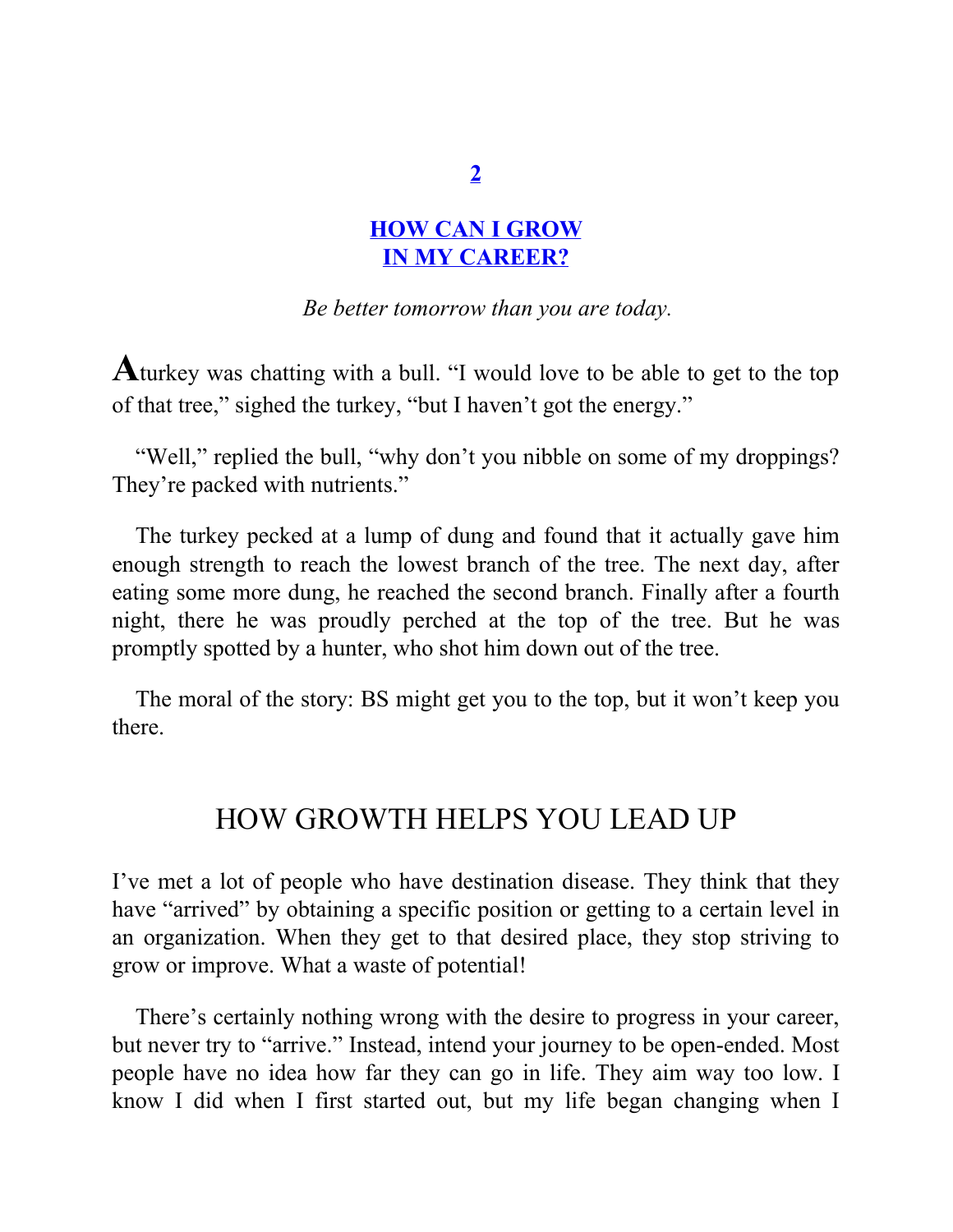# 2

# HOW CAN I GROW IN MY CAREER?

*Be better tomorrow than you are today.*

A turkey was chatting with a bull. "I would love to be able to get to the top of that tree," sighed the turkey, "but I haven't got the energy."

"Well," replied the bull, "why don't you nibble on some of my droppings? They're packed with nutrients."

The turkey pecked at a lump of dung and found that it actually gave him enough strength to reach the lowest branch of the tree. The next day, after eating some more dung, he reached the second branch. Finally after a fourth night, there he was proudly perched at the top of the tree. But he was promptly spotted by a hunter, who shot him down out of the tree.

The moral of the story: BS might get you to the top, but it won't keep you there.

## HOW GROWTH HELPS YOU LEAD UP

I've met a lot of people who have destination disease. They think that they have "arrived" by obtaining a specific position or getting to a certain level in an organization. When they get to that desired place, they stop striving to grow or improve. What a waste of potential!

There's certainly nothing wrong with the desire to progress in your career, but never try to "arrive." Instead, intend your journey to be open-ended. Most people have no idea how far they can go in life. They aim way too low. I know I did when I first started out, but my life began changing when I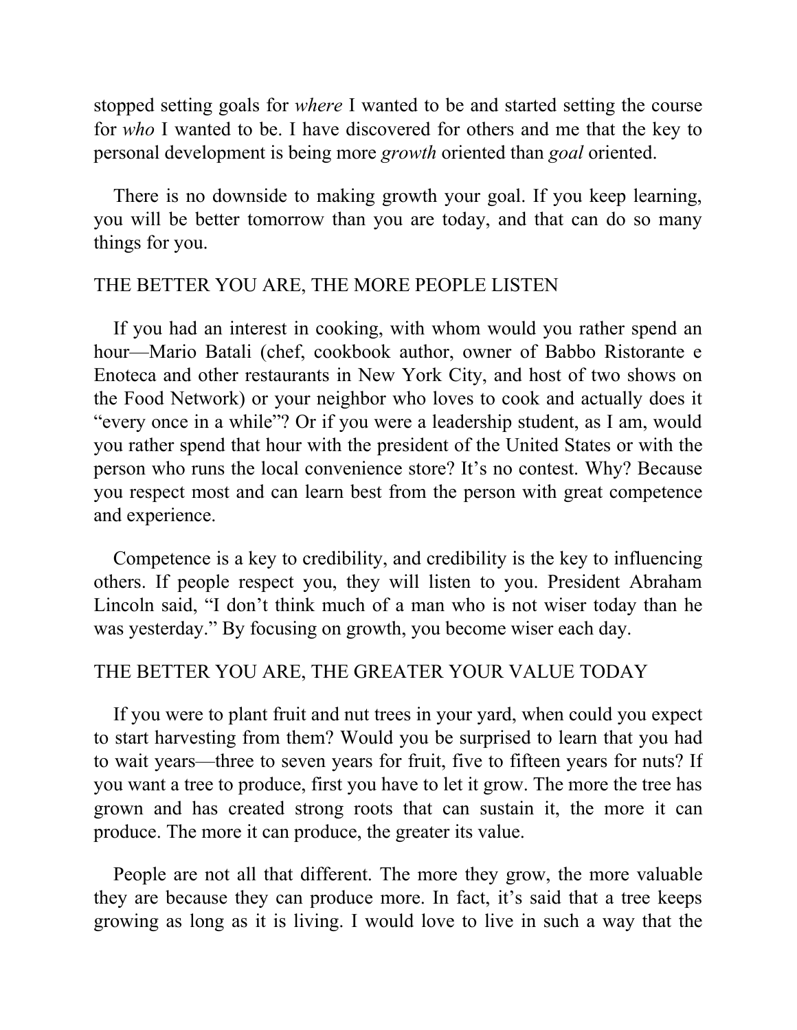stopped setting goals for *where* I wanted to be and started setting the course for *who* I wanted to be. I have discovered for others and me that the key to personal development is being more *growth* oriented than *goal* oriented.

There is no downside to making growth your goal. If you keep learning, you will be better tomorrow than you are today, and that can do so many things for you.

## THE BETTER YOU ARE, THE MORE PEOPLE LISTEN

If you had an interest in cooking, with whom would you rather spend an hour—Mario Batali (chef, cookbook author, owner of Babbo Ristorante e Enoteca and other restaurants in New York City, and host of two shows on the Food Network) or your neighbor who loves to cook and actually does it "every once in a while"? Or if you were a leadership student, as I am, would you rather spend that hour with the president of the United States or with the person who runs the local convenience store? It's no contest. Why? Because you respect most and can learn best from the person with great competence and experience.

Competence is a key to credibility, and credibility is the key to influencing others. If people respect you, they will listen to you. President Abraham Lincoln said, "I don't think much of a man who is not wiser today than he was yesterday." By focusing on growth, you become wiser each day.

## THE BETTER YOU ARE, THE GREATER YOUR VALUE TODAY

If you were to plant fruit and nut trees in your yard, when could you expect to start harvesting from them? Would you be surprised to learn that you had to wait years—three to seven years for fruit, five to fifteen years for nuts? If you want a tree to produce, first you have to let it grow. The more the tree has grown and has created strong roots that can sustain it, the more it can produce. The more it can produce, the greater its value.

People are not all that different. The more they grow, the more valuable they are because they can produce more. In fact, it's said that a tree keeps growing as long as it is living. I would love to live in such a way that the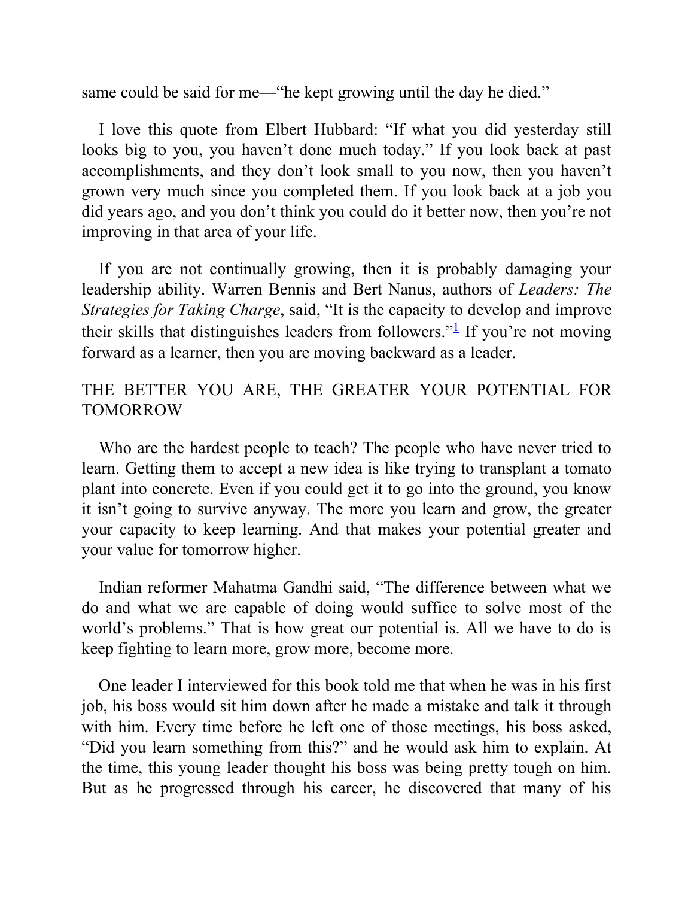same could be said for me—"he kept growing until the day he died."

I love this quote from Elbert Hubbard: "If what you did yesterday still looks big to you, you haven't done much today." If you look back at past accomplishments, and they don't look small to you now, then you haven't grown very much since you completed them. If you look back at a job you did years ago, and you don't think you could do it better now, then you're not improving in that area of your life.

If you are not continually growing, then it is probably damaging your leadership ability. Warren Bennis and Bert Nanus, authors of *Leaders: The Strategies for Taking Charge*, said, "It is the capacity to develop and improve their skills that distinguishes leaders from followers."[1] If you're not moving forward as a learner, then you are moving backward as a leader.

## THE BETTER YOU ARE, THE GREATER YOUR POTENTIAL FOR TOMORROW

Who are the hardest people to teach? The people who have never tried to learn. Getting them to accept a new idea is like trying to transplant a tomato plant into concrete. Even if you could get it to go into the ground, you know it isn't going to survive anyway. The more you learn and grow, the greater your capacity to keep learning. And that makes your potential greater and your value for tomorrow higher.

Indian reformer Mahatma Gandhi said, "The difference between what we do and what we are capable of doing would suffice to solve most of the world's problems." That is how great our potential is. All we have to do is keep fighting to learn more, grow more, become more.

One leader I interviewed for this book told me that when he was in his first job, his boss would sit him down after he made a mistake and talk it through with him. Every time before he left one of those meetings, his boss asked, "Did you learn something from this?" and he would ask him to explain. At the time, this young leader thought his boss was being pretty tough on him. But as he progressed through his career, he discovered that many of his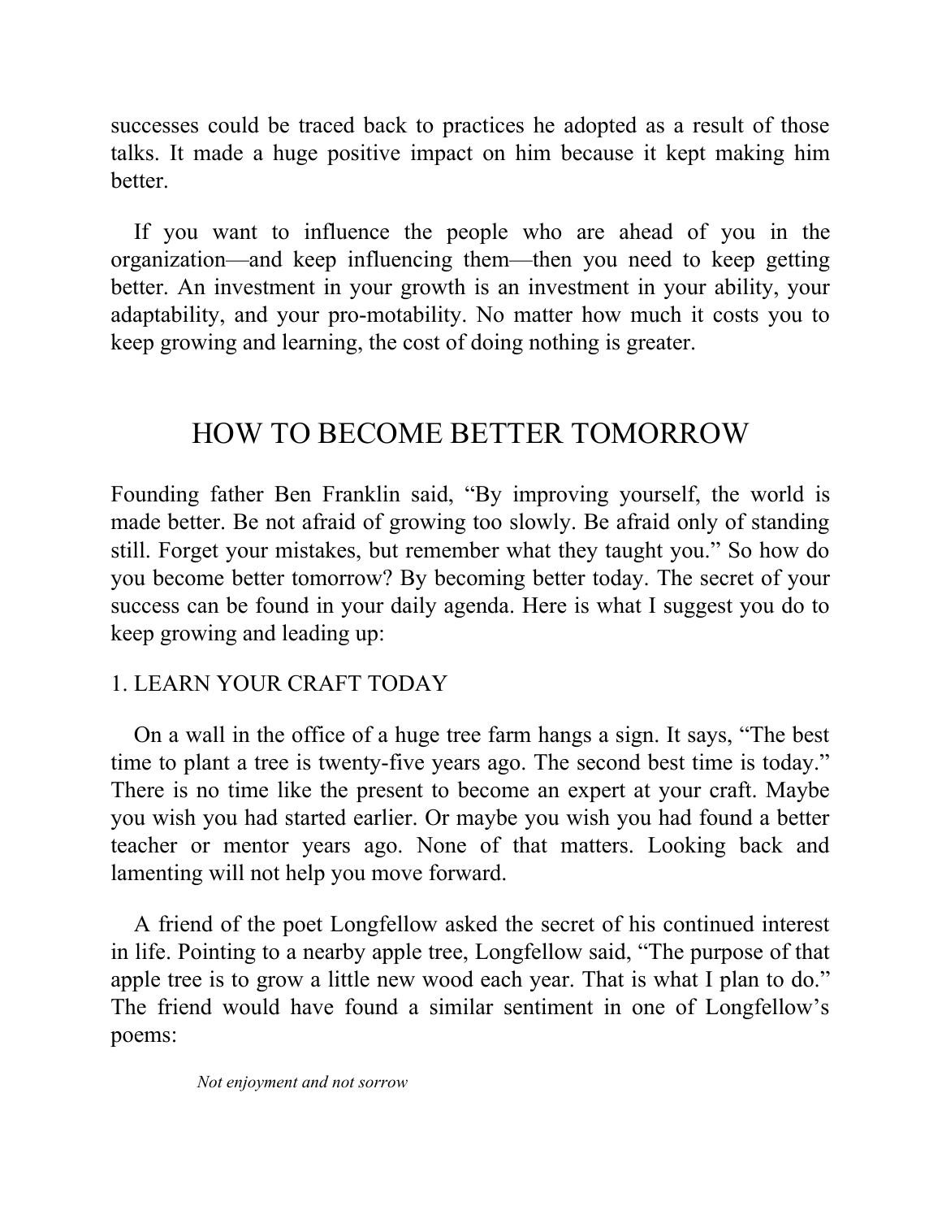successes could be traced back to practices he adopted as a result of those talks. It made a huge positive impact on him because it kept making him better.

If you want to influence the people who are ahead of you in the organization—and keep influencing them—then you need to keep getting better. An investment in your growth is an investment in your ability, your adaptability, and your pro-motability. No matter how much it costs you to keep growing and learning, the cost of doing nothing is greater.

## HOW TO BECOME BETTER TOMORROW

Founding father Ben Franklin said, "By improving yourself, the world is made better. Be not afraid of growing too slowly. Be afraid only of standing still. Forget your mistakes, but remember what they taught you." So how do you become better tomorrow? By becoming better today. The secret of your success can be found in your daily agenda. Here is what I suggest you do to keep growing and leading up:

### 1. LEARN YOUR CRAFT TODAY

On a wall in the office of a huge tree farm hangs a sign. It says, "The best time to plant a tree is twenty-five years ago. The second best time is today." There is no time like the present to become an expert at your craft. Maybe you wish you had started earlier. Or maybe you wish you had found a better teacher or mentor years ago. None of that matters. Looking back and lamenting will not help you move forward.

A friend of the poet Longfellow asked the secret of his continued interest in life. Pointing to a nearby apple tree, Longfellow said, "The purpose of that apple tree is to grow a little new wood each year. That is what I plan to do." The friend would have found a similar sentiment in one of Longfellow's poems:

*Not enjoyment and not sorrow*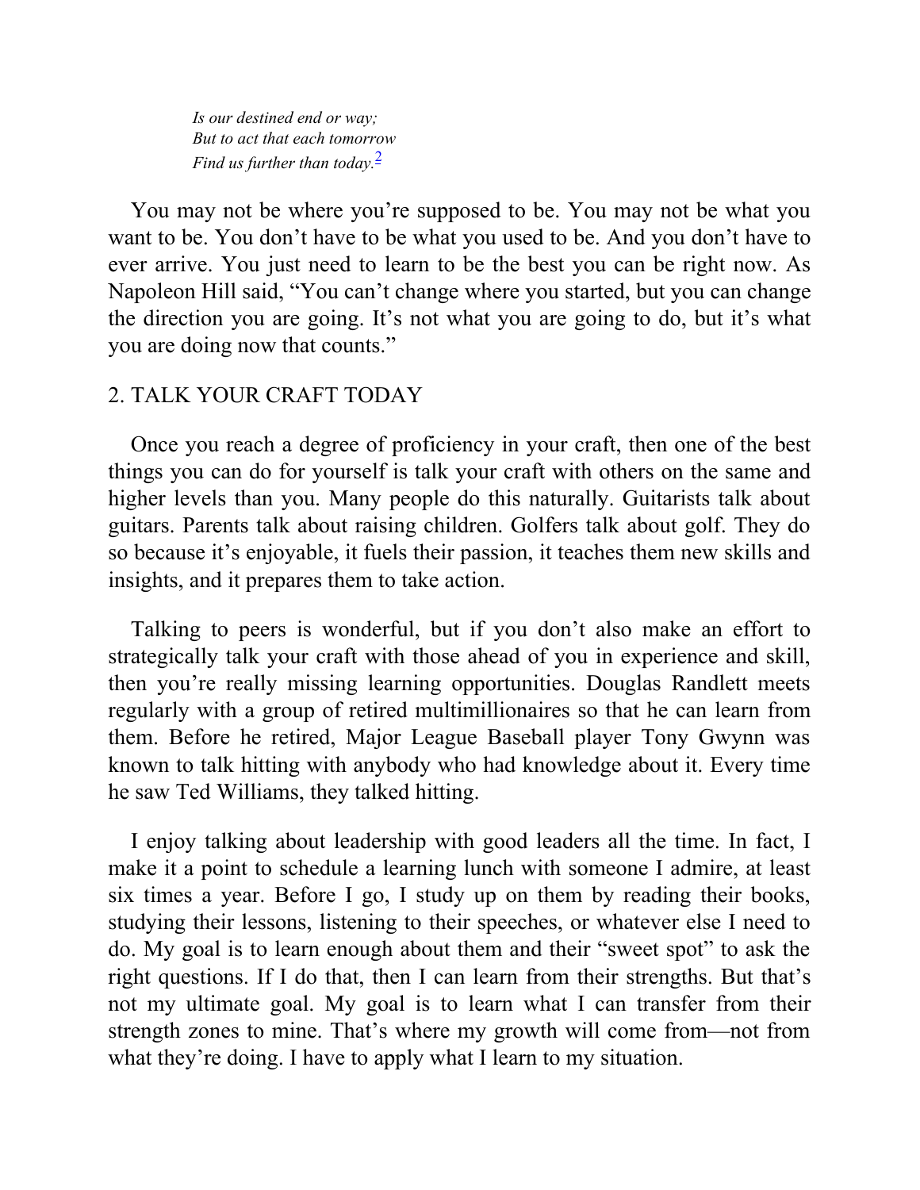*Is our destined end or way;*
*But to act that each tomorrow*
*Find us further than today.*[2]

You may not be where you're supposed to be. You may not be what you want to be. You don't have to be what you used to be. And you don't have to ever arrive. You just need to learn to be the best you can be right now. As Napoleon Hill said, "You can't change where you started, but you can change the direction you are going. It's not what you are going to do, but it's what you are doing now that counts."

## 2. TALK YOUR CRAFT TODAY

Once you reach a degree of proficiency in your craft, then one of the best things you can do for yourself is talk your craft with others on the same and higher levels than you. Many people do this naturally. Guitarists talk about guitars. Parents talk about raising children. Golfers talk about golf. They do so because it's enjoyable, it fuels their passion, it teaches them new skills and insights, and it prepares them to take action.

Talking to peers is wonderful, but if you don't also make an effort to strategically talk your craft with those ahead of you in experience and skill, then you're really missing learning opportunities. Douglas Randlett meets regularly with a group of retired multimillionaires so that he can learn from them. Before he retired, Major League Baseball player Tony Gwynn was known to talk hitting with anybody who had knowledge about it. Every time he saw Ted Williams, they talked hitting.

I enjoy talking about leadership with good leaders all the time. In fact, I make it a point to schedule a learning lunch with someone I admire, at least six times a year. Before I go, I study up on them by reading their books, studying their lessons, listening to their speeches, or whatever else I need to do. My goal is to learn enough about them and their "sweet spot" to ask the right questions. If I do that, then I can learn from their strengths. But that's not my ultimate goal. My goal is to learn what I can transfer from their strength zones to mine. That's where my growth will come from—not from what they're doing. I have to apply what I learn to my situation.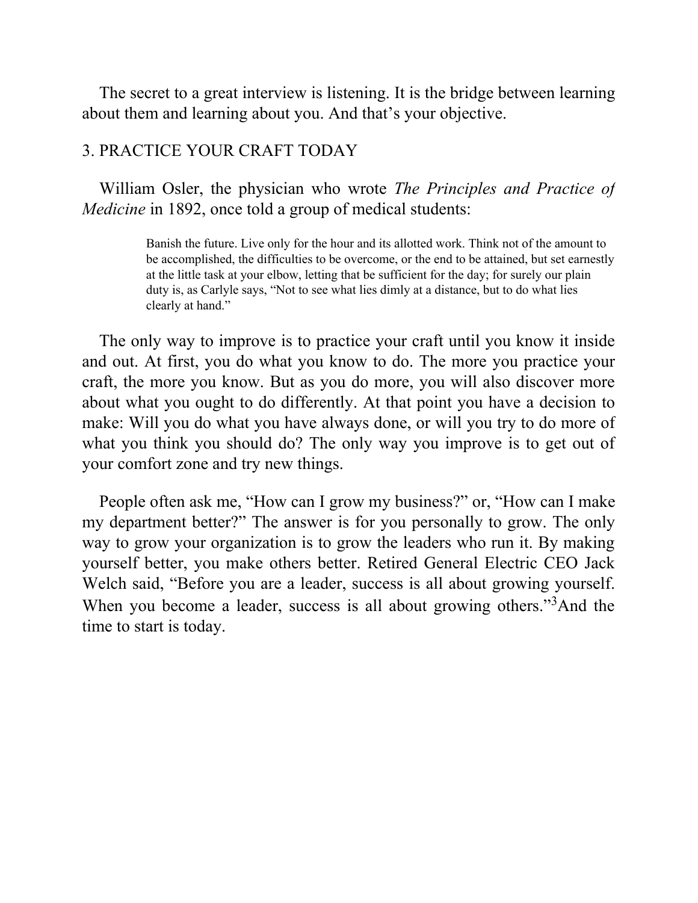The secret to a great interview is listening. It is the bridge between learning about them and learning about you. And that's your objective.

## 3. PRACTICE YOUR CRAFT TODAY

William Osler, the physician who wrote *The Principles and Practice of Medicine* in 1892, once told a group of medical students:

> Banish the future. Live only for the hour and its allotted work. Think not of the amount to be accomplished, the difficulties to be overcome, or the end to be attained, but set earnestly at the little task at your elbow, letting that be sufficient for the day; for surely our plain duty is, as Carlyle says, "Not to see what lies dimly at a distance, but to do what lies clearly at hand."

The only way to improve is to practice your craft until you know it inside and out. At first, you do what you know to do. The more you practice your craft, the more you know. But as you do more, you will also discover more about what you ought to do differently. At that point you have a decision to make: Will you do what you have always done, or will you try to do more of what you think you should do? The only way you improve is to get out of your comfort zone and try new things.

People often ask me, "How can I grow my business?" or, "How can I make my department better?" The answer is for you personally to grow. The only way to grow your organization is to grow the leaders who run it. By making yourself better, you make others better. Retired General Electric CEO Jack Welch said, "Before you are a leader, success is all about growing yourself. When you become a leader, success is all about growing others."[3] And the time to start is today.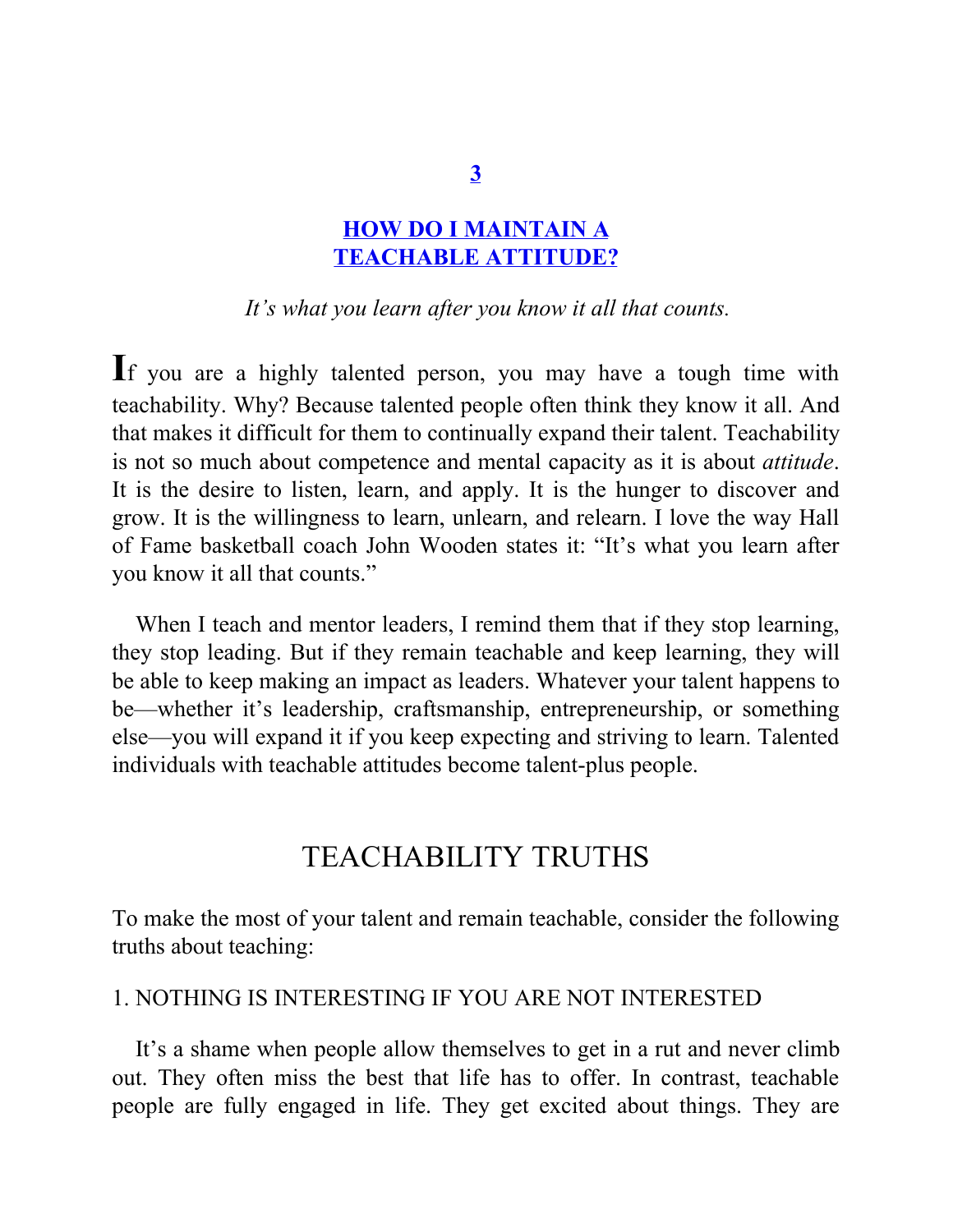# 3

# HOW DO I MAINTAIN A TEACHABLE ATTITUDE?

*It's what you learn after you know it all that counts.*

If you are a highly talented person, you may have a tough time with teachability. Why? Because talented people often think they know it all. And that makes it difficult for them to continually expand their talent. Teachability is not so much about competence and mental capacity as it is about *attitude*. It is the desire to listen, learn, and apply. It is the hunger to discover and grow. It is the willingness to learn, unlearn, and relearn. I love the way Hall of Fame basketball coach John Wooden states it: "It's what you learn after you know it all that counts."

When I teach and mentor leaders, I remind them that if they stop learning, they stop leading. But if they remain teachable and keep learning, they will be able to keep making an impact as leaders. Whatever your talent happens to be—whether it's leadership, craftsmanship, entrepreneurship, or something else—you will expand it if you keep expecting and striving to learn. Talented individuals with teachable attitudes become talent-plus people.

## TEACHABILITY TRUTHS

To make the most of your talent and remain teachable, consider the following truths about teaching:

### 1. NOTHING IS INTERESTING IF YOU ARE NOT INTERESTED

It's a shame when people allow themselves to get in a rut and never climb out. They often miss the best that life has to offer. In contrast, teachable people are fully engaged in life. They get excited about things. They are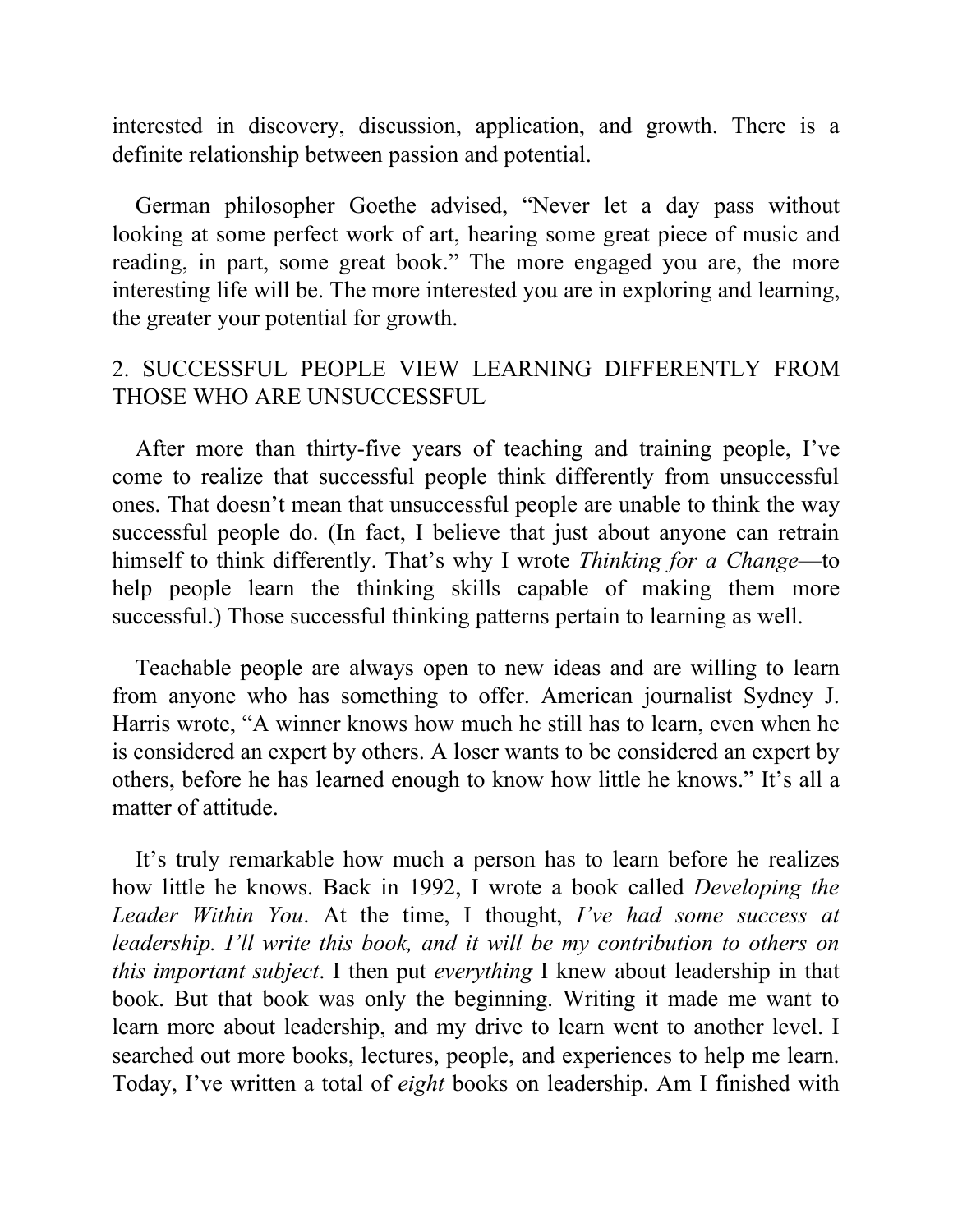interested in discovery, discussion, application, and growth. There is a definite relationship between passion and potential.

German philosopher Goethe advised, "Never let a day pass without looking at some perfect work of art, hearing some great piece of music and reading, in part, some great book." The more engaged you are, the more interesting life will be. The more interested you are in exploring and learning, the greater your potential for growth.

## 2. SUCCESSFUL PEOPLE VIEW LEARNING DIFFERENTLY FROM THOSE WHO ARE UNSUCCESSFUL

After more than thirty-five years of teaching and training people, I've come to realize that successful people think differently from unsuccessful ones. That doesn't mean that unsuccessful people are unable to think the way successful people do. (In fact, I believe that just about anyone can retrain himself to think differently. That's why I wrote *Thinking for a Change*—to help people learn the thinking skills capable of making them more successful.) Those successful thinking patterns pertain to learning as well.

Teachable people are always open to new ideas and are willing to learn from anyone who has something to offer. American journalist Sydney J. Harris wrote, "A winner knows how much he still has to learn, even when he is considered an expert by others. A loser wants to be considered an expert by others, before he has learned enough to know how little he knows." It's all a matter of attitude.

It's truly remarkable how much a person has to learn before he realizes how little he knows. Back in 1992, I wrote a book called *Developing the Leader Within You*. At the time, I thought, *I've had some success at leadership. I'll write this book, and it will be my contribution to others on this important subject*. I then put *everything* I knew about leadership in that book. But that book was only the beginning. Writing it made me want to learn more about leadership, and my drive to learn went to another level. I searched out more books, lectures, people, and experiences to help me learn. Today, I've written a total of *eight* books on leadership. Am I finished with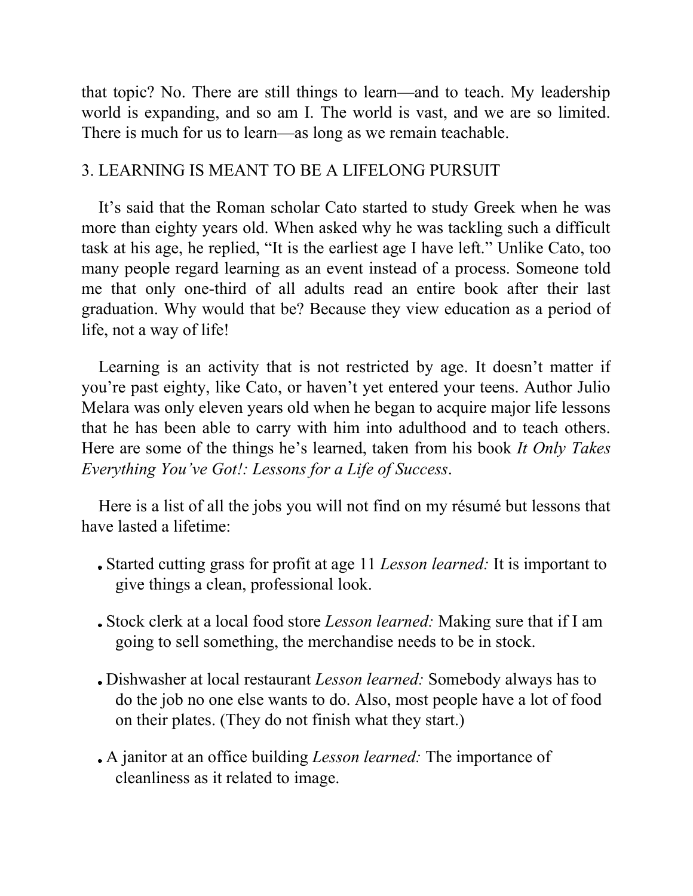that topic? No. There are still things to learn—and to teach. My leadership world is expanding, and so am I. The world is vast, and we are so limited. There is much for us to learn—as long as we remain teachable.

### 3. LEARNING IS MEANT TO BE A LIFELONG PURSUIT

It's said that the Roman scholar Cato started to study Greek when he was more than eighty years old. When asked why he was tackling such a difficult task at his age, he replied, "It is the earliest age I have left." Unlike Cato, too many people regard learning as an event instead of a process. Someone told me that only one-third of all adults read an entire book after their last graduation. Why would that be? Because they view education as a period of life, not a way of life!

Learning is an activity that is not restricted by age. It doesn't matter if you're past eighty, like Cato, or haven't yet entered your teens. Author Julio Melara was only eleven years old when he began to acquire major life lessons that he has been able to carry with him into adulthood and to teach others. Here are some of the things he's learned, taken from his book *It Only Takes Everything You've Got!: Lessons for a Life of Success*.

Here is a list of all the jobs you will not find on my résumé but lessons that have lasted a lifetime:

- Started cutting grass for profit at age 11 *Lesson learned:* It is important to give things a clean, professional look.
- Stock clerk at a local food store *Lesson learned:* Making sure that if I am going to sell something, the merchandise needs to be in stock.
- Dishwasher at local restaurant *Lesson learned:* Somebody always has to do the job no one else wants to do. Also, most people have a lot of food on their plates. (They do not finish what they start.)
- A janitor at an office building *Lesson learned:* The importance of cleanliness as it related to image.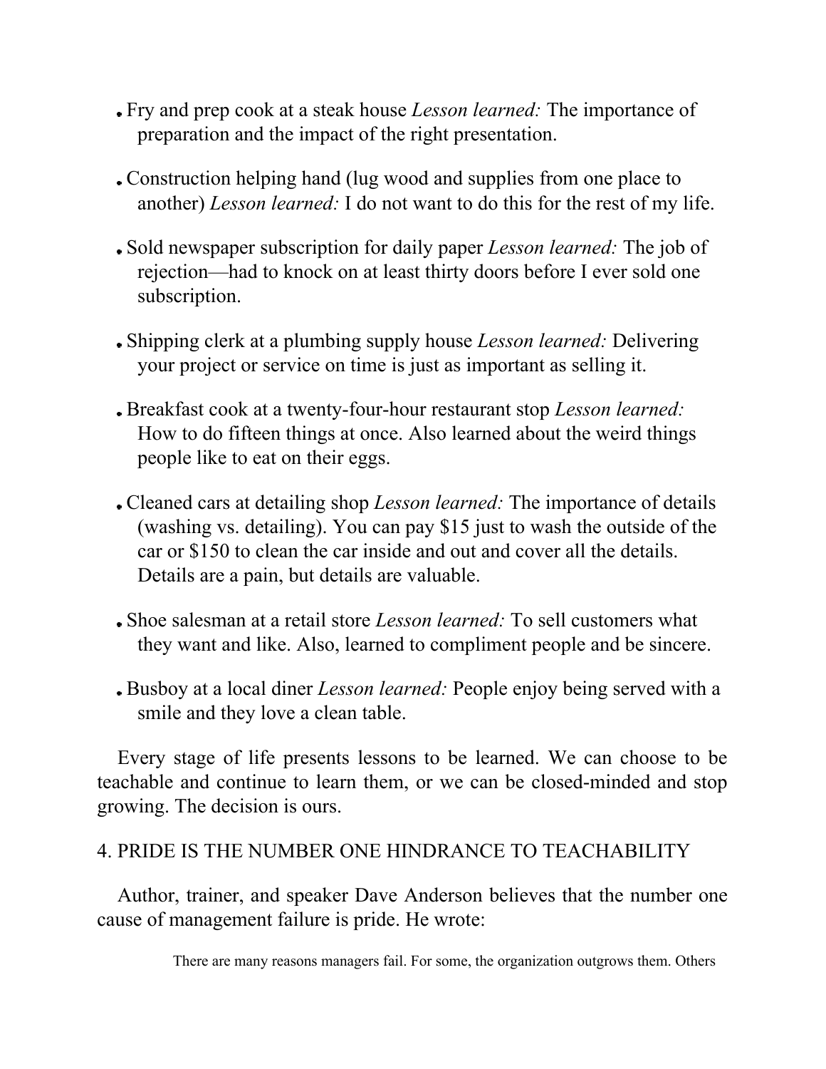- Fry and prep cook at a steak house *Lesson learned:* The importance of preparation and the impact of the right presentation.
- Construction helping hand (lug wood and supplies from one place to another) *Lesson learned:* I do not want to do this for the rest of my life.
- Sold newspaper subscription for daily paper *Lesson learned:* The job of rejection—had to knock on at least thirty doors before I ever sold one subscription.
- Shipping clerk at a plumbing supply house *Lesson learned:* Delivering your project or service on time is just as important as selling it.
- Breakfast cook at a twenty-four-hour restaurant stop *Lesson learned:* How to do fifteen things at once. Also learned about the weird things people like to eat on their eggs.
- Cleaned cars at detailing shop *Lesson learned:* The importance of details (washing vs. detailing). You can pay $15 just to wash the outside of the car or $150 to clean the car inside and out and cover all the details. Details are a pain, but details are valuable.
- Shoe salesman at a retail store *Lesson learned:* To sell customers what they want and like. Also, learned to compliment people and be sincere.
- Busboy at a local diner *Lesson learned:* People enjoy being served with a smile and they love a clean table.

Every stage of life presents lessons to be learned. We can choose to be teachable and continue to learn them, or we can be closed-minded and stop growing. The decision is ours.

## 4. PRIDE IS THE NUMBER ONE HINDRANCE TO TEACHABILITY

Author, trainer, and speaker Dave Anderson believes that the number one cause of management failure is pride. He wrote:

> There are many reasons managers fail. For some, the organization outgrows them. Others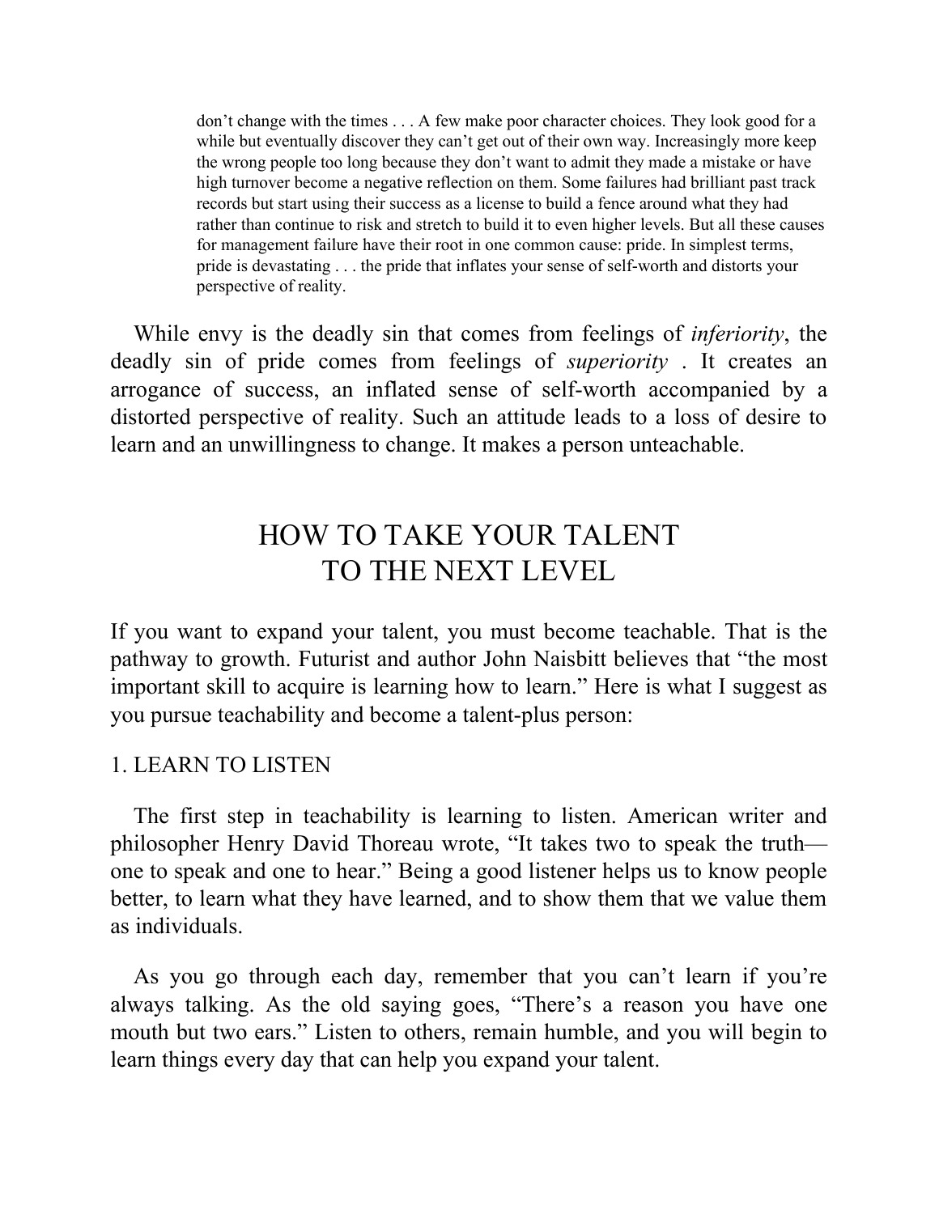> don't change with the times . . . A few make poor character choices. They look good for a while but eventually discover they can't get out of their own way. Increasingly more keep the wrong people too long because they don't want to admit they made a mistake or have high turnover become a negative reflection on them. Some failures had brilliant past track records but start using their success as a license to build a fence around what they had rather than continue to risk and stretch to build it to even higher levels. But all these causes for management failure have their root in one common cause: pride. In simplest terms, pride is devastating . . . the pride that inflates your sense of self-worth and distorts your perspective of reality.

While envy is the deadly sin that comes from feelings of *inferiority*, the deadly sin of pride comes from feelings of *superiority* . It creates an arrogance of success, an inflated sense of self-worth accompanied by a distorted perspective of reality. Such an attitude leads to a loss of desire to learn and an unwillingness to change. It makes a person unteachable.

## HOW TO TAKE YOUR TALENT TO THE NEXT LEVEL

If you want to expand your talent, you must become teachable. That is the pathway to growth. Futurist and author John Naisbitt believes that "the most important skill to acquire is learning how to learn." Here is what I suggest as you pursue teachability and become a talent-plus person:

### 1. LEARN TO LISTEN

The first step in teachability is learning to listen. American writer and philosopher Henry David Thoreau wrote, "It takes two to speak the truth—one to speak and one to hear." Being a good listener helps us to know people better, to learn what they have learned, and to show them that we value them as individuals.

As you go through each day, remember that you can't learn if you're always talking. As the old saying goes, "There's a reason you have one mouth but two ears." Listen to others, remain humble, and you will begin to learn things every day that can help you expand your talent.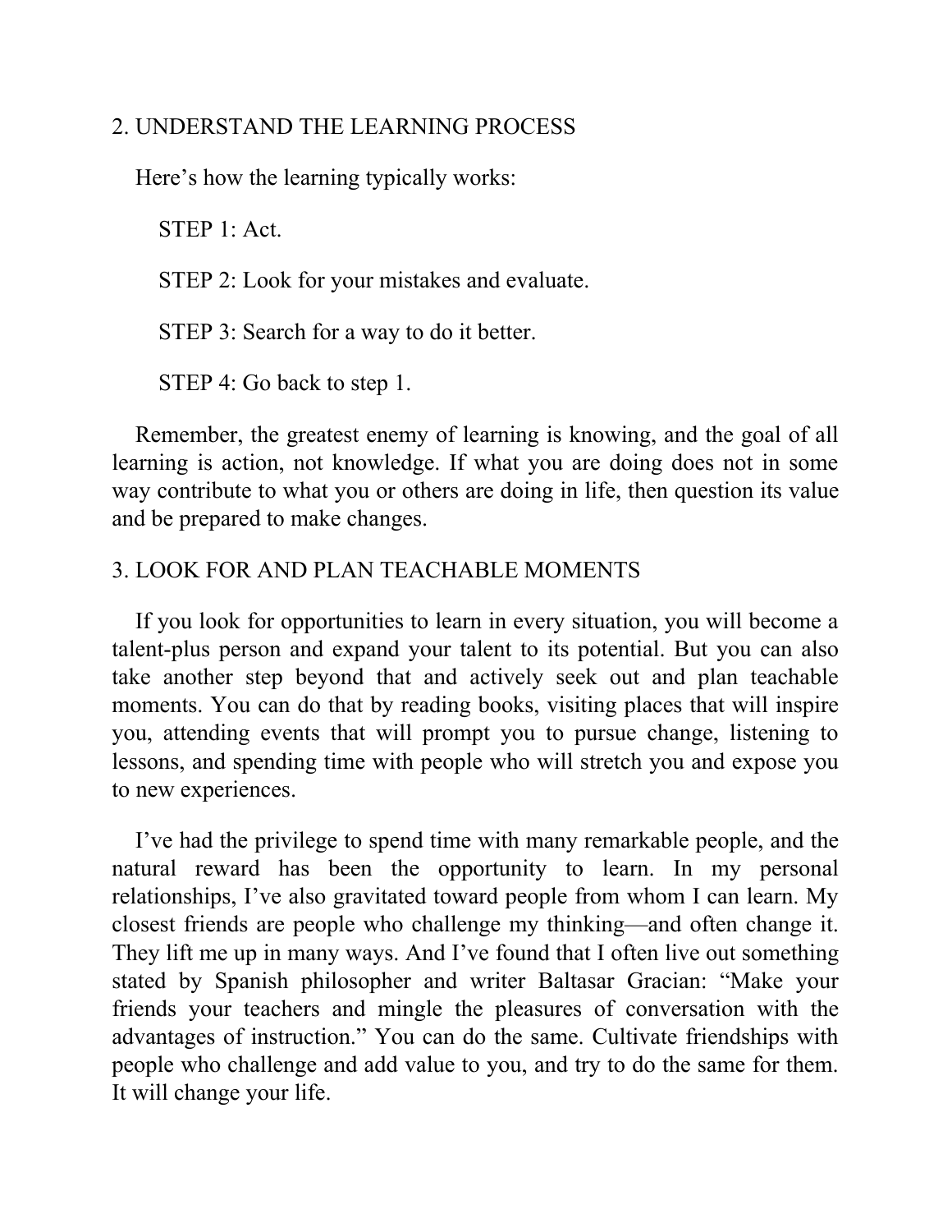## 2. UNDERSTAND THE LEARNING PROCESS

Here's how the learning typically works:

STEP 1: Act.

STEP 2: Look for your mistakes and evaluate.

STEP 3: Search for a way to do it better.

STEP 4: Go back to step 1.

Remember, the greatest enemy of learning is knowing, and the goal of all learning is action, not knowledge. If what you are doing does not in some way contribute to what you or others are doing in life, then question its value and be prepared to make changes.

## 3. LOOK FOR AND PLAN TEACHABLE MOMENTS

If you look for opportunities to learn in every situation, you will become a talent-plus person and expand your talent to its potential. But you can also take another step beyond that and actively seek out and plan teachable moments. You can do that by reading books, visiting places that will inspire you, attending events that will prompt you to pursue change, listening to lessons, and spending time with people who will stretch you and expose you to new experiences.

I've had the privilege to spend time with many remarkable people, and the natural reward has been the opportunity to learn. In my personal relationships, I've also gravitated toward people from whom I can learn. My closest friends are people who challenge my thinking—and often change it. They lift me up in many ways. And I've found that I often live out something stated by Spanish philosopher and writer Baltasar Gracian: "Make your friends your teachers and mingle the pleasures of conversation with the advantages of instruction." You can do the same. Cultivate friendships with people who challenge and add value to you, and try to do the same for them. It will change your life.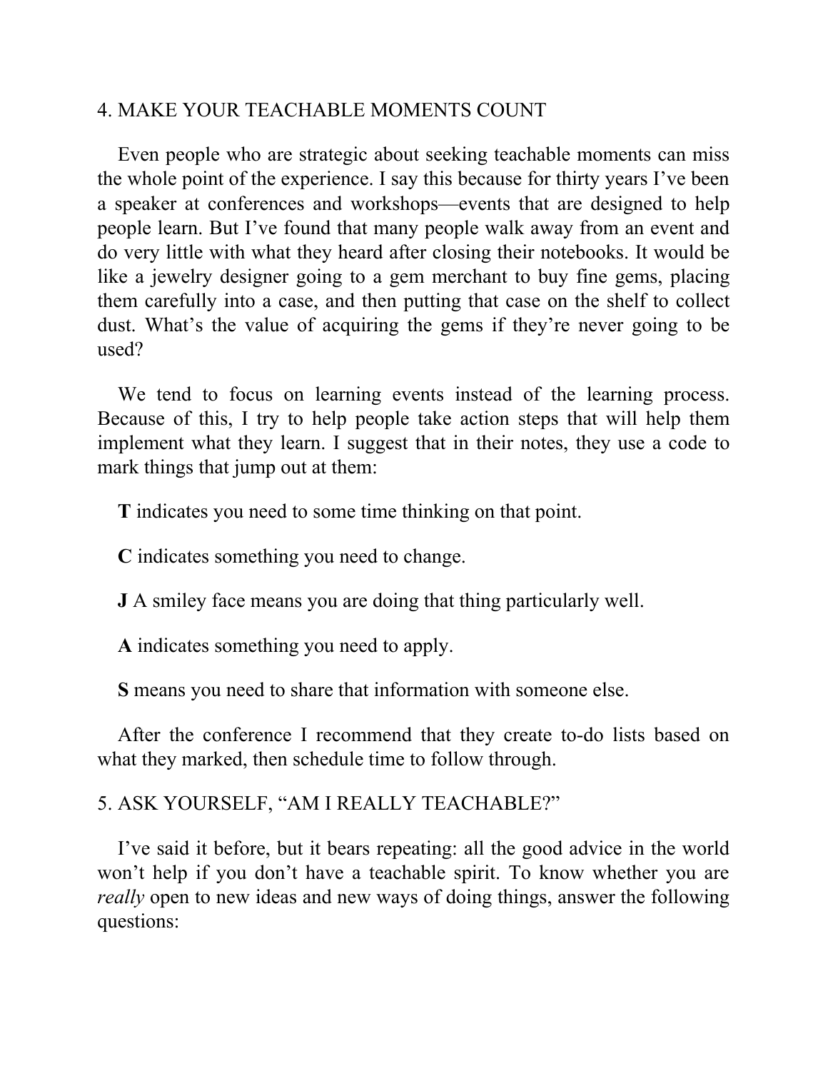## 4. MAKE YOUR TEACHABLE MOMENTS COUNT

Even people who are strategic about seeking teachable moments can miss the whole point of the experience. I say this because for thirty years I've been a speaker at conferences and workshops—events that are designed to help people learn. But I've found that many people walk away from an event and do very little with what they heard after closing their notebooks. It would be like a jewelry designer going to a gem merchant to buy fine gems, placing them carefully into a case, and then putting that case on the shelf to collect dust. What's the value of acquiring the gems if they're never going to be used?

We tend to focus on learning events instead of the learning process. Because of this, I try to help people take action steps that will help them implement what they learn. I suggest that in their notes, they use a code to mark things that jump out at them:

**T** indicates you need to some time thinking on that point.

**C** indicates something you need to change.

**J** A smiley face means you are doing that thing particularly well.

**A** indicates something you need to apply.

**S** means you need to share that information with someone else.

After the conference I recommend that they create to-do lists based on what they marked, then schedule time to follow through.

## 5. ASK YOURSELF, "AM I REALLY TEACHABLE?"

I've said it before, but it bears repeating: all the good advice in the world won't help if you don't have a teachable spirit. To know whether you are *really* open to new ideas and new ways of doing things, answer the following questions: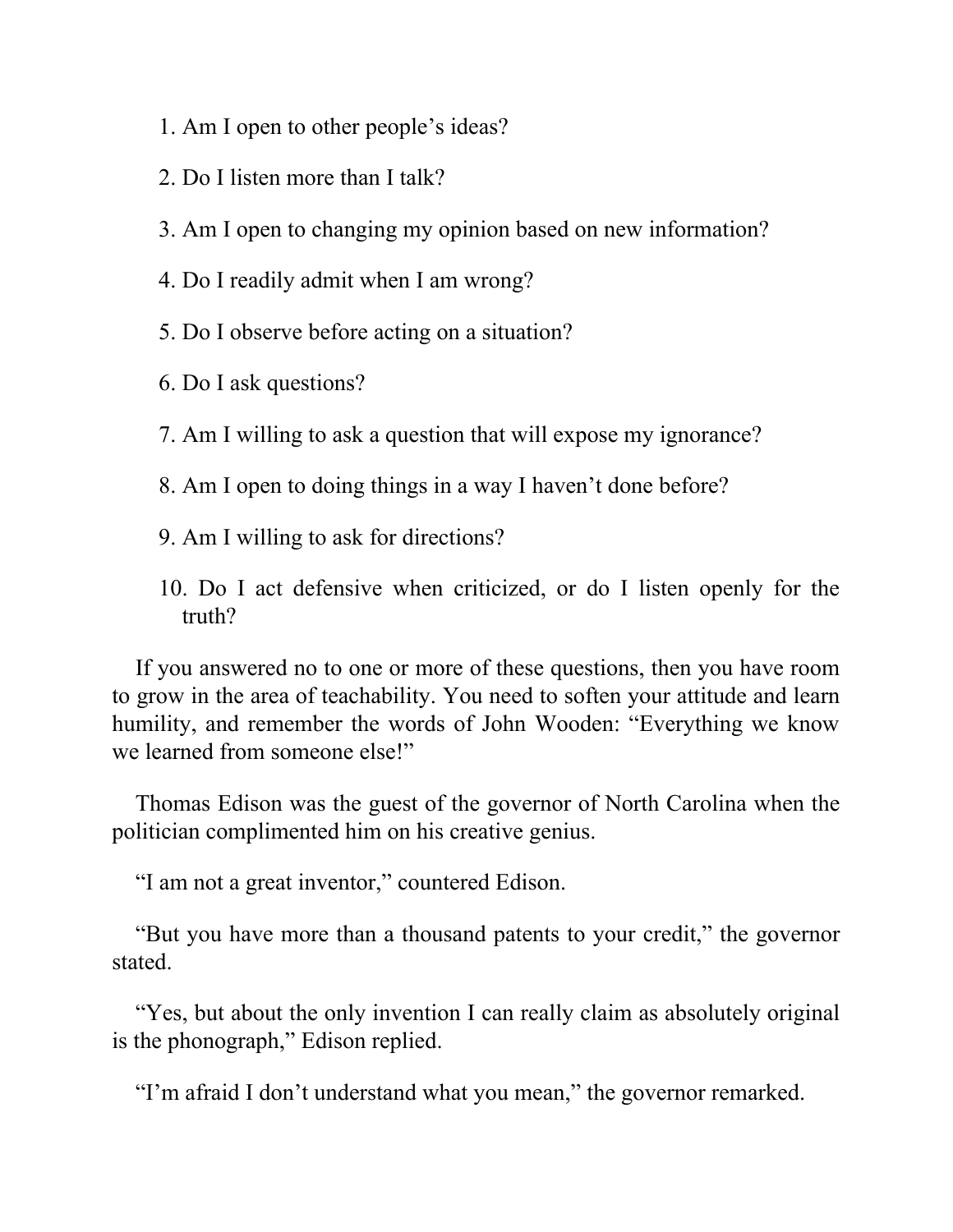1. Am I open to other people's ideas?
2. Do I listen more than I talk?
3. Am I open to changing my opinion based on new information?
4. Do I readily admit when I am wrong?
5. Do I observe before acting on a situation?
6. Do I ask questions?
7. Am I willing to ask a question that will expose my ignorance?
8. Am I open to doing things in a way I haven't done before?
9. Am I willing to ask for directions?
10. Do I act defensive when criticized, or do I listen openly for the truth?

If you answered no to one or more of these questions, then you have room to grow in the area of teachability. You need to soften your attitude and learn humility, and remember the words of John Wooden: "Everything we know we learned from someone else!"

Thomas Edison was the guest of the governor of North Carolina when the politician complimented him on his creative genius.

"I am not a great inventor," countered Edison.

"But you have more than a thousand patents to your credit," the governor stated.

"Yes, but about the only invention I can really claim as absolutely original is the phonograph," Edison replied.

"I'm afraid I don't understand what you mean," the governor remarked.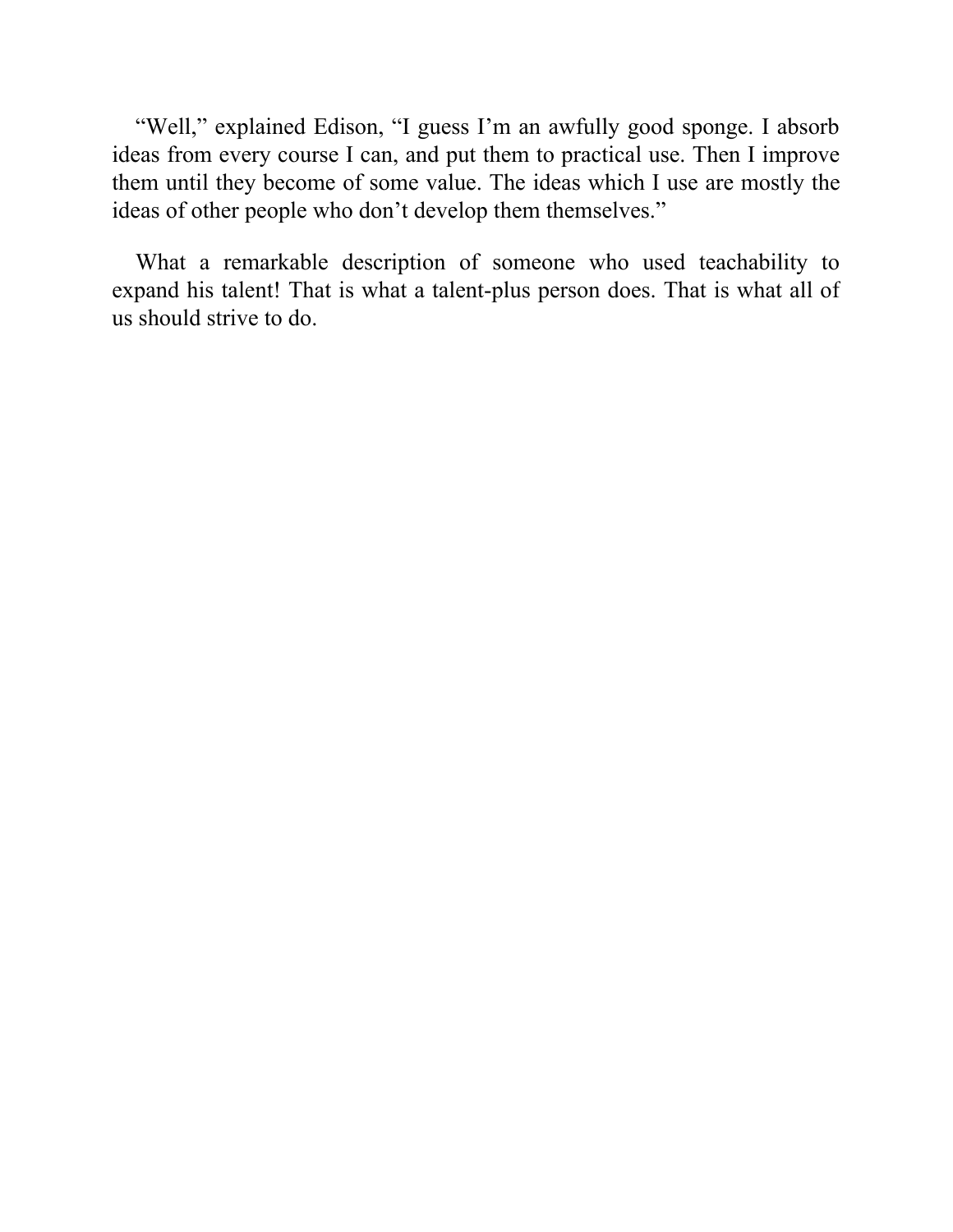"Well," explained Edison, "I guess I'm an awfully good sponge. I absorb ideas from every course I can, and put them to practical use. Then I improve them until they become of some value. The ideas which I use are mostly the ideas of other people who don't develop them themselves."

What a remarkable description of someone who used teachability to expand his talent! That is what a talent-plus person does. That is what all of us should strive to do.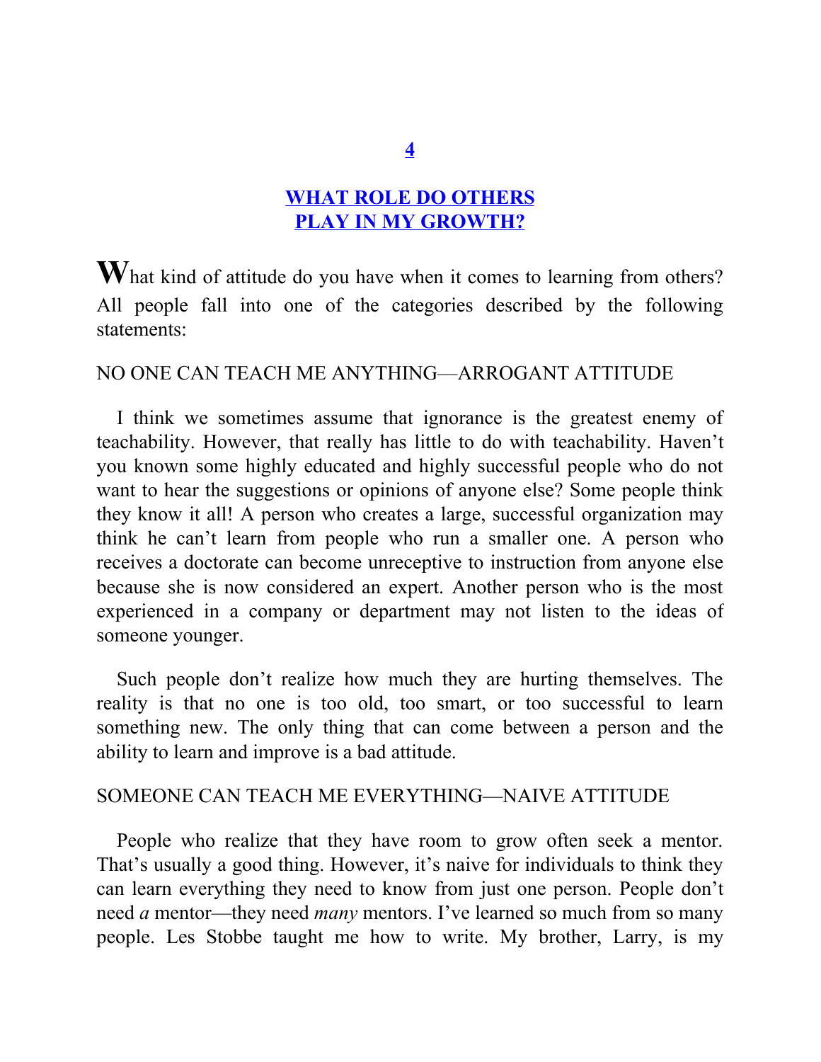# 4

# WHAT ROLE DO OTHERS PLAY IN MY GROWTH?

What kind of attitude do you have when it comes to learning from others? All people fall into one of the categories described by the following statements:

## NO ONE CAN TEACH ME ANYTHING—ARROGANT ATTITUDE

I think we sometimes assume that ignorance is the greatest enemy of teachability. However, that really has little to do with teachability. Haven't you known some highly educated and highly successful people who do not want to hear the suggestions or opinions of anyone else? Some people think they know it all! A person who creates a large, successful organization may think he can't learn from people who run a smaller one. A person who receives a doctorate can become unreceptive to instruction from anyone else because she is now considered an expert. Another person who is the most experienced in a company or department may not listen to the ideas of someone younger.

Such people don't realize how much they are hurting themselves. The reality is that no one is too old, too smart, or too successful to learn something new. The only thing that can come between a person and the ability to learn and improve is a bad attitude.

## SOMEONE CAN TEACH ME EVERYTHING—NAIVE ATTITUDE

People who realize that they have room to grow often seek a mentor. That's usually a good thing. However, it's naive for individuals to think they can learn everything they need to know from just one person. People don't need *a* mentor—they need *many* mentors. I've learned so much from so many people. Les Stobbe taught me how to write. My brother, Larry, is my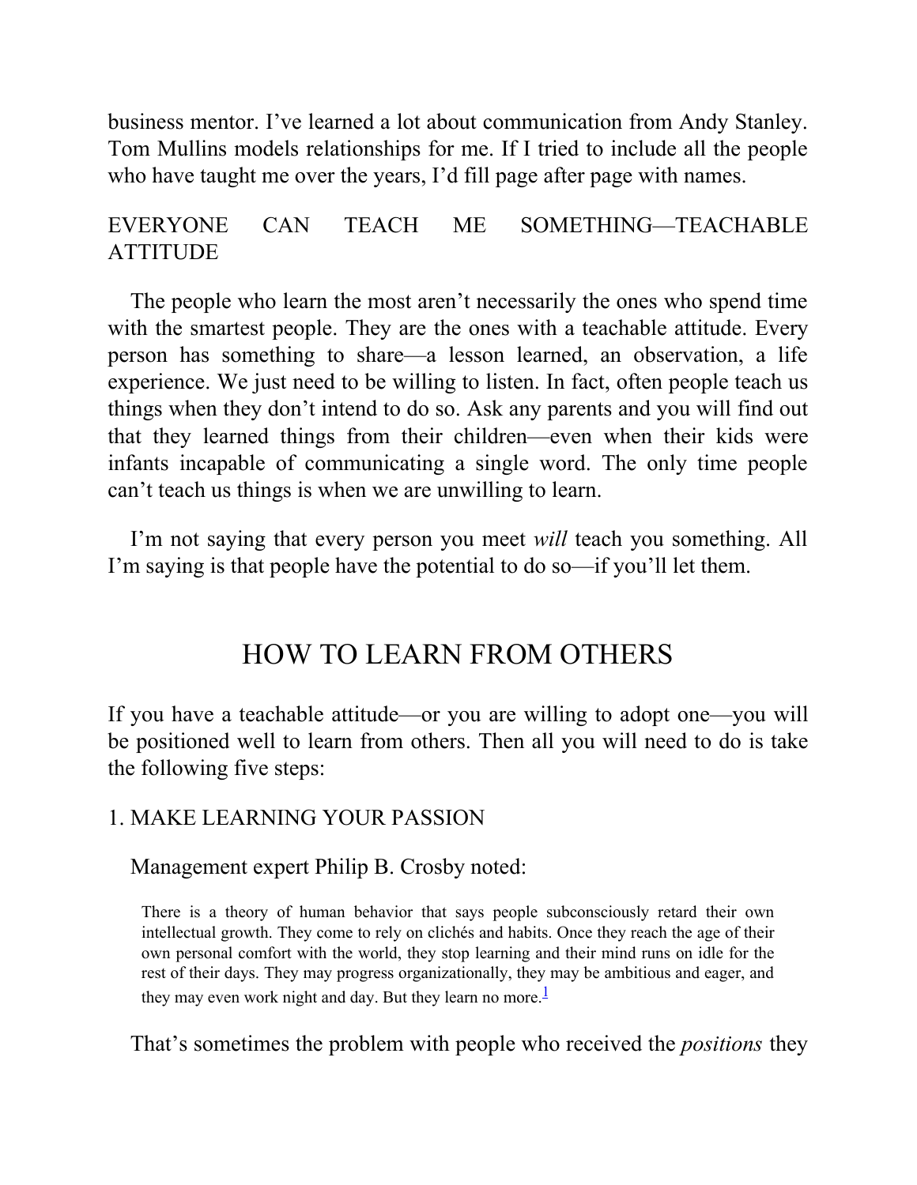business mentor. I've learned a lot about communication from Andy Stanley. Tom Mullins models relationships for me. If I tried to include all the people who have taught me over the years, I'd fill page after page with names.

### EVERYONE CAN TEACH ME SOMETHING—TEACHABLE ATTITUDE

The people who learn the most aren't necessarily the ones who spend time with the smartest people. They are the ones with a teachable attitude. Every person has something to share—a lesson learned, an observation, a life experience. We just need to be willing to listen. In fact, often people teach us things when they don't intend to do so. Ask any parents and you will find out that they learned things from their children—even when their kids were infants incapable of communicating a single word. The only time people can't teach us things is when we are unwilling to learn.

I'm not saying that every person you meet *will* teach you something. All I'm saying is that people have the potential to do so—if you'll let them.

## HOW TO LEARN FROM OTHERS

If you have a teachable attitude—or you are willing to adopt one—you will be positioned well to learn from others. Then all you will need to do is take the following five steps:

### 1. MAKE LEARNING YOUR PASSION

Management expert Philip B. Crosby noted:

> There is a theory of human behavior that says people subconsciously retard their own intellectual growth. They come to rely on clichés and habits. Once they reach the age of their own personal comfort with the world, they stop learning and their mind runs on idle for the rest of their days. They may progress organizationally, they may be ambitious and eager, and they may even work night and day. But they learn no more.[1]

That's sometimes the problem with people who received the *positions* they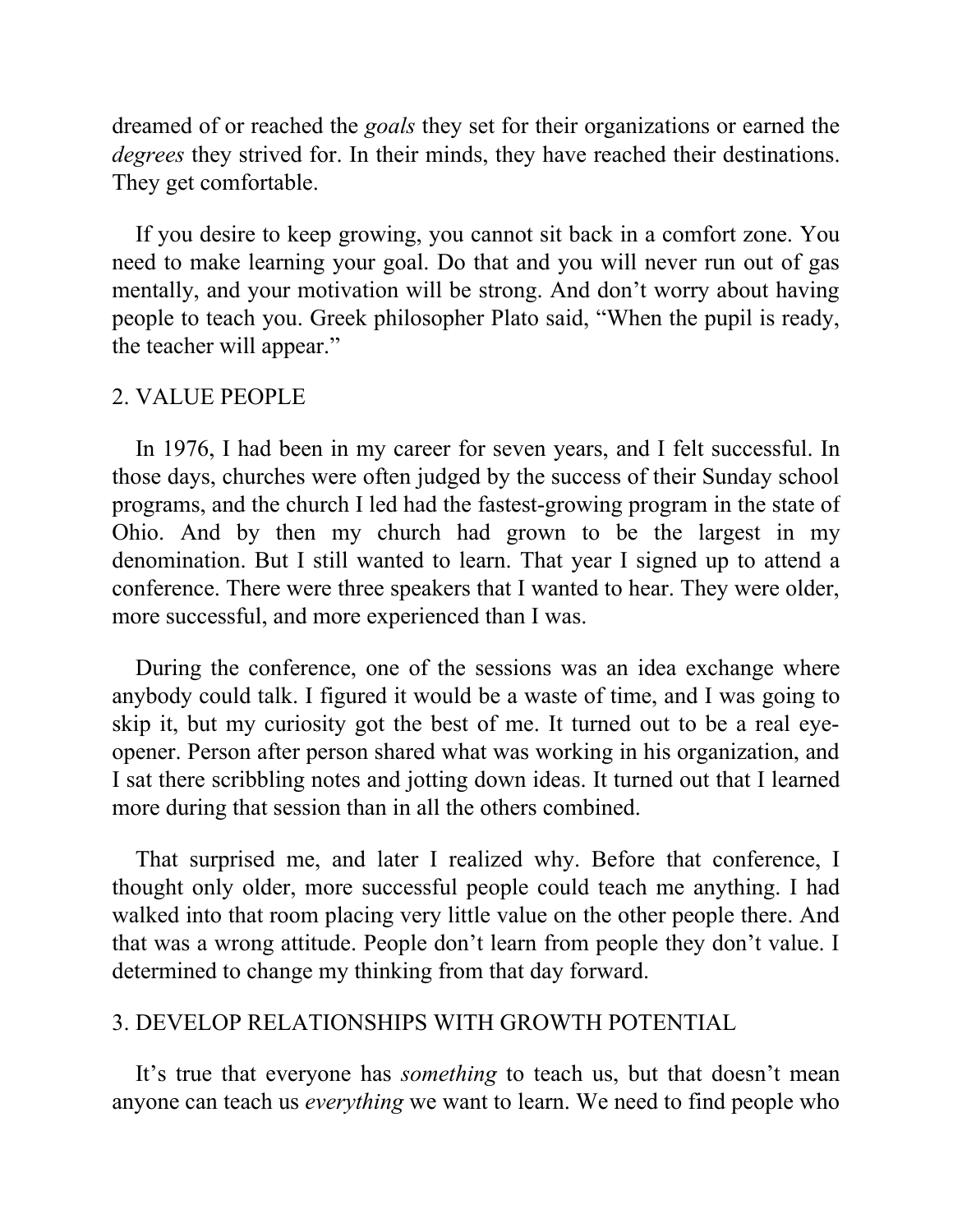dreamed of or reached the *goals* they set for their organizations or earned the *degrees* they strived for. In their minds, they have reached their destinations. They get comfortable.

If you desire to keep growing, you cannot sit back in a comfort zone. You need to make learning your goal. Do that and you will never run out of gas mentally, and your motivation will be strong. And don't worry about having people to teach you. Greek philosopher Plato said, "When the pupil is ready, the teacher will appear."

## 2. VALUE PEOPLE

In 1976, I had been in my career for seven years, and I felt successful. In those days, churches were often judged by the success of their Sunday school programs, and the church I led had the fastest-growing program in the state of Ohio. And by then my church had grown to be the largest in my denomination. But I still wanted to learn. That year I signed up to attend a conference. There were three speakers that I wanted to hear. They were older, more successful, and more experienced than I was.

During the conference, one of the sessions was an idea exchange where anybody could talk. I figured it would be a waste of time, and I was going to skip it, but my curiosity got the best of me. It turned out to be a real eye-opener. Person after person shared what was working in his organization, and I sat there scribbling notes and jotting down ideas. It turned out that I learned more during that session than in all the others combined.

That surprised me, and later I realized why. Before that conference, I thought only older, more successful people could teach me anything. I had walked into that room placing very little value on the other people there. And that was a wrong attitude. People don't learn from people they don't value. I determined to change my thinking from that day forward.

## 3. DEVELOP RELATIONSHIPS WITH GROWTH POTENTIAL

It's true that everyone has *something* to teach us, but that doesn't mean anyone can teach us *everything* we want to learn. We need to find people who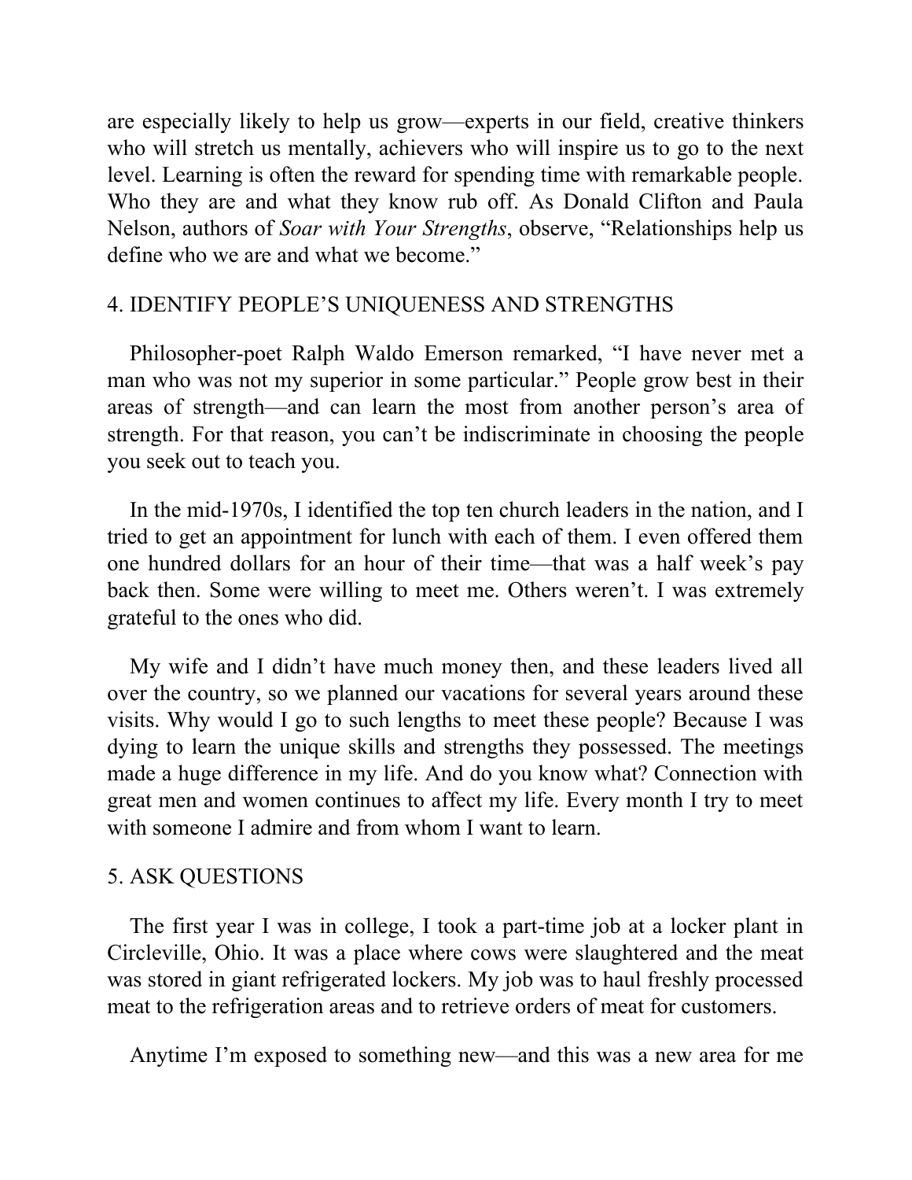are especially likely to help us grow—experts in our field, creative thinkers who will stretch us mentally, achievers who will inspire us to go to the next level. Learning is often the reward for spending time with remarkable people. Who they are and what they know rub off. As Donald Clifton and Paula Nelson, authors of *Soar with Your Strengths*, observe, "Relationships help us define who we are and what we become."

## 4. IDENTIFY PEOPLE'S UNIQUENESS AND STRENGTHS

Philosopher-poet Ralph Waldo Emerson remarked, "I have never met a man who was not my superior in some particular." People grow best in their areas of strength—and can learn the most from another person's area of strength. For that reason, you can't be indiscriminate in choosing the people you seek out to teach you.

In the mid-1970s, I identified the top ten church leaders in the nation, and I tried to get an appointment for lunch with each of them. I even offered them one hundred dollars for an hour of their time—that was a half week's pay back then. Some were willing to meet me. Others weren't. I was extremely grateful to the ones who did.

My wife and I didn't have much money then, and these leaders lived all over the country, so we planned our vacations for several years around these visits. Why would I go to such lengths to meet these people? Because I was dying to learn the unique skills and strengths they possessed. The meetings made a huge difference in my life. And do you know what? Connection with great men and women continues to affect my life. Every month I try to meet with someone I admire and from whom I want to learn.

## 5. ASK QUESTIONS

The first year I was in college, I took a part-time job at a locker plant in Circleville, Ohio. It was a place where cows were slaughtered and the meat was stored in giant refrigerated lockers. My job was to haul freshly processed meat to the refrigeration areas and to retrieve orders of meat for customers.

Anytime I'm exposed to something new—and this was a new area for me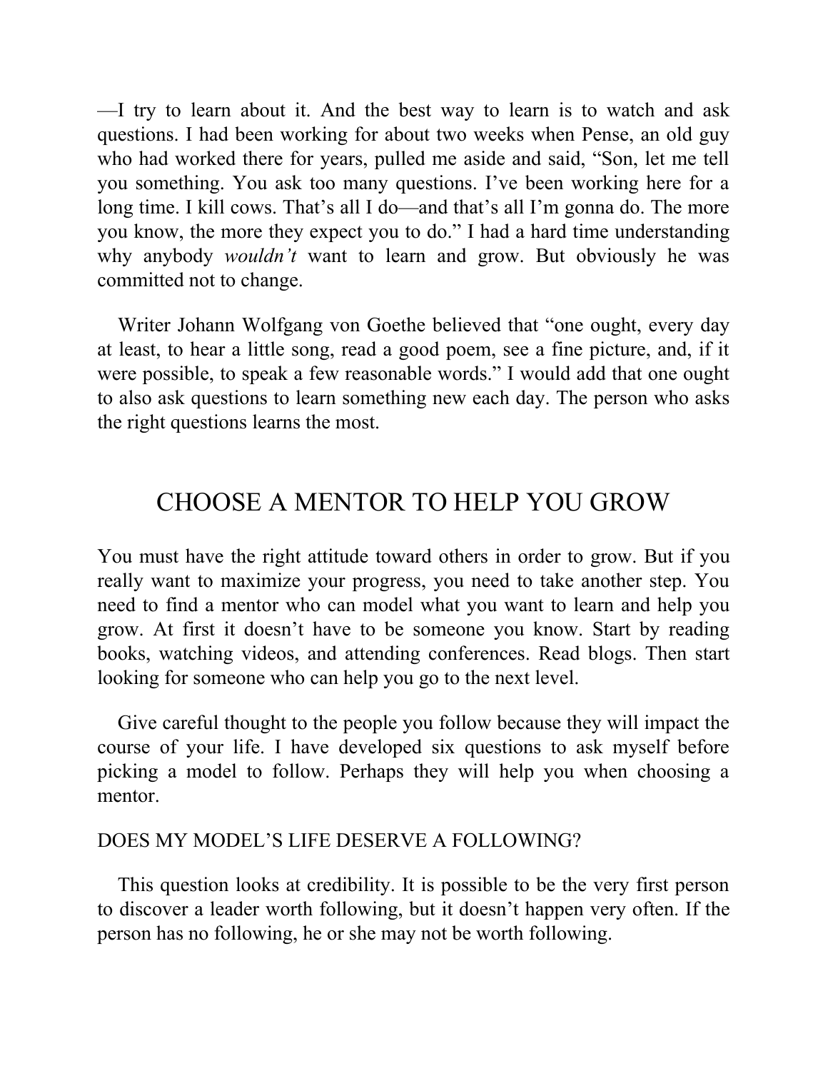—I try to learn about it. And the best way to learn is to watch and ask questions. I had been working for about two weeks when Pense, an old guy who had worked there for years, pulled me aside and said, "Son, let me tell you something. You ask too many questions. I've been working here for a long time. I kill cows. That's all I do—and that's all I'm gonna do. The more you know, the more they expect you to do." I had a hard time understanding why anybody *wouldn't* want to learn and grow. But obviously he was committed not to change.

Writer Johann Wolfgang von Goethe believed that "one ought, every day at least, to hear a little song, read a good poem, see a fine picture, and, if it were possible, to speak a few reasonable words." I would add that one ought to also ask questions to learn something new each day. The person who asks the right questions learns the most.

## CHOOSE A MENTOR TO HELP YOU GROW

You must have the right attitude toward others in order to grow. But if you really want to maximize your progress, you need to take another step. You need to find a mentor who can model what you want to learn and help you grow. At first it doesn't have to be someone you know. Start by reading books, watching videos, and attending conferences. Read blogs. Then start looking for someone who can help you go to the next level.

Give careful thought to the people you follow because they will impact the course of your life. I have developed six questions to ask myself before picking a model to follow. Perhaps they will help you when choosing a mentor.

### DOES MY MODEL'S LIFE DESERVE A FOLLOWING?

This question looks at credibility. It is possible to be the very first person to discover a leader worth following, but it doesn't happen very often. If the person has no following, he or she may not be worth following.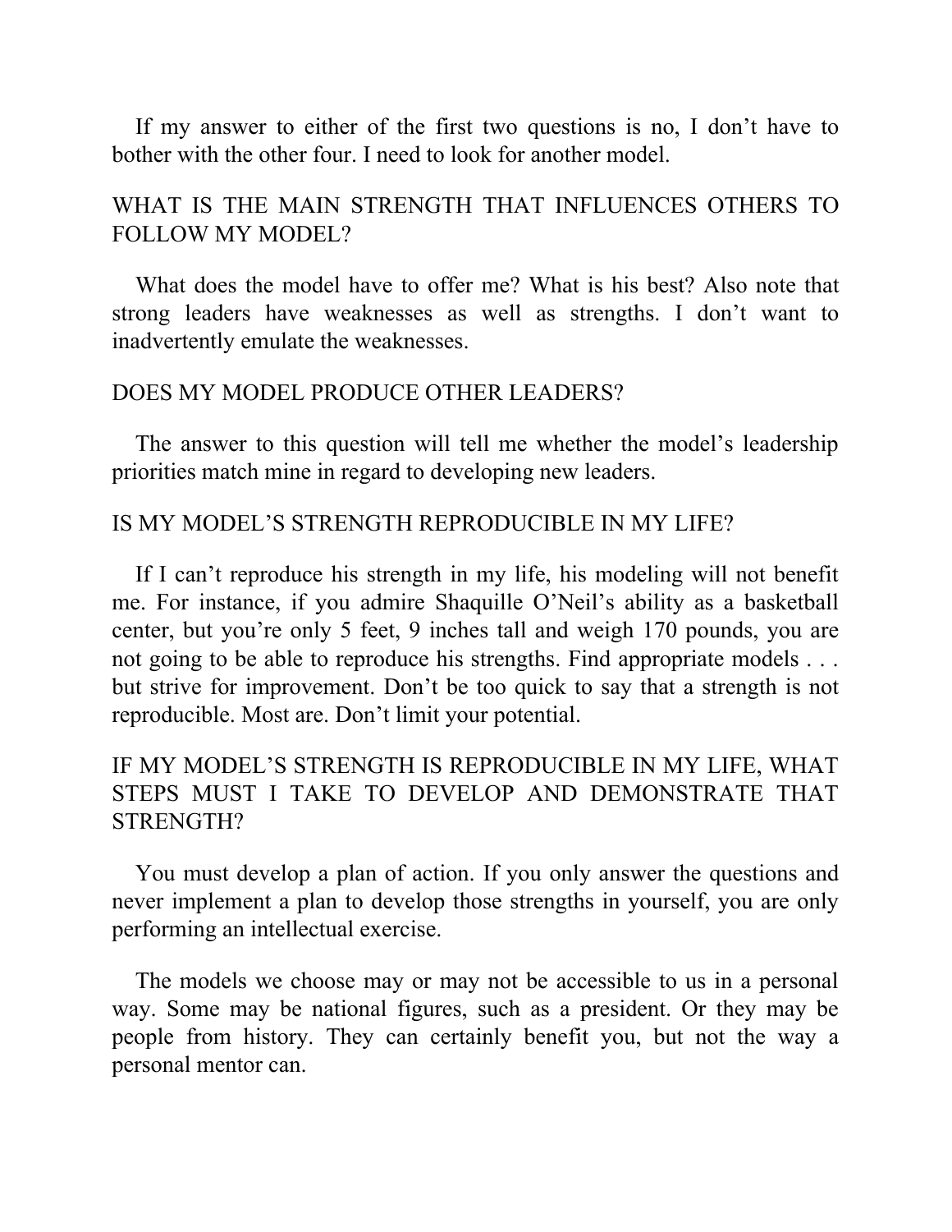If my answer to either of the first two questions is no, I don't have to bother with the other four. I need to look for another model.

### WHAT IS THE MAIN STRENGTH THAT INFLUENCES OTHERS TO FOLLOW MY MODEL?

What does the model have to offer me? What is his best? Also note that strong leaders have weaknesses as well as strengths. I don't want to inadvertently emulate the weaknesses.

### DOES MY MODEL PRODUCE OTHER LEADERS?

The answer to this question will tell me whether the model's leadership priorities match mine in regard to developing new leaders.

### IS MY MODEL'S STRENGTH REPRODUCIBLE IN MY LIFE?

If I can't reproduce his strength in my life, his modeling will not benefit me. For instance, if you admire Shaquille O'Neil's ability as a basketball center, but you're only 5 feet, 9 inches tall and weigh 170 pounds, you are not going to be able to reproduce his strengths. Find appropriate models . . . but strive for improvement. Don't be too quick to say that a strength is not reproducible. Most are. Don't limit your potential.

### IF MY MODEL'S STRENGTH IS REPRODUCIBLE IN MY LIFE, WHAT STEPS MUST I TAKE TO DEVELOP AND DEMONSTRATE THAT STRENGTH?

You must develop a plan of action. If you only answer the questions and never implement a plan to develop those strengths in yourself, you are only performing an intellectual exercise.

The models we choose may or may not be accessible to us in a personal way. Some may be national figures, such as a president. Or they may be people from history. They can certainly benefit you, but not the way a personal mentor can.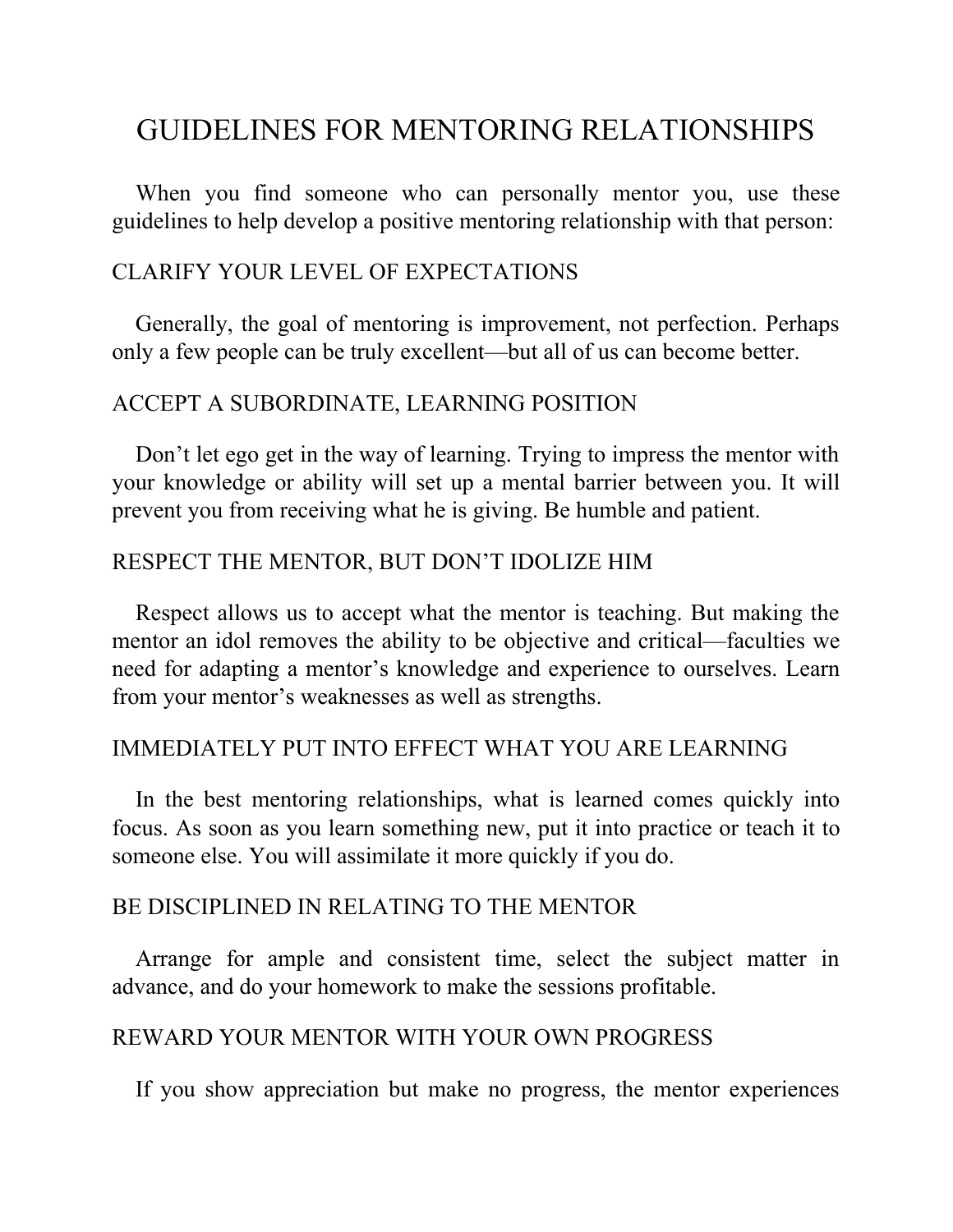# GUIDELINES FOR MENTORING RELATIONSHIPS

When you find someone who can personally mentor you, use these guidelines to help develop a positive mentoring relationship with that person:

## CLARIFY YOUR LEVEL OF EXPECTATIONS

Generally, the goal of mentoring is improvement, not perfection. Perhaps only a few people can be truly excellent—but all of us can become better.

## ACCEPT A SUBORDINATE, LEARNING POSITION

Don't let ego get in the way of learning. Trying to impress the mentor with your knowledge or ability will set up a mental barrier between you. It will prevent you from receiving what he is giving. Be humble and patient.

## RESPECT THE MENTOR, BUT DON'T IDOLIZE HIM

Respect allows us to accept what the mentor is teaching. But making the mentor an idol removes the ability to be objective and critical—faculties we need for adapting a mentor's knowledge and experience to ourselves. Learn from your mentor's weaknesses as well as strengths.

## IMMEDIATELY PUT INTO EFFECT WHAT YOU ARE LEARNING

In the best mentoring relationships, what is learned comes quickly into focus. As soon as you learn something new, put it into practice or teach it to someone else. You will assimilate it more quickly if you do.

## BE DISCIPLINED IN RELATING TO THE MENTOR

Arrange for ample and consistent time, select the subject matter in advance, and do your homework to make the sessions profitable.

## REWARD YOUR MENTOR WITH YOUR OWN PROGRESS

If you show appreciation but make no progress, the mentor experiences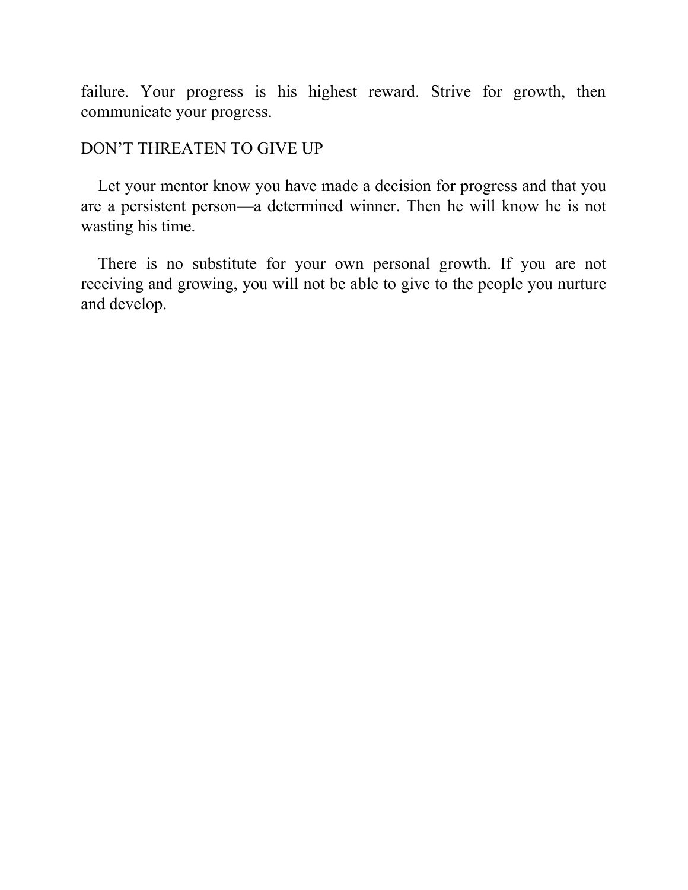failure. Your progress is his highest reward. Strive for growth, then communicate your progress.

## DON'T THREATEN TO GIVE UP

Let your mentor know you have made a decision for progress and that you are a persistent person—a determined winner. Then he will know he is not wasting his time.

There is no substitute for your own personal growth. If you are not receiving and growing, you will not be able to give to the people you nurture and develop.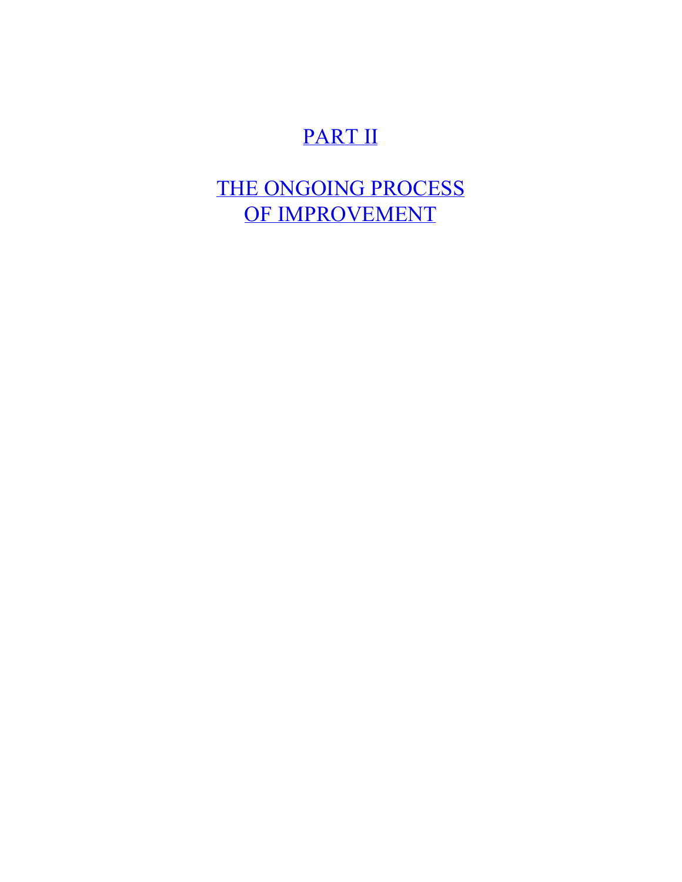# PART II

# THE ONGOING PROCESS OF IMPROVEMENT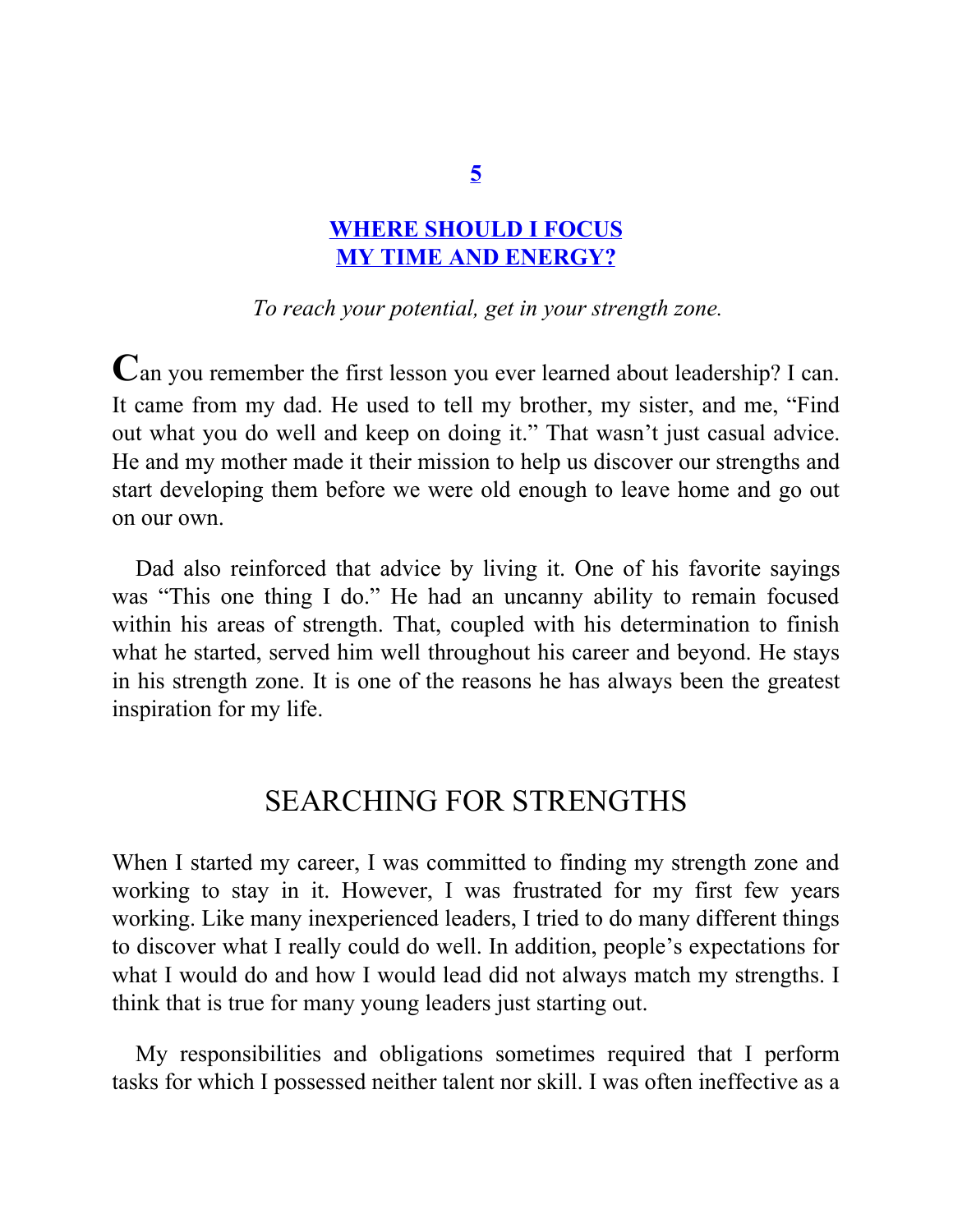# 5

# WHERE SHOULD I FOCUS MY TIME AND ENERGY?

*To reach your potential, get in your strength zone.*

Can you remember the first lesson you ever learned about leadership? I can. It came from my dad. He used to tell my brother, my sister, and me, "Find out what you do well and keep on doing it." That wasn't just casual advice. He and my mother made it their mission to help us discover our strengths and start developing them before we were old enough to leave home and go out on our own.

Dad also reinforced that advice by living it. One of his favorite sayings was "This one thing I do." He had an uncanny ability to remain focused within his areas of strength. That, coupled with his determination to finish what he started, served him well throughout his career and beyond. He stays in his strength zone. It is one of the reasons he has always been the greatest inspiration for my life.

## SEARCHING FOR STRENGTHS

When I started my career, I was committed to finding my strength zone and working to stay in it. However, I was frustrated for my first few years working. Like many inexperienced leaders, I tried to do many different things to discover what I really could do well. In addition, people's expectations for what I would do and how I would lead did not always match my strengths. I think that is true for many young leaders just starting out.

My responsibilities and obligations sometimes required that I perform tasks for which I possessed neither talent nor skill. I was often ineffective as a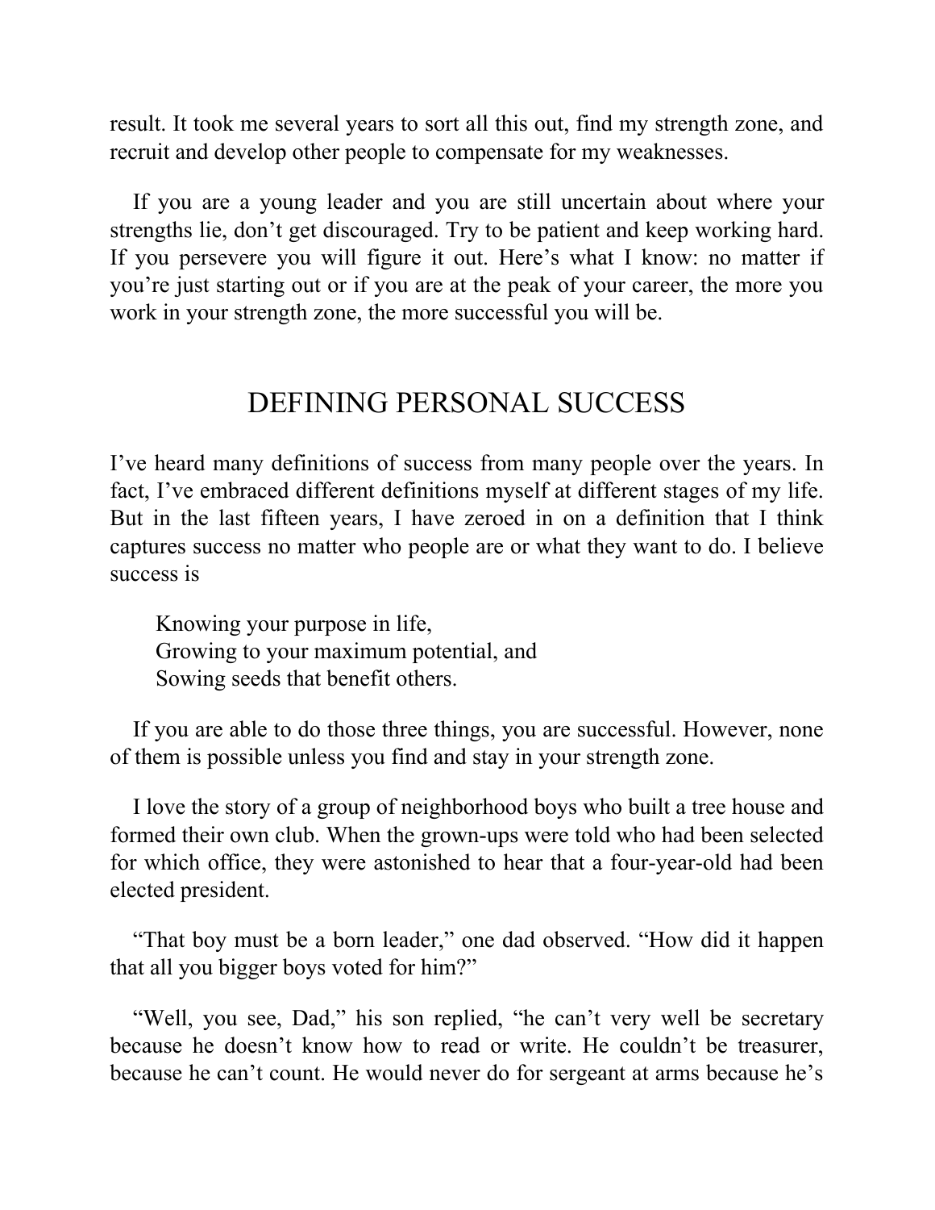result. It took me several years to sort all this out, find my strength zone, and recruit and develop other people to compensate for my weaknesses.

If you are a young leader and you are still uncertain about where your strengths lie, don't get discouraged. Try to be patient and keep working hard. If you persevere you will figure it out. Here's what I know: no matter if you're just starting out or if you are at the peak of your career, the more you work in your strength zone, the more successful you will be.

## DEFINING PERSONAL SUCCESS

I've heard many definitions of success from many people over the years. In fact, I've embraced different definitions myself at different stages of my life. But in the last fifteen years, I have zeroed in on a definition that I think captures success no matter who people are or what they want to do. I believe success is

> Knowing your purpose in life,
> Growing to your maximum potential, and
> Sowing seeds that benefit others.

If you are able to do those three things, you are successful. However, none of them is possible unless you find and stay in your strength zone.

I love the story of a group of neighborhood boys who built a tree house and formed their own club. When the grown-ups were told who had been selected for which office, they were astonished to hear that a four-year-old had been elected president.

"That boy must be a born leader," one dad observed. "How did it happen that all you bigger boys voted for him?"

"Well, you see, Dad," his son replied, "he can't very well be secretary because he doesn't know how to read or write. He couldn't be treasurer, because he can't count. He would never do for sergeant at arms because he's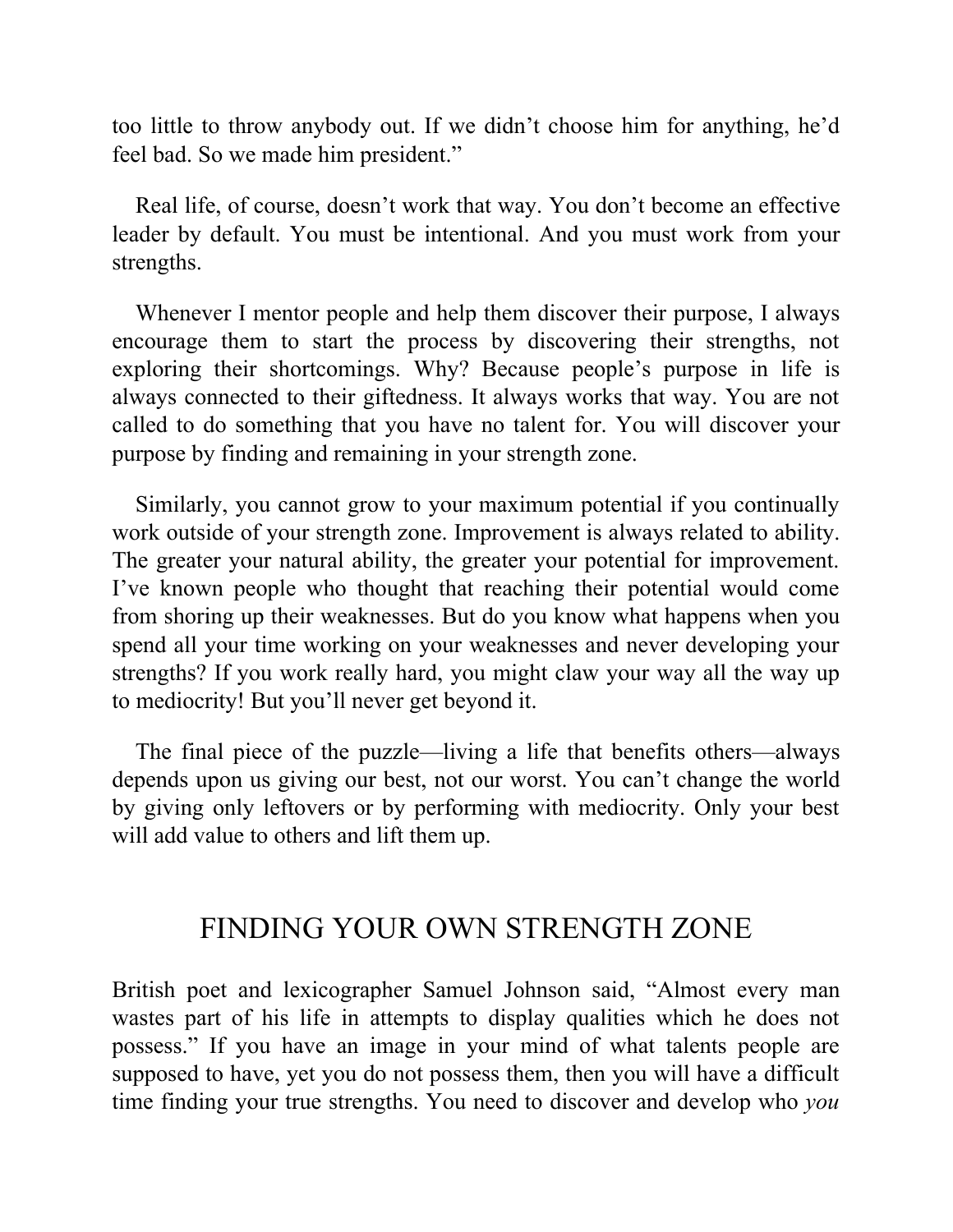too little to throw anybody out. If we didn't choose him for anything, he'd feel bad. So we made him president."

Real life, of course, doesn't work that way. You don't become an effective leader by default. You must be intentional. And you must work from your strengths.

Whenever I mentor people and help them discover their purpose, I always encourage them to start the process by discovering their strengths, not exploring their shortcomings. Why? Because people's purpose in life is always connected to their giftedness. It always works that way. You are not called to do something that you have no talent for. You will discover your purpose by finding and remaining in your strength zone.

Similarly, you cannot grow to your maximum potential if you continually work outside of your strength zone. Improvement is always related to ability. The greater your natural ability, the greater your potential for improvement. I've known people who thought that reaching their potential would come from shoring up their weaknesses. But do you know what happens when you spend all your time working on your weaknesses and never developing your strengths? If you work really hard, you might claw your way all the way up to mediocrity! But you'll never get beyond it.

The final piece of the puzzle—living a life that benefits others—always depends upon us giving our best, not our worst. You can't change the world by giving only leftovers or by performing with mediocrity. Only your best will add value to others and lift them up.

## FINDING YOUR OWN STRENGTH ZONE

British poet and lexicographer Samuel Johnson said, "Almost every man wastes part of his life in attempts to display qualities which he does not possess." If you have an image in your mind of what talents people are supposed to have, yet you do not possess them, then you will have a difficult time finding your true strengths. You need to discover and develop who *you*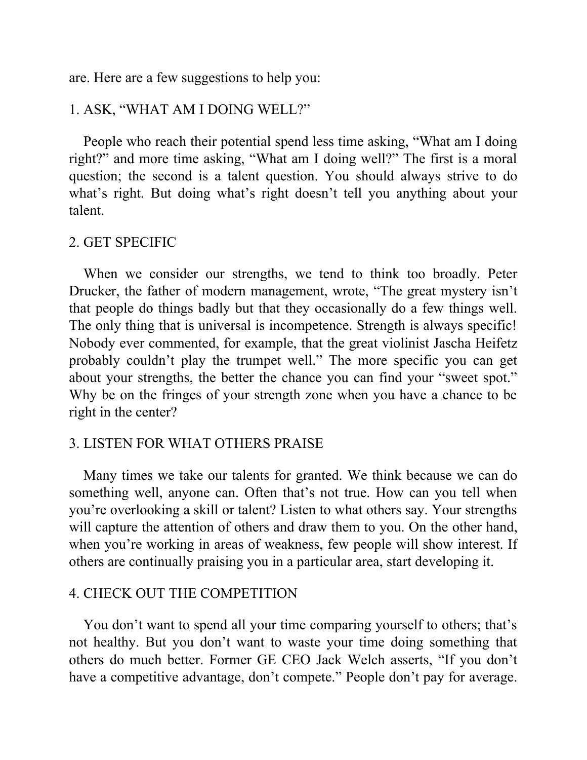are. Here are a few suggestions to help you:

### 1. ASK, "WHAT AM I DOING WELL?"

People who reach their potential spend less time asking, "What am I doing right?" and more time asking, "What am I doing well?" The first is a moral question; the second is a talent question. You should always strive to do what's right. But doing what's right doesn't tell you anything about your talent.

### 2. GET SPECIFIC

When we consider our strengths, we tend to think too broadly. Peter Drucker, the father of modern management, wrote, "The great mystery isn't that people do things badly but that they occasionally do a few things well. The only thing that is universal is incompetence. Strength is always specific! Nobody ever commented, for example, that the great violinist Jascha Heifetz probably couldn't play the trumpet well." The more specific you can get about your strengths, the better the chance you can find your "sweet spot." Why be on the fringes of your strength zone when you have a chance to be right in the center?

### 3. LISTEN FOR WHAT OTHERS PRAISE

Many times we take our talents for granted. We think because we can do something well, anyone can. Often that's not true. How can you tell when you're overlooking a skill or talent? Listen to what others say. Your strengths will capture the attention of others and draw them to you. On the other hand, when you're working in areas of weakness, few people will show interest. If others are continually praising you in a particular area, start developing it.

### 4. CHECK OUT THE COMPETITION

You don't want to spend all your time comparing yourself to others; that's not healthy. But you don't want to waste your time doing something that others do much better. Former GE CEO Jack Welch asserts, "If you don't have a competitive advantage, don't compete." People don't pay for average.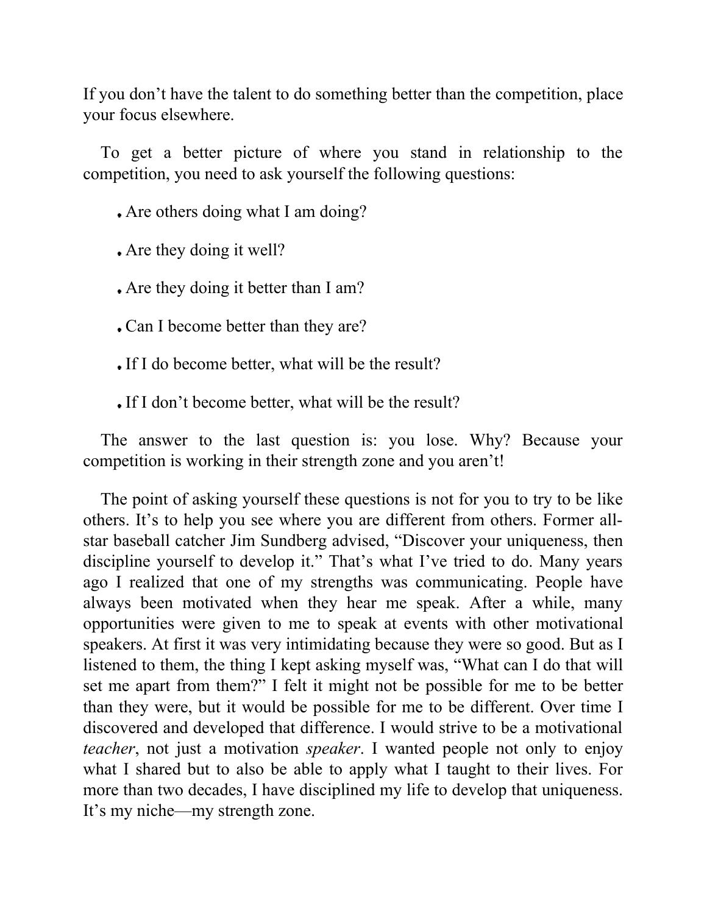If you don't have the talent to do something better than the competition, place your focus elsewhere.

To get a better picture of where you stand in relationship to the competition, you need to ask yourself the following questions:

- Are others doing what I am doing?
- Are they doing it well?
- Are they doing it better than I am?
- Can I become better than they are?
- If I do become better, what will be the result?
- If I don't become better, what will be the result?

The answer to the last question is: you lose. Why? Because your competition is working in their strength zone and you aren't!

The point of asking yourself these questions is not for you to try to be like others. It's to help you see where you are different from others. Former all-star baseball catcher Jim Sundberg advised, "Discover your uniqueness, then discipline yourself to develop it." That's what I've tried to do. Many years ago I realized that one of my strengths was communicating. People have always been motivated when they hear me speak. After a while, many opportunities were given to me to speak at events with other motivational speakers. At first it was very intimidating because they were so good. But as I listened to them, the thing I kept asking myself was, "What can I do that will set me apart from them?" I felt it might not be possible for me to be better than they were, but it would be possible for me to be different. Over time I discovered and developed that difference. I would strive to be a motivational *teacher*, not just a motivation *speaker*. I wanted people not only to enjoy what I shared but to also be able to apply what I taught to their lives. For more than two decades, I have disciplined my life to develop that uniqueness. It's my niche—my strength zone.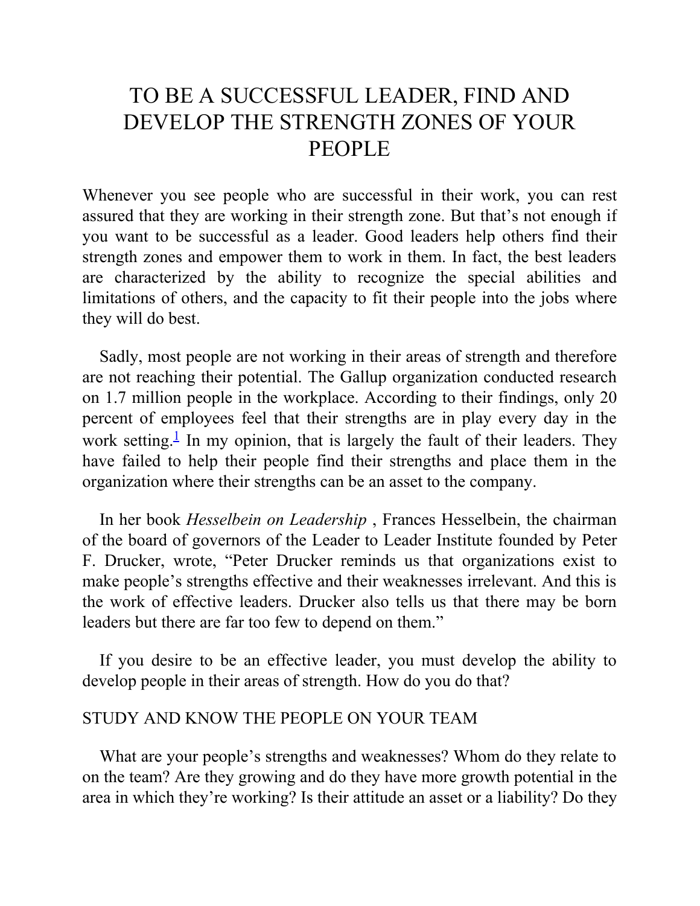# TO BE A SUCCESSFUL LEADER, FIND AND DEVELOP THE STRENGTH ZONES OF YOUR PEOPLE

Whenever you see people who are successful in their work, you can rest assured that they are working in their strength zone. But that's not enough if you want to be successful as a leader. Good leaders help others find their strength zones and empower them to work in them. In fact, the best leaders are characterized by the ability to recognize the special abilities and limitations of others, and the capacity to fit their people into the jobs where they will do best.

Sadly, most people are not working in their areas of strength and therefore are not reaching their potential. The Gallup organization conducted research on 1.7 million people in the workplace. According to their findings, only 20 percent of employees feel that their strengths are in play every day in the work setting.[1] In my opinion, that is largely the fault of their leaders. They have failed to help their people find their strengths and place them in the organization where their strengths can be an asset to the company.

In her book *Hesselbein on Leadership* , Frances Hesselbein, the chairman of the board of governors of the Leader to Leader Institute founded by Peter F. Drucker, wrote, "Peter Drucker reminds us that organizations exist to make people's strengths effective and their weaknesses irrelevant. And this is the work of effective leaders. Drucker also tells us that there may be born leaders but there are far too few to depend on them."

If you desire to be an effective leader, you must develop the ability to develop people in their areas of strength. How do you do that?

## STUDY AND KNOW THE PEOPLE ON YOUR TEAM

What are your people's strengths and weaknesses? Whom do they relate to on the team? Are they growing and do they have more growth potential in the area in which they're working? Is their attitude an asset or a liability? Do they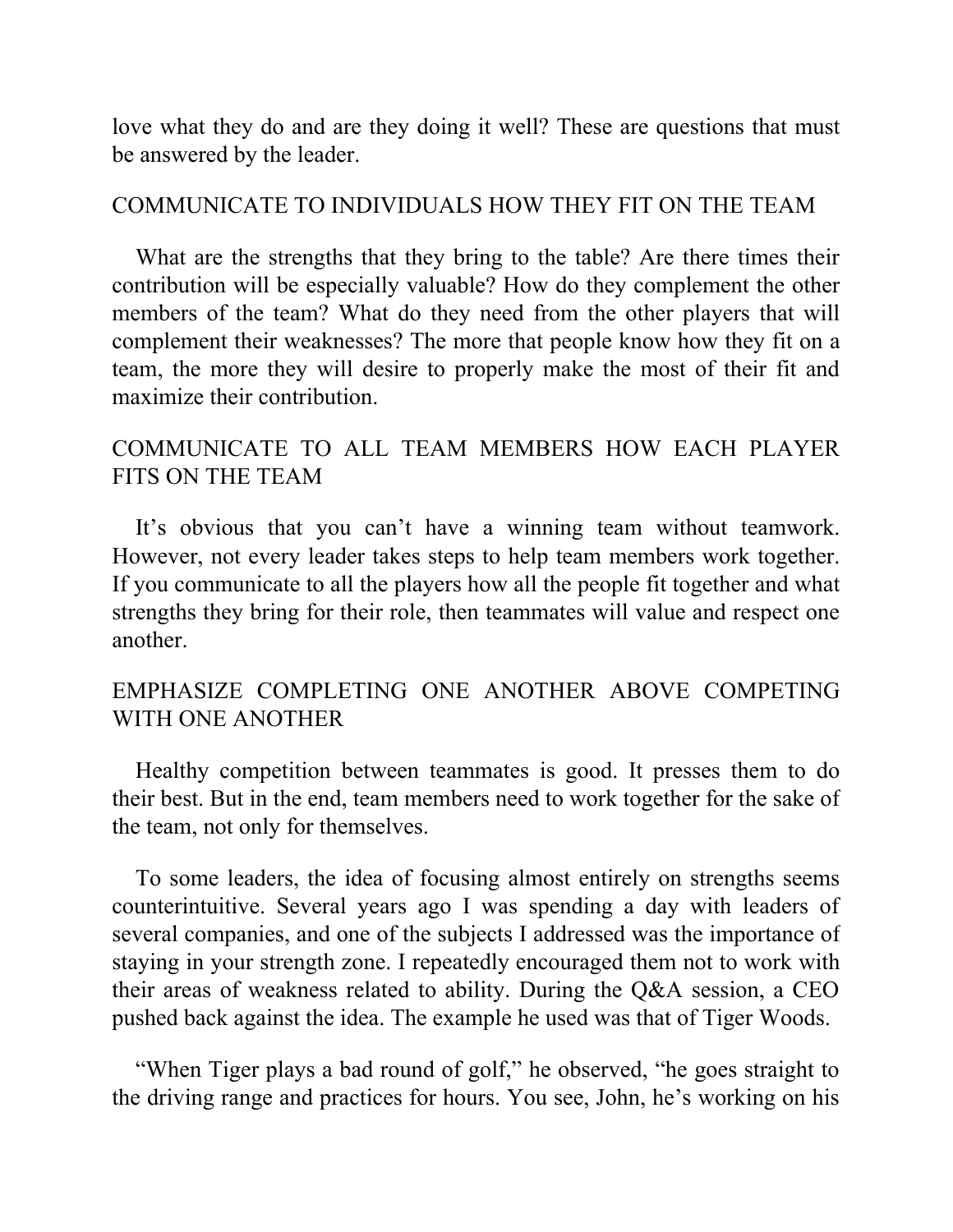love what they do and are they doing it well? These are questions that must be answered by the leader.

### COMMUNICATE TO INDIVIDUALS HOW THEY FIT ON THE TEAM

What are the strengths that they bring to the table? Are there times their contribution will be especially valuable? How do they complement the other members of the team? What do they need from the other players that will complement their weaknesses? The more that people know how they fit on a team, the more they will desire to properly make the most of their fit and maximize their contribution.

### COMMUNICATE TO ALL TEAM MEMBERS HOW EACH PLAYER FITS ON THE TEAM

It's obvious that you can't have a winning team without teamwork. However, not every leader takes steps to help team members work together. If you communicate to all the players how all the people fit together and what strengths they bring for their role, then teammates will value and respect one another.

### EMPHASIZE COMPLETING ONE ANOTHER ABOVE COMPETING WITH ONE ANOTHER

Healthy competition between teammates is good. It presses them to do their best. But in the end, team members need to work together for the sake of the team, not only for themselves.

To some leaders, the idea of focusing almost entirely on strengths seems counterintuitive. Several years ago I was spending a day with leaders of several companies, and one of the subjects I addressed was the importance of staying in your strength zone. I repeatedly encouraged them not to work with their areas of weakness related to ability. During the Q&A session, a CEO pushed back against the idea. The example he used was that of Tiger Woods.

"When Tiger plays a bad round of golf," he observed, "he goes straight to the driving range and practices for hours. You see, John, he's working on his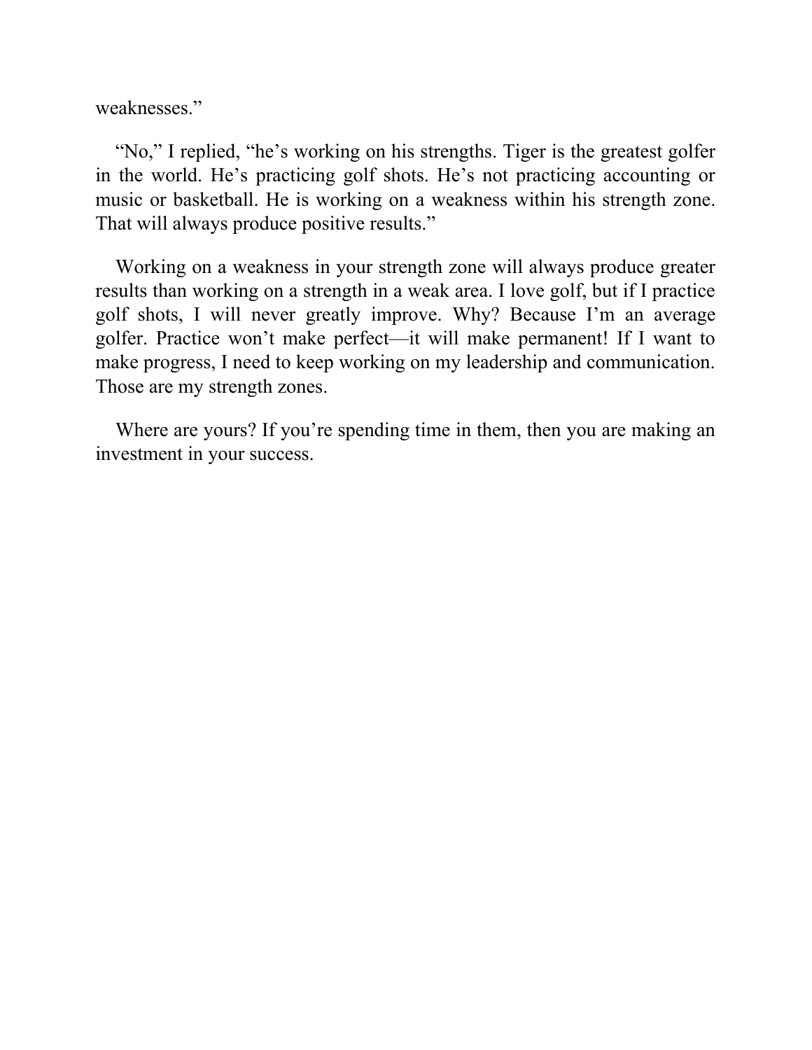weaknesses."

"No," I replied, "he's working on his strengths. Tiger is the greatest golfer in the world. He's practicing golf shots. He's not practicing accounting or music or basketball. He is working on a weakness within his strength zone. That will always produce positive results."

Working on a weakness in your strength zone will always produce greater results than working on a strength in a weak area. I love golf, but if I practice golf shots, I will never greatly improve. Why? Because I'm an average golfer. Practice won't make perfect—it will make permanent! If I want to make progress, I need to keep working on my leadership and communication. Those are my strength zones.

Where are yours? If you're spending time in them, then you are making an investment in your success.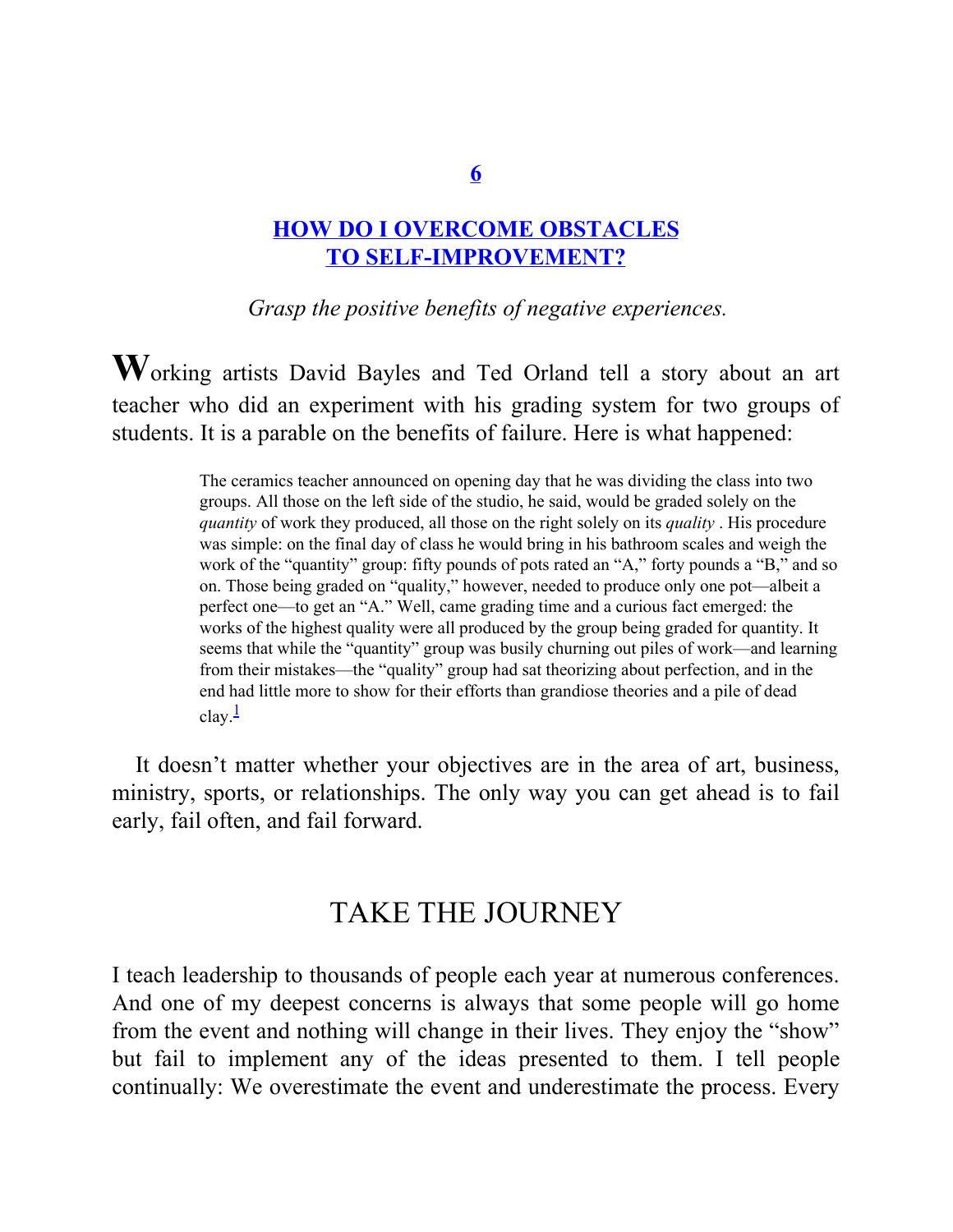# 6

# HOW DO I OVERCOME OBSTACLES TO SELF-IMPROVEMENT?

*Grasp the positive benefits of negative experiences.*

Working artists David Bayles and Ted Orland tell a story about an art teacher who did an experiment with his grading system for two groups of students. It is a parable on the benefits of failure. Here is what happened:

> The ceramics teacher announced on opening day that he was dividing the class into two groups. All those on the left side of the studio, he said, would be graded solely on the *quantity* of work they produced, all those on the right solely on its *quality* . His procedure was simple: on the final day of class he would bring in his bathroom scales and weigh the work of the "quantity" group: fifty pounds of pots rated an "A," forty pounds a "B," and so on. Those being graded on "quality," however, needed to produce only one pot—albeit a perfect one—to get an "A." Well, came grading time and a curious fact emerged: the works of the highest quality were all produced by the group being graded for quantity. It seems that while the "quantity" group was busily churning out piles of work—and learning from their mistakes—the "quality" group had sat theorizing about perfection, and in the end had little more to show for their efforts than grandiose theories and a pile of dead clay.[1]

It doesn't matter whether your objectives are in the area of art, business, ministry, sports, or relationships. The only way you can get ahead is to fail early, fail often, and fail forward.

## TAKE THE JOURNEY

I teach leadership to thousands of people each year at numerous conferences. And one of my deepest concerns is always that some people will go home from the event and nothing will change in their lives. They enjoy the "show" but fail to implement any of the ideas presented to them. I tell people continually: We overestimate the event and underestimate the process. Every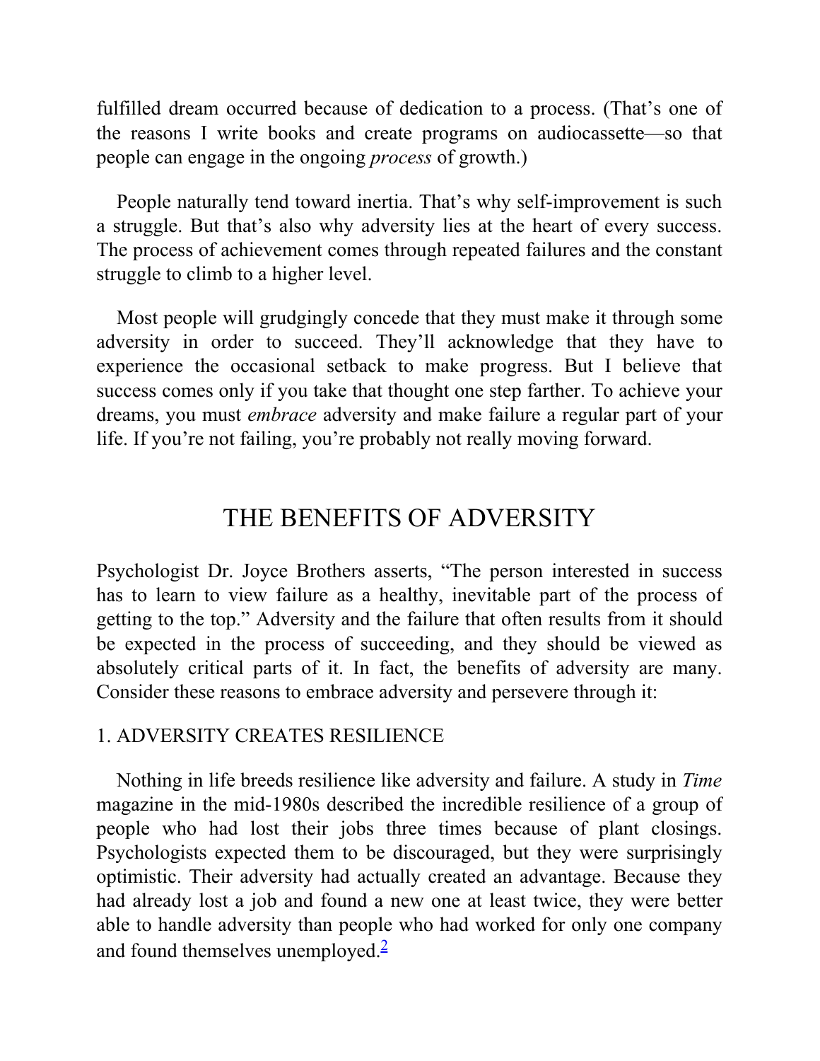fulfilled dream occurred because of dedication to a process. (That's one of the reasons I write books and create programs on audiocassette—so that people can engage in the ongoing *process* of growth.)

People naturally tend toward inertia. That's why self-improvement is such a struggle. But that's also why adversity lies at the heart of every success. The process of achievement comes through repeated failures and the constant struggle to climb to a higher level.

Most people will grudgingly concede that they must make it through some adversity in order to succeed. They'll acknowledge that they have to experience the occasional setback to make progress. But I believe that success comes only if you take that thought one step farther. To achieve your dreams, you must *embrace* adversity and make failure a regular part of your life. If you're not failing, you're probably not really moving forward.

## THE BENEFITS OF ADVERSITY

Psychologist Dr. Joyce Brothers asserts, "The person interested in success has to learn to view failure as a healthy, inevitable part of the process of getting to the top." Adversity and the failure that often results from it should be expected in the process of succeeding, and they should be viewed as absolutely critical parts of it. In fact, the benefits of adversity are many. Consider these reasons to embrace adversity and persevere through it:

### 1. ADVERSITY CREATES RESILIENCE

Nothing in life breeds resilience like adversity and failure. A study in *Time* magazine in the mid-1980s described the incredible resilience of a group of people who had lost their jobs three times because of plant closings. Psychologists expected them to be discouraged, but they were surprisingly optimistic. Their adversity had actually created an advantage. Because they had already lost a job and found a new one at least twice, they were better able to handle adversity than people who had worked for only one company and found themselves unemployed.[2]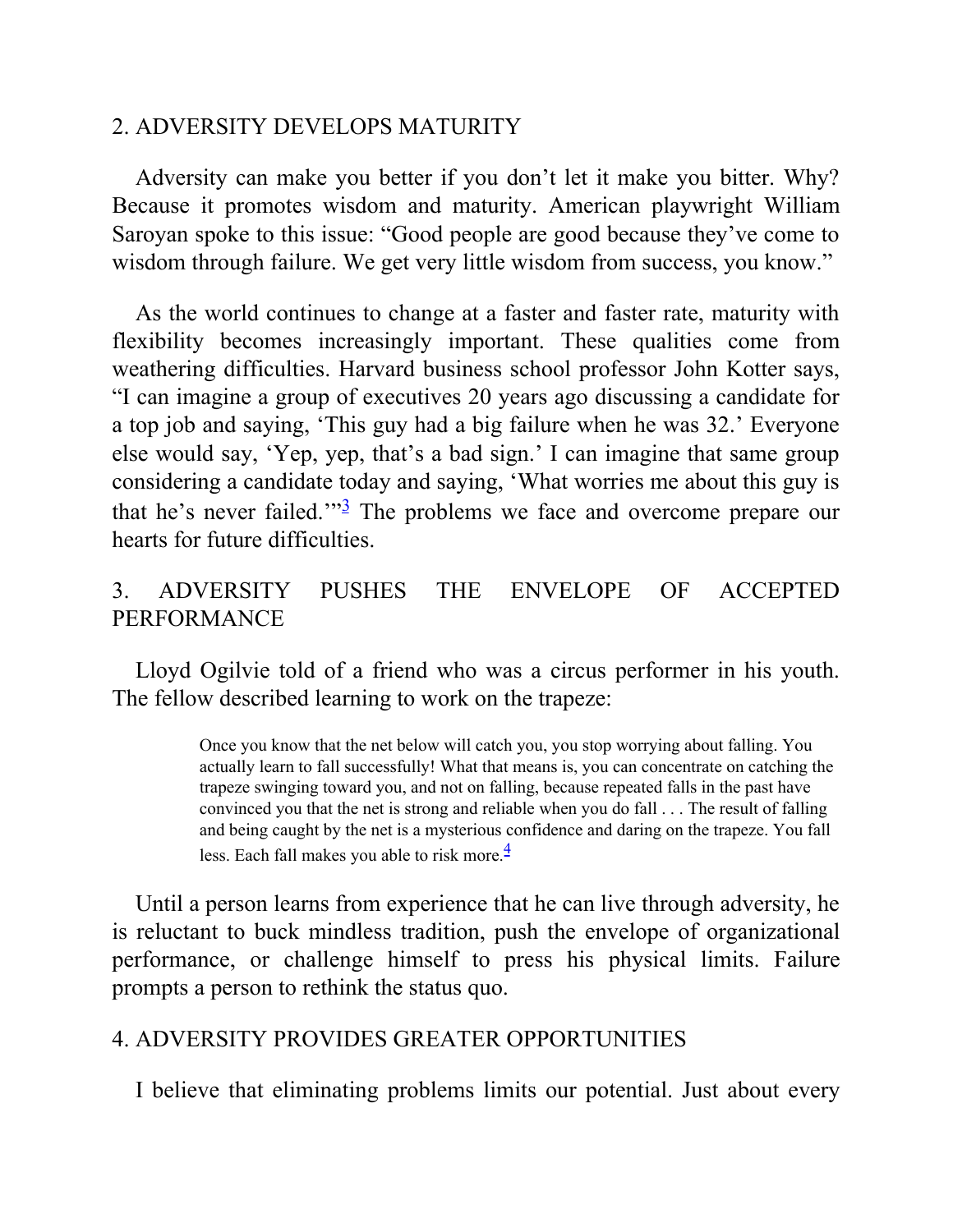## 2. ADVERSITY DEVELOPS MATURITY

Adversity can make you better if you don't let it make you bitter. Why? Because it promotes wisdom and maturity. American playwright William Saroyan spoke to this issue: "Good people are good because they've come to wisdom through failure. We get very little wisdom from success, you know."

As the world continues to change at a faster and faster rate, maturity with flexibility becomes increasingly important. These qualities come from weathering difficulties. Harvard business school professor John Kotter says, "I can imagine a group of executives 20 years ago discussing a candidate for a top job and saying, 'This guy had a big failure when he was 32.' Everyone else would say, 'Yep, yep, that's a bad sign.' I can imagine that same group considering a candidate today and saying, 'What worries me about this guy is that he's never failed.'"[3] The problems we face and overcome prepare our hearts for future difficulties.

## 3. ADVERSITY PUSHES THE ENVELOPE OF ACCEPTED PERFORMANCE

Lloyd Ogilvie told of a friend who was a circus performer in his youth. The fellow described learning to work on the trapeze:

> Once you know that the net below will catch you, you stop worrying about falling. You actually learn to fall successfully! What that means is, you can concentrate on catching the trapeze swinging toward you, and not on falling, because repeated falls in the past have convinced you that the net is strong and reliable when you do fall . . . The result of falling and being caught by the net is a mysterious confidence and daring on the trapeze. You fall less. Each fall makes you able to risk more.[4]

Until a person learns from experience that he can live through adversity, he is reluctant to buck mindless tradition, push the envelope of organizational performance, or challenge himself to press his physical limits. Failure prompts a person to rethink the status quo.

## 4. ADVERSITY PROVIDES GREATER OPPORTUNITIES

I believe that eliminating problems limits our potential. Just about every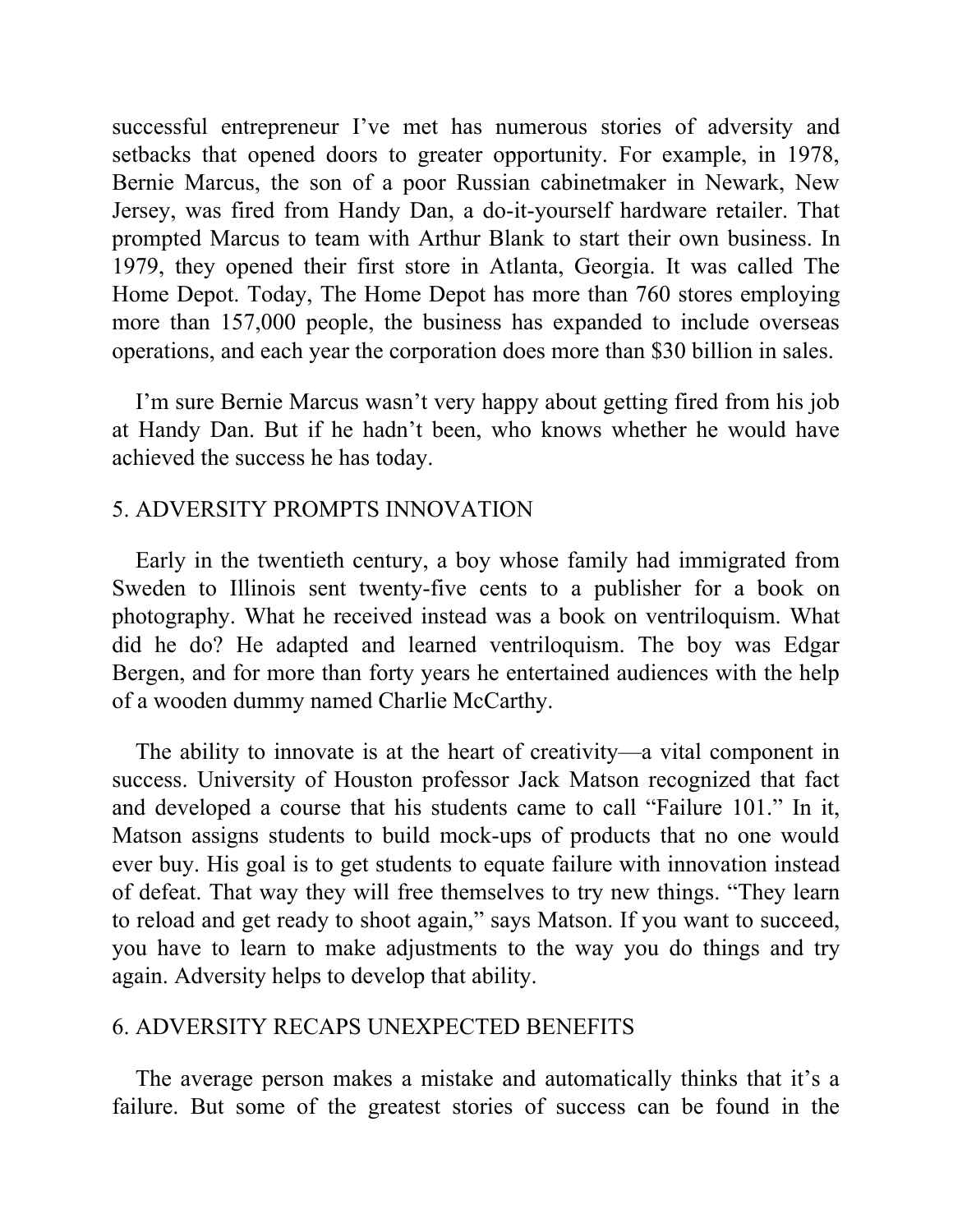successful entrepreneur I've met has numerous stories of adversity and setbacks that opened doors to greater opportunity. For example, in 1978, Bernie Marcus, the son of a poor Russian cabinetmaker in Newark, New Jersey, was fired from Handy Dan, a do-it-yourself hardware retailer. That prompted Marcus to team with Arthur Blank to start their own business. In 1979, they opened their first store in Atlanta, Georgia. It was called The Home Depot. Today, The Home Depot has more than 760 stores employing more than 157,000 people, the business has expanded to include overseas operations, and each year the corporation does more than $30 billion in sales.

I'm sure Bernie Marcus wasn't very happy about getting fired from his job at Handy Dan. But if he hadn't been, who knows whether he would have achieved the success he has today.

## 5. ADVERSITY PROMPTS INNOVATION

Early in the twentieth century, a boy whose family had immigrated from Sweden to Illinois sent twenty-five cents to a publisher for a book on photography. What he received instead was a book on ventriloquism. What did he do? He adapted and learned ventriloquism. The boy was Edgar Bergen, and for more than forty years he entertained audiences with the help of a wooden dummy named Charlie McCarthy.

The ability to innovate is at the heart of creativity—a vital component in success. University of Houston professor Jack Matson recognized that fact and developed a course that his students came to call "Failure 101." In it, Matson assigns students to build mock-ups of products that no one would ever buy. His goal is to get students to equate failure with innovation instead of defeat. That way they will free themselves to try new things. "They learn to reload and get ready to shoot again," says Matson. If you want to succeed, you have to learn to make adjustments to the way you do things and try again. Adversity helps to develop that ability.

## 6. ADVERSITY RECAPS UNEXPECTED BENEFITS

The average person makes a mistake and automatically thinks that it's a failure. But some of the greatest stories of success can be found in the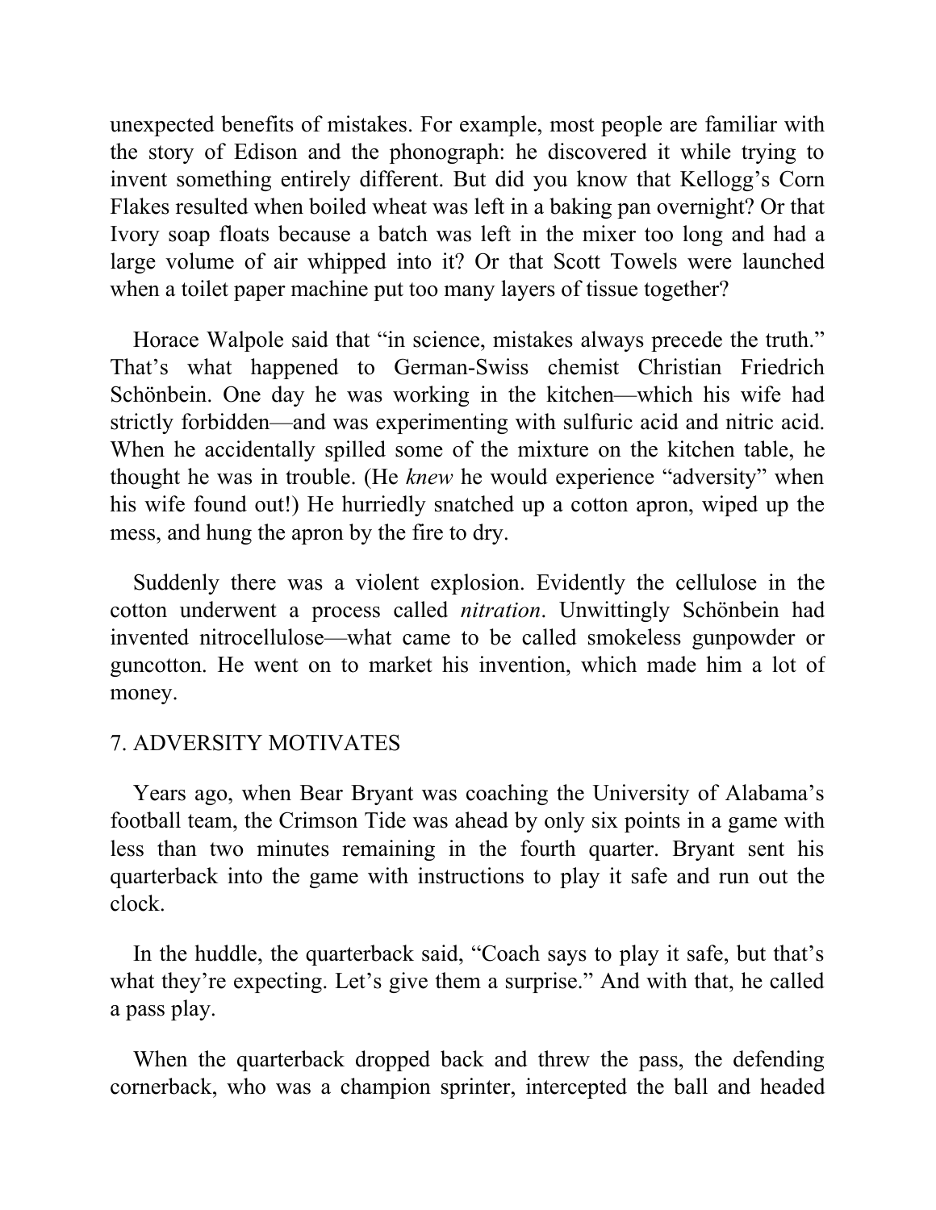unexpected benefits of mistakes. For example, most people are familiar with the story of Edison and the phonograph: he discovered it while trying to invent something entirely different. But did you know that Kellogg's Corn Flakes resulted when boiled wheat was left in a baking pan overnight? Or that Ivory soap floats because a batch was left in the mixer too long and had a large volume of air whipped into it? Or that Scott Towels were launched when a toilet paper machine put too many layers of tissue together?

Horace Walpole said that "in science, mistakes always precede the truth." That's what happened to German-Swiss chemist Christian Friedrich Schönbein. One day he was working in the kitchen—which his wife had strictly forbidden—and was experimenting with sulfuric acid and nitric acid. When he accidentally spilled some of the mixture on the kitchen table, he thought he was in trouble. (He *knew* he would experience "adversity" when his wife found out!) He hurriedly snatched up a cotton apron, wiped up the mess, and hung the apron by the fire to dry.

Suddenly there was a violent explosion. Evidently the cellulose in the cotton underwent a process called *nitration*. Unwittingly Schönbein had invented nitrocellulose—what came to be called smokeless gunpowder or guncotton. He went on to market his invention, which made him a lot of money.

## 7. ADVERSITY MOTIVATES

Years ago, when Bear Bryant was coaching the University of Alabama's football team, the Crimson Tide was ahead by only six points in a game with less than two minutes remaining in the fourth quarter. Bryant sent his quarterback into the game with instructions to play it safe and run out the clock.

In the huddle, the quarterback said, "Coach says to play it safe, but that's what they're expecting. Let's give them a surprise." And with that, he called a pass play.

When the quarterback dropped back and threw the pass, the defending cornerback, who was a champion sprinter, intercepted the ball and headed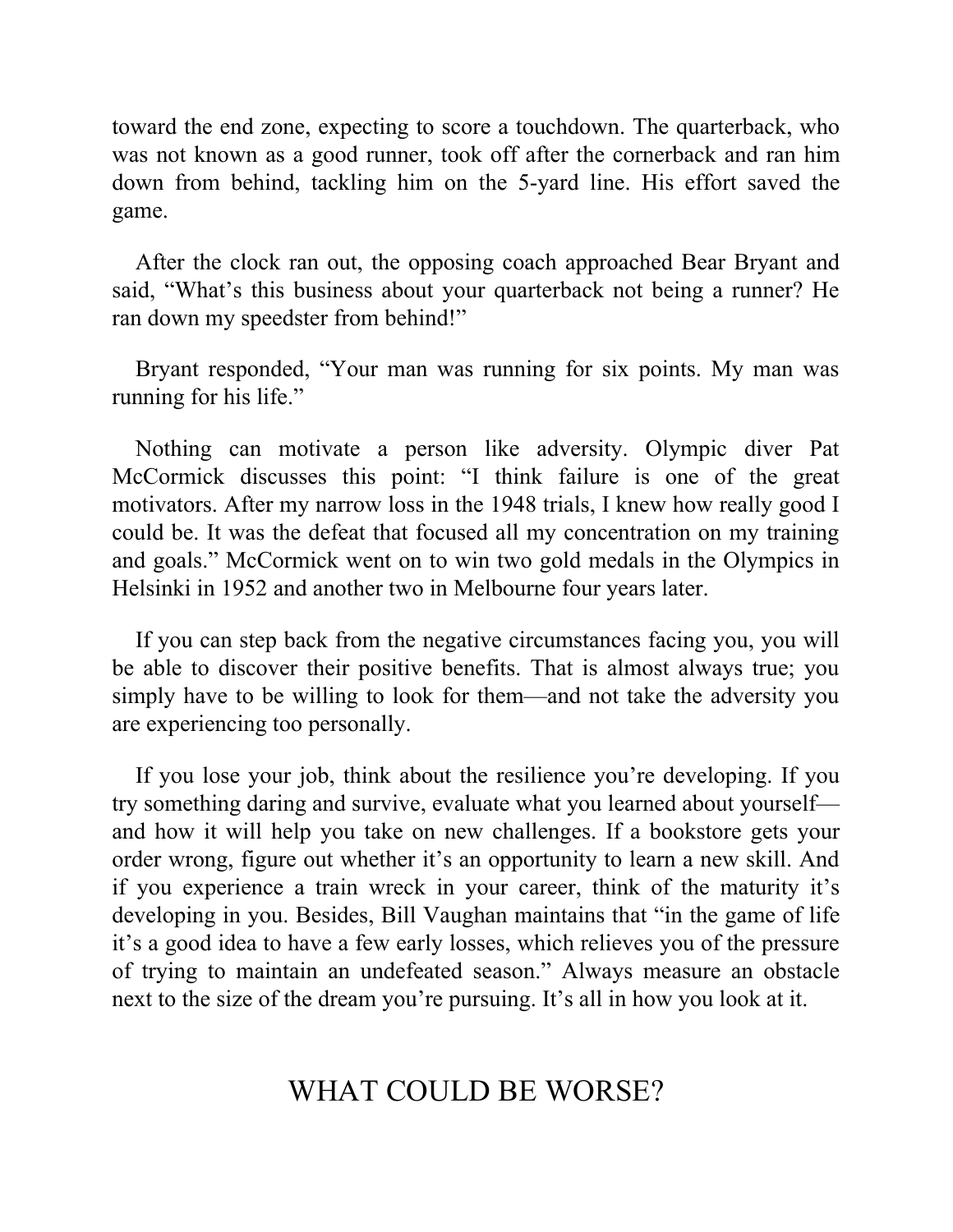toward the end zone, expecting to score a touchdown. The quarterback, who was not known as a good runner, took off after the cornerback and ran him down from behind, tackling him on the 5-yard line. His effort saved the game.

After the clock ran out, the opposing coach approached Bear Bryant and said, “What’s this business about your quarterback not being a runner? He ran down my speedster from behind!”

Bryant responded, “Your man was running for six points. My man was running for his life.”

Nothing can motivate a person like adversity. Olympic diver Pat McCormick discusses this point: “I think failure is one of the great motivators. After my narrow loss in the 1948 trials, I knew how really good I could be. It was the defeat that focused all my concentration on my training and goals.” McCormick went on to win two gold medals in the Olympics in Helsinki in 1952 and another two in Melbourne four years later.

If you can step back from the negative circumstances facing you, you will be able to discover their positive benefits. That is almost always true; you simply have to be willing to look for them—and not take the adversity you are experiencing too personally.

If you lose your job, think about the resilience you’re developing. If you try something daring and survive, evaluate what you learned about yourself—and how it will help you take on new challenges. If a bookstore gets your order wrong, figure out whether it’s an opportunity to learn a new skill. And if you experience a train wreck in your career, think of the maturity it’s developing in you. Besides, Bill Vaughan maintains that “in the game of life it’s a good idea to have a few early losses, which relieves you of the pressure of trying to maintain an undefeated season.” Always measure an obstacle next to the size of the dream you’re pursuing. It’s all in how you look at it.

## WHAT COULD BE WORSE?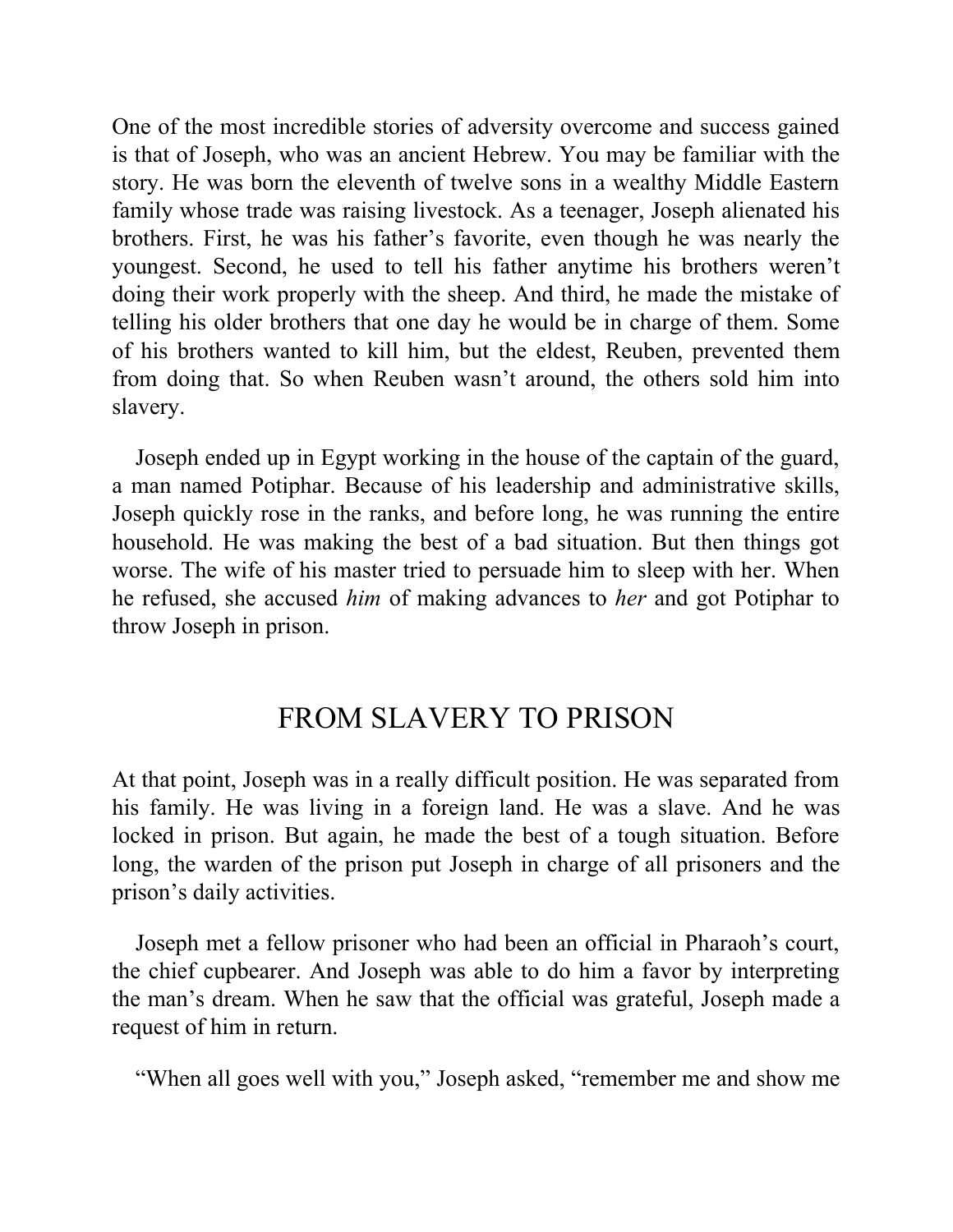One of the most incredible stories of adversity overcome and success gained is that of Joseph, who was an ancient Hebrew. You may be familiar with the story. He was born the eleventh of twelve sons in a wealthy Middle Eastern family whose trade was raising livestock. As a teenager, Joseph alienated his brothers. First, he was his father's favorite, even though he was nearly the youngest. Second, he used to tell his father anytime his brothers weren't doing their work properly with the sheep. And third, he made the mistake of telling his older brothers that one day he would be in charge of them. Some of his brothers wanted to kill him, but the eldest, Reuben, prevented them from doing that. So when Reuben wasn't around, the others sold him into slavery.

Joseph ended up in Egypt working in the house of the captain of the guard, a man named Potiphar. Because of his leadership and administrative skills, Joseph quickly rose in the ranks, and before long, he was running the entire household. He was making the best of a bad situation. But then things got worse. The wife of his master tried to persuade him to sleep with her. When he refused, she accused *him* of making advances to *her* and got Potiphar to throw Joseph in prison.

## FROM SLAVERY TO PRISON

At that point, Joseph was in a really difficult position. He was separated from his family. He was living in a foreign land. He was a slave. And he was locked in prison. But again, he made the best of a tough situation. Before long, the warden of the prison put Joseph in charge of all prisoners and the prison's daily activities.

Joseph met a fellow prisoner who had been an official in Pharaoh's court, the chief cupbearer. And Joseph was able to do him a favor by interpreting the man's dream. When he saw that the official was grateful, Joseph made a request of him in return.

"When all goes well with you," Joseph asked, "remember me and show me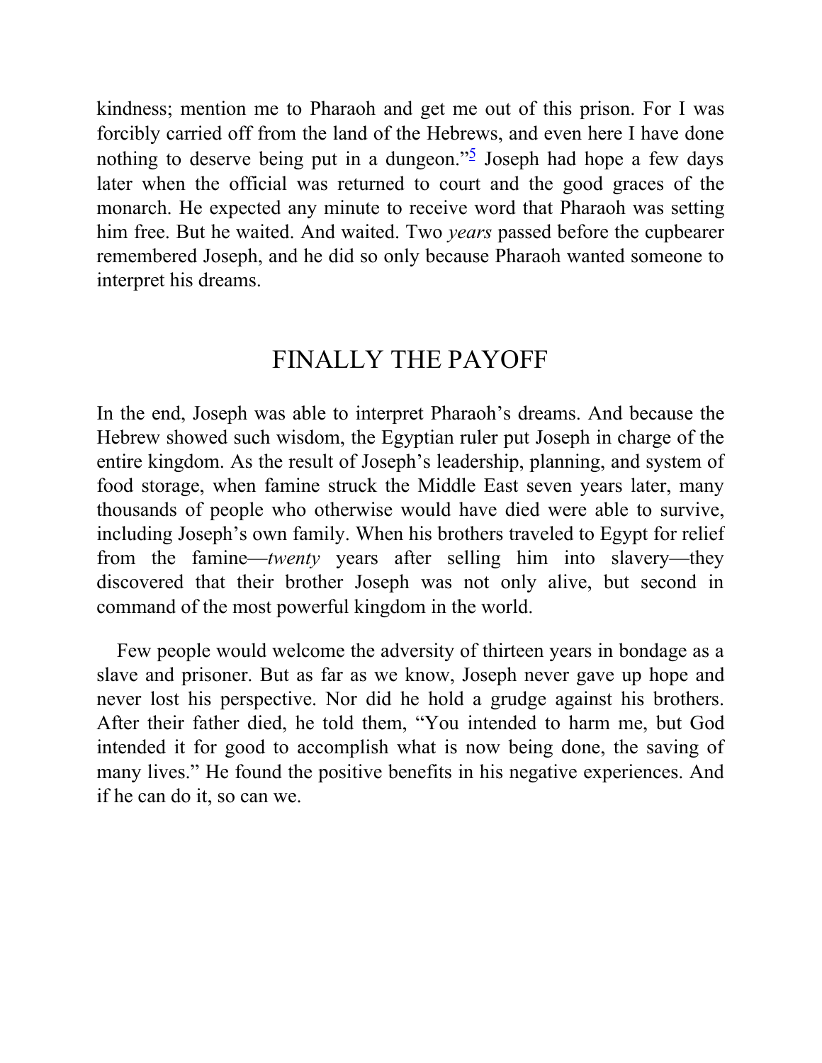kindness; mention me to Pharaoh and get me out of this prison. For I was forcibly carried off from the land of the Hebrews, and even here I have done nothing to deserve being put in a dungeon."[5] Joseph had hope a few days later when the official was returned to court and the good graces of the monarch. He expected any minute to receive word that Pharaoh was setting him free. But he waited. And waited. Two *years* passed before the cupbearer remembered Joseph, and he did so only because Pharaoh wanted someone to interpret his dreams.

## FINALLY THE PAYOFF

In the end, Joseph was able to interpret Pharaoh's dreams. And because the Hebrew showed such wisdom, the Egyptian ruler put Joseph in charge of the entire kingdom. As the result of Joseph's leadership, planning, and system of food storage, when famine struck the Middle East seven years later, many thousands of people who otherwise would have died were able to survive, including Joseph's own family. When his brothers traveled to Egypt for relief from the famine—*twenty* years after selling him into slavery—they discovered that their brother Joseph was not only alive, but second in command of the most powerful kingdom in the world.

Few people would welcome the adversity of thirteen years in bondage as a slave and prisoner. But as far as we know, Joseph never gave up hope and never lost his perspective. Nor did he hold a grudge against his brothers. After their father died, he told them, "You intended to harm me, but God intended it for good to accomplish what is now being done, the saving of many lives." He found the positive benefits in his negative experiences. And if he can do it, so can we.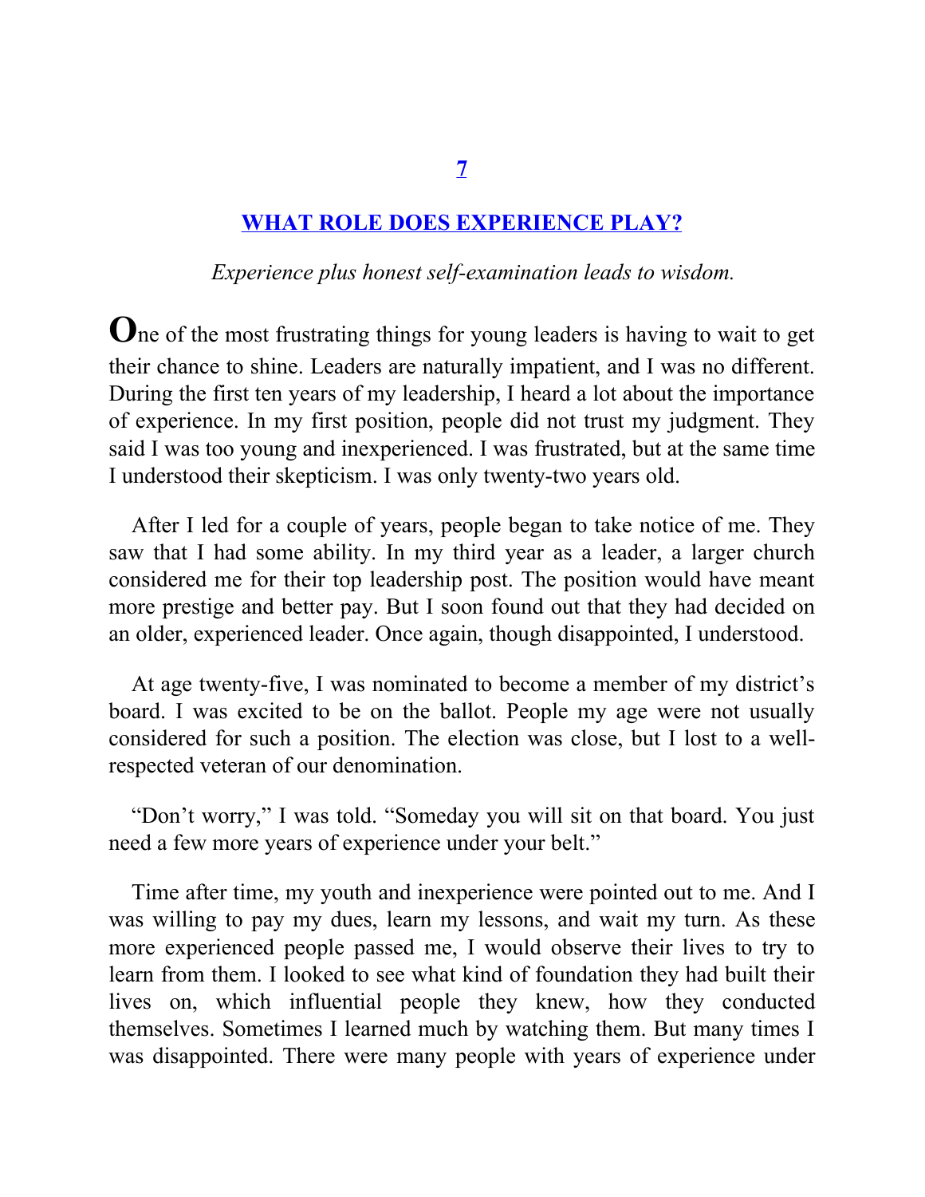# 7

## WHAT ROLE DOES EXPERIENCE PLAY?

*Experience plus honest self-examination leads to wisdom.*

One of the most frustrating things for young leaders is having to wait to get their chance to shine. Leaders are naturally impatient, and I was no different. During the first ten years of my leadership, I heard a lot about the importance of experience. In my first position, people did not trust my judgment. They said I was too young and inexperienced. I was frustrated, but at the same time I understood their skepticism. I was only twenty-two years old.

After I led for a couple of years, people began to take notice of me. They saw that I had some ability. In my third year as a leader, a larger church considered me for their top leadership post. The position would have meant more prestige and better pay. But I soon found out that they had decided on an older, experienced leader. Once again, though disappointed, I understood.

At age twenty-five, I was nominated to become a member of my district's board. I was excited to be on the ballot. People my age were not usually considered for such a position. The election was close, but I lost to a well-respected veteran of our denomination.

"Don't worry," I was told. "Someday you will sit on that board. You just need a few more years of experience under your belt."

Time after time, my youth and inexperience were pointed out to me. And I was willing to pay my dues, learn my lessons, and wait my turn. As these more experienced people passed me, I would observe their lives to try to learn from them. I looked to see what kind of foundation they had built their lives on, which influential people they knew, how they conducted themselves. Sometimes I learned much by watching them. But many times I was disappointed. There were many people with years of experience under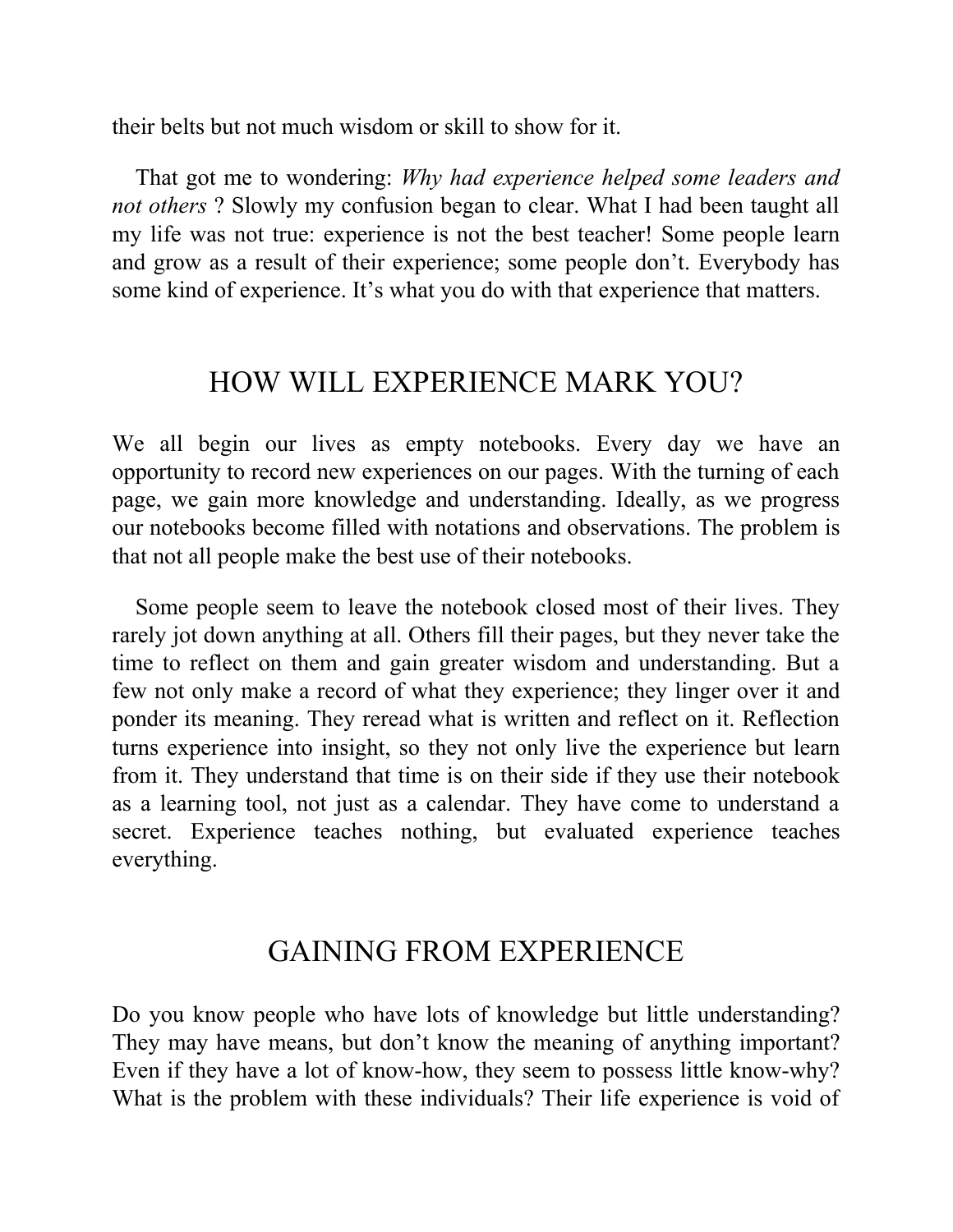their belts but not much wisdom or skill to show for it.

That got me to wondering: *Why had experience helped some leaders and not others* ? Slowly my confusion began to clear. What I had been taught all my life was not true: experience is not the best teacher! Some people learn and grow as a result of their experience; some people don't. Everybody has some kind of experience. It's what you do with that experience that matters.

## HOW WILL EXPERIENCE MARK YOU?

We all begin our lives as empty notebooks. Every day we have an opportunity to record new experiences on our pages. With the turning of each page, we gain more knowledge and understanding. Ideally, as we progress our notebooks become filled with notations and observations. The problem is that not all people make the best use of their notebooks.

Some people seem to leave the notebook closed most of their lives. They rarely jot down anything at all. Others fill their pages, but they never take the time to reflect on them and gain greater wisdom and understanding. But a few not only make a record of what they experience; they linger over it and ponder its meaning. They reread what is written and reflect on it. Reflection turns experience into insight, so they not only live the experience but learn from it. They understand that time is on their side if they use their notebook as a learning tool, not just as a calendar. They have come to understand a secret. Experience teaches nothing, but evaluated experience teaches everything.

## GAINING FROM EXPERIENCE

Do you know people who have lots of knowledge but little understanding? They may have means, but don't know the meaning of anything important? Even if they have a lot of know-how, they seem to possess little know-why? What is the problem with these individuals? Their life experience is void of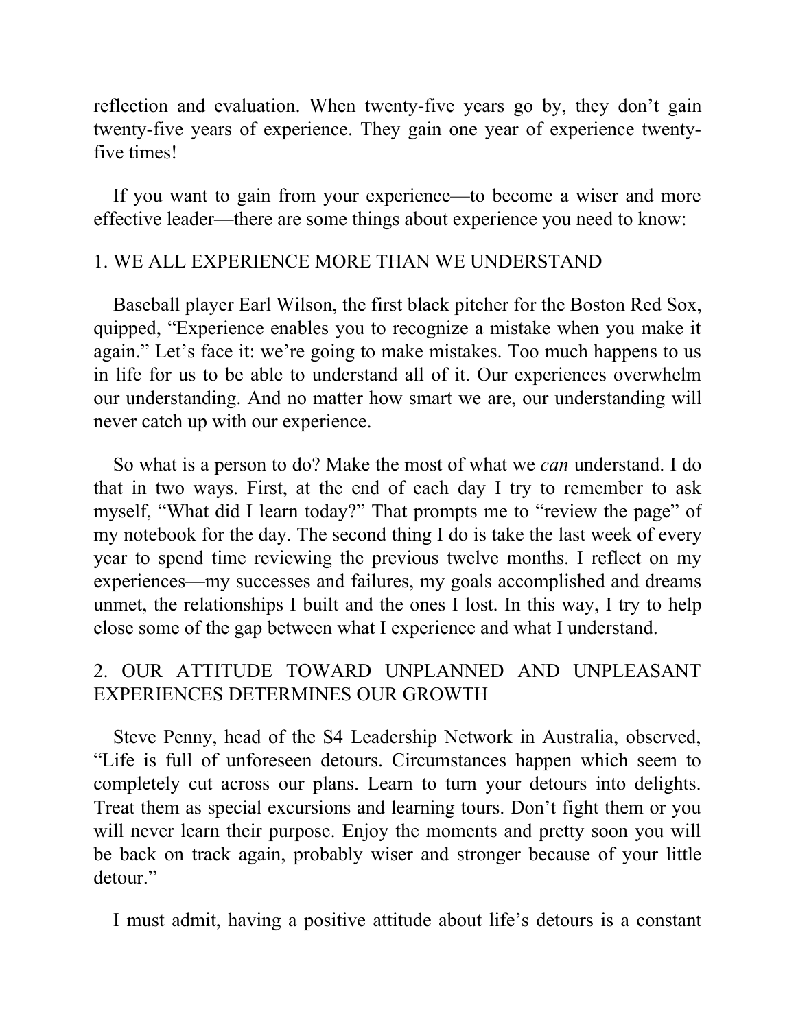reflection and evaluation. When twenty-five years go by, they don't gain twenty-five years of experience. They gain one year of experience twenty-five times!

If you want to gain from your experience—to become a wiser and more effective leader—there are some things about experience you need to know:

## 1. WE ALL EXPERIENCE MORE THAN WE UNDERSTAND

Baseball player Earl Wilson, the first black pitcher for the Boston Red Sox, quipped, "Experience enables you to recognize a mistake when you make it again." Let's face it: we're going to make mistakes. Too much happens to us in life for us to be able to understand all of it. Our experiences overwhelm our understanding. And no matter how smart we are, our understanding will never catch up with our experience.

So what is a person to do? Make the most of what we *can* understand. I do that in two ways. First, at the end of each day I try to remember to ask myself, "What did I learn today?" That prompts me to "review the page" of my notebook for the day. The second thing I do is take the last week of every year to spend time reviewing the previous twelve months. I reflect on my experiences—my successes and failures, my goals accomplished and dreams unmet, the relationships I built and the ones I lost. In this way, I try to help close some of the gap between what I experience and what I understand.

## 2. OUR ATTITUDE TOWARD UNPLANNED AND UNPLEASANT EXPERIENCES DETERMINES OUR GROWTH

Steve Penny, head of the S4 Leadership Network in Australia, observed, "Life is full of unforeseen detours. Circumstances happen which seem to completely cut across our plans. Learn to turn your detours into delights. Treat them as special excursions and learning tours. Don't fight them or you will never learn their purpose. Enjoy the moments and pretty soon you will be back on track again, probably wiser and stronger because of your little detour."

I must admit, having a positive attitude about life's detours is a constant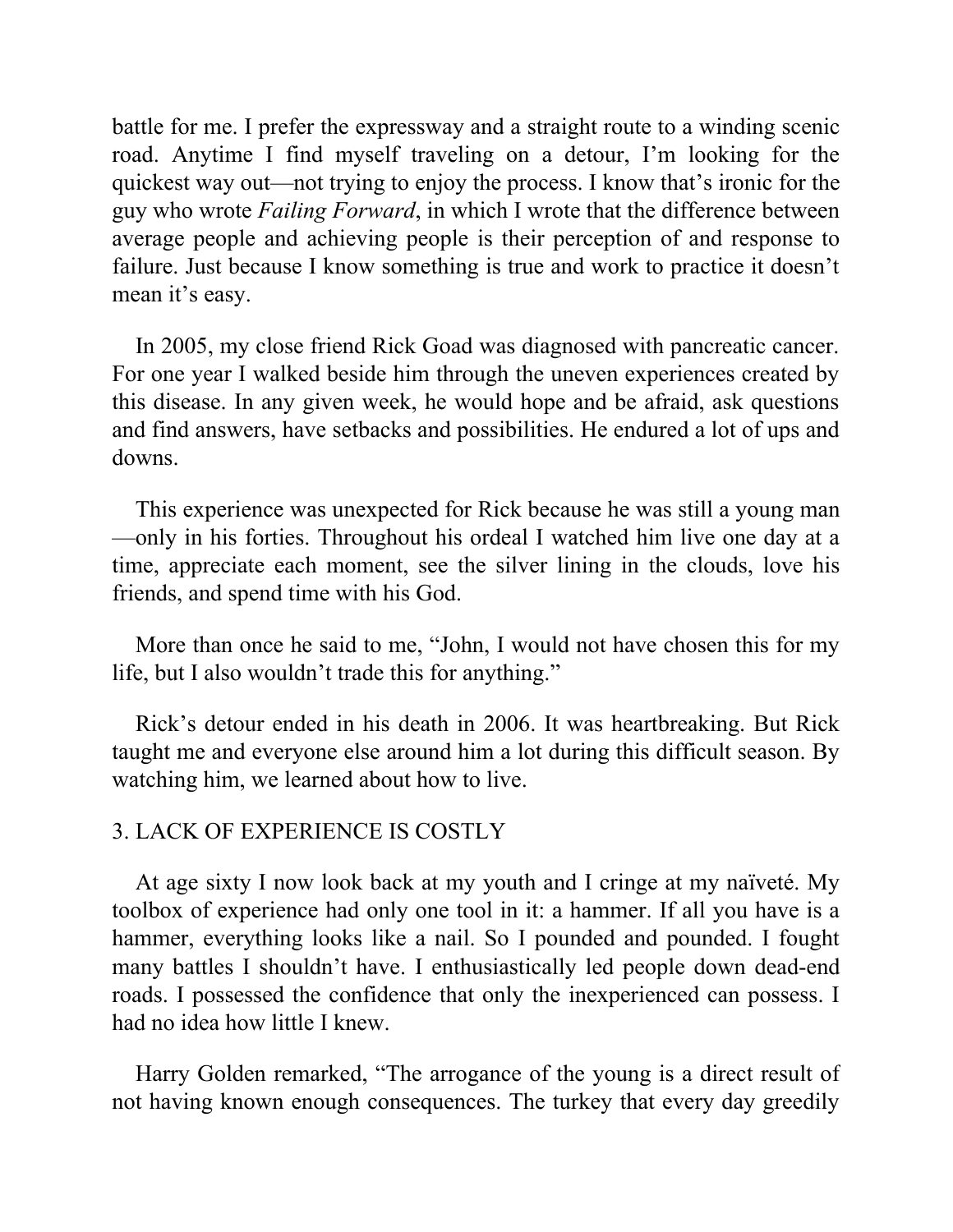battle for me. I prefer the expressway and a straight route to a winding scenic road. Anytime I find myself traveling on a detour, I'm looking for the quickest way out—not trying to enjoy the process. I know that's ironic for the guy who wrote *Failing Forward*, in which I wrote that the difference between average people and achieving people is their perception of and response to failure. Just because I know something is true and work to practice it doesn't mean it's easy.

In 2005, my close friend Rick Goad was diagnosed with pancreatic cancer. For one year I walked beside him through the uneven experiences created by this disease. In any given week, he would hope and be afraid, ask questions and find answers, have setbacks and possibilities. He endured a lot of ups and downs.

This experience was unexpected for Rick because he was still a young man —only in his forties. Throughout his ordeal I watched him live one day at a time, appreciate each moment, see the silver lining in the clouds, love his friends, and spend time with his God.

More than once he said to me, "John, I would not have chosen this for my life, but I also wouldn't trade this for anything."

Rick's detour ended in his death in 2006. It was heartbreaking. But Rick taught me and everyone else around him a lot during this difficult season. By watching him, we learned about how to live.

## 3. LACK OF EXPERIENCE IS COSTLY

At age sixty I now look back at my youth and I cringe at my naïveté. My toolbox of experience had only one tool in it: a hammer. If all you have is a hammer, everything looks like a nail. So I pounded and pounded. I fought many battles I shouldn't have. I enthusiastically led people down dead-end roads. I possessed the confidence that only the inexperienced can possess. I had no idea how little I knew.

Harry Golden remarked, "The arrogance of the young is a direct result of not having known enough consequences. The turkey that every day greedily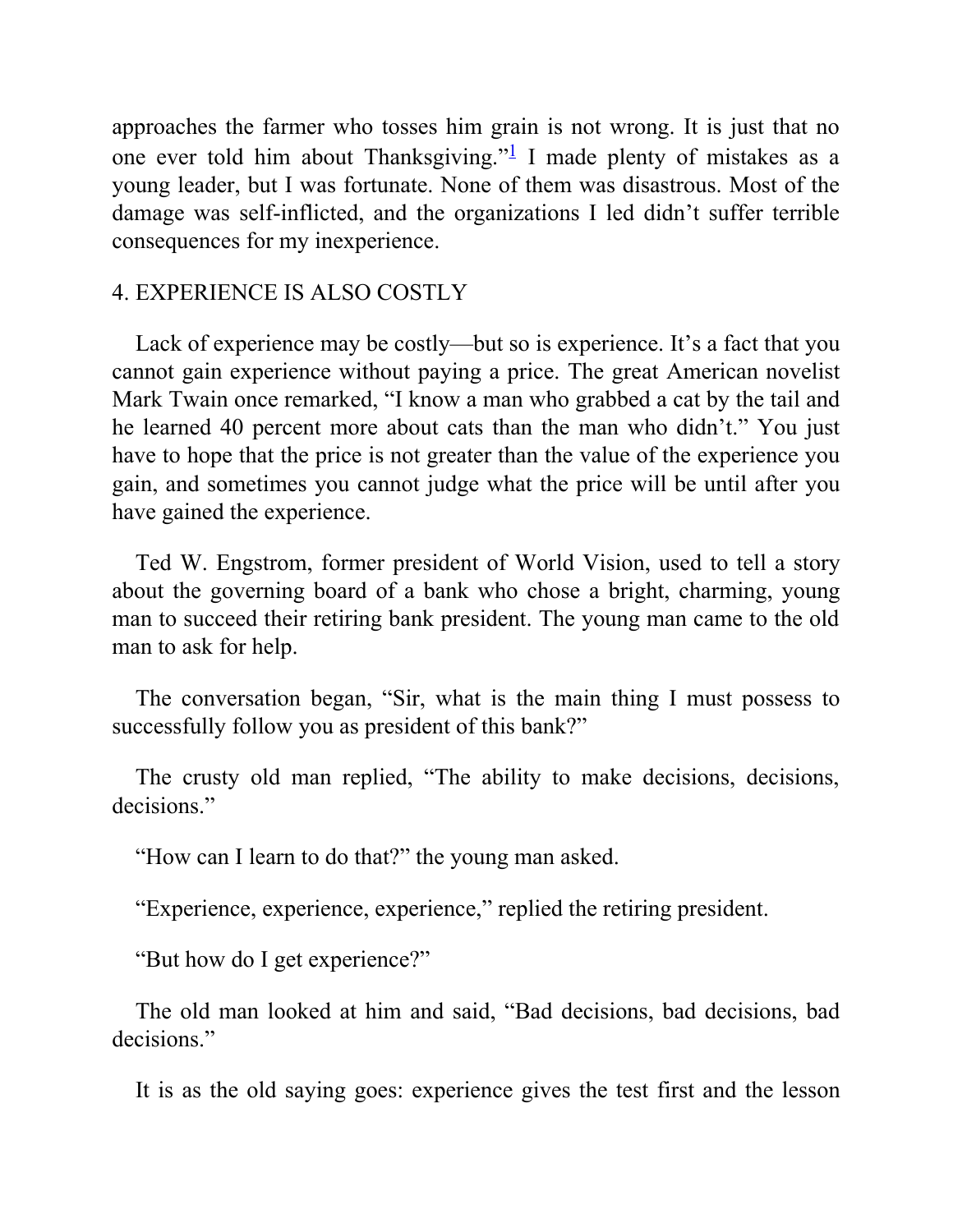approaches the farmer who tosses him grain is not wrong. It is just that no one ever told him about Thanksgiving."[1] I made plenty of mistakes as a young leader, but I was fortunate. None of them was disastrous. Most of the damage was self-inflicted, and the organizations I led didn't suffer terrible consequences for my inexperience.

## 4. EXPERIENCE IS ALSO COSTLY

Lack of experience may be costly—but so is experience. It's a fact that you cannot gain experience without paying a price. The great American novelist Mark Twain once remarked, "I know a man who grabbed a cat by the tail and he learned 40 percent more about cats than the man who didn't." You just have to hope that the price is not greater than the value of the experience you gain, and sometimes you cannot judge what the price will be until after you have gained the experience.

Ted W. Engstrom, former president of World Vision, used to tell a story about the governing board of a bank who chose a bright, charming, young man to succeed their retiring bank president. The young man came to the old man to ask for help.

The conversation began, "Sir, what is the main thing I must possess to successfully follow you as president of this bank?"

The crusty old man replied, "The ability to make decisions, decisions, decisions."

"How can I learn to do that?" the young man asked.

"Experience, experience, experience," replied the retiring president.

"But how do I get experience?"

The old man looked at him and said, "Bad decisions, bad decisions, bad decisions."

It is as the old saying goes: experience gives the test first and the lesson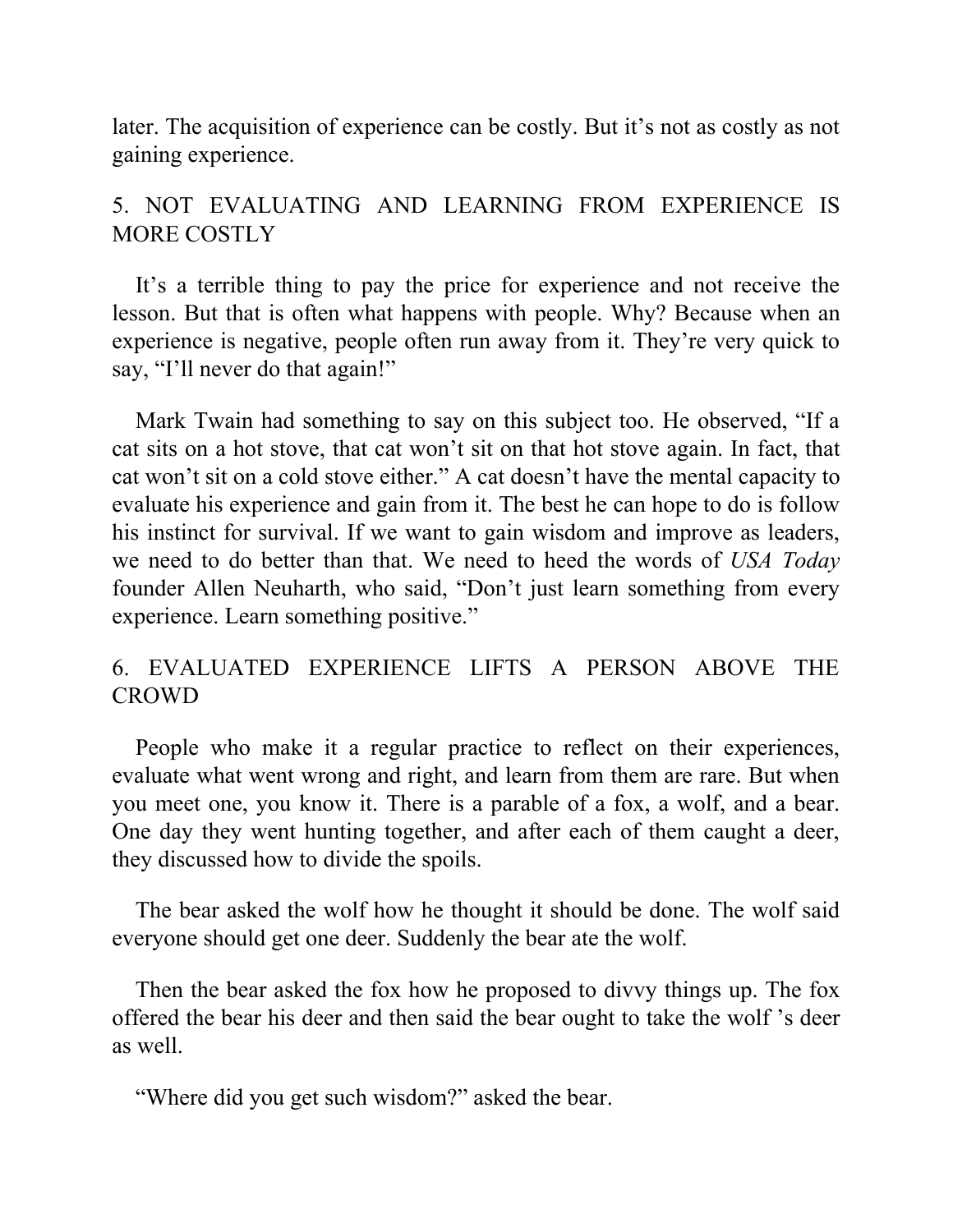later. The acquisition of experience can be costly. But it's not as costly as not gaining experience.

## 5. NOT EVALUATING AND LEARNING FROM EXPERIENCE IS MORE COSTLY

It's a terrible thing to pay the price for experience and not receive the lesson. But that is often what happens with people. Why? Because when an experience is negative, people often run away from it. They're very quick to say, "I'll never do that again!"

Mark Twain had something to say on this subject too. He observed, "If a cat sits on a hot stove, that cat won't sit on that hot stove again. In fact, that cat won't sit on a cold stove either." A cat doesn't have the mental capacity to evaluate his experience and gain from it. The best he can hope to do is follow his instinct for survival. If we want to gain wisdom and improve as leaders, we need to do better than that. We need to heed the words of *USA Today* founder Allen Neuharth, who said, "Don't just learn something from every experience. Learn something positive."

## 6. EVALUATED EXPERIENCE LIFTS A PERSON ABOVE THE CROWD

People who make it a regular practice to reflect on their experiences, evaluate what went wrong and right, and learn from them are rare. But when you meet one, you know it. There is a parable of a fox, a wolf, and a bear. One day they went hunting together, and after each of them caught a deer, they discussed how to divide the spoils.

The bear asked the wolf how he thought it should be done. The wolf said everyone should get one deer. Suddenly the bear ate the wolf.

Then the bear asked the fox how he proposed to divvy things up. The fox offered the bear his deer and then said the bear ought to take the wolf 's deer as well.

"Where did you get such wisdom?" asked the bear.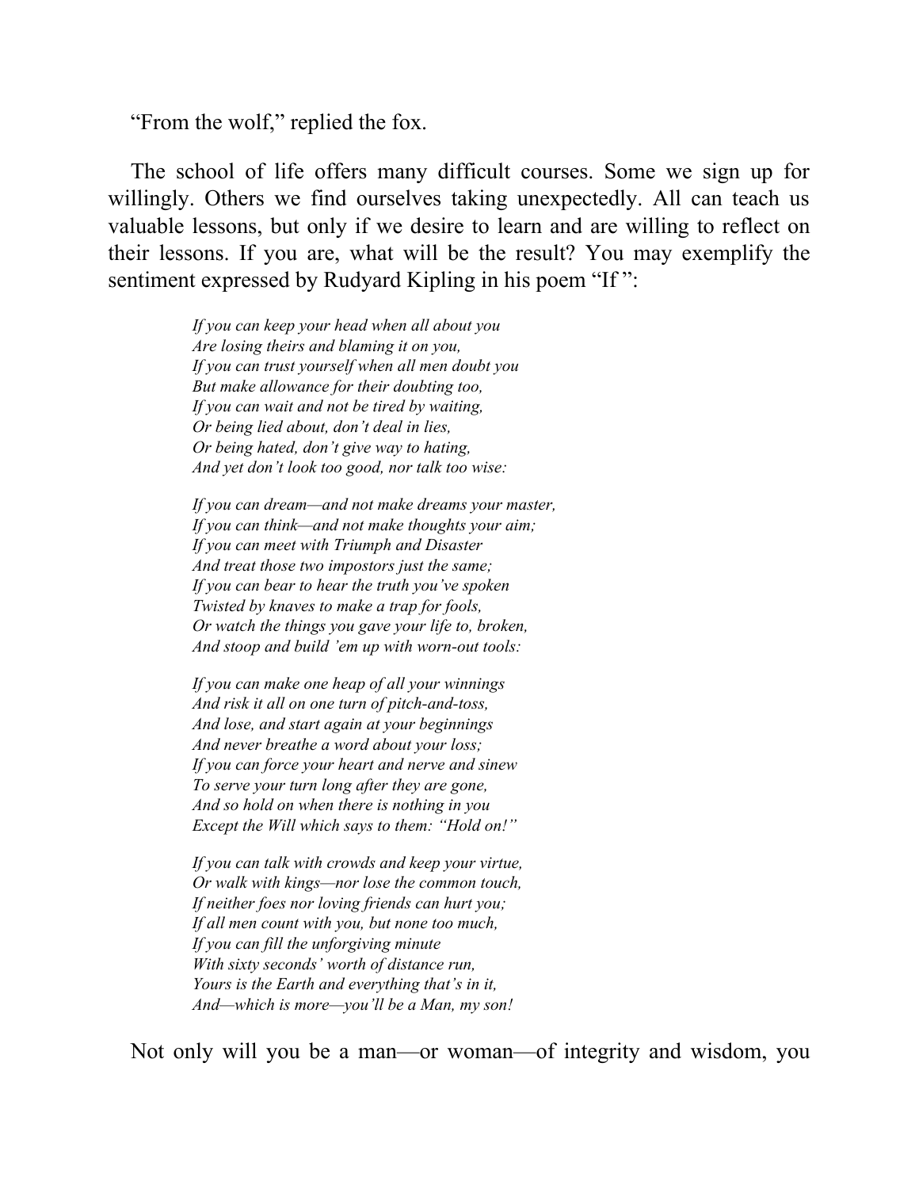"From the wolf," replied the fox.

The school of life offers many difficult courses. Some we sign up for willingly. Others we find ourselves taking unexpectedly. All can teach us valuable lessons, but only if we desire to learn and are willing to reflect on their lessons. If you are, what will be the result? You may exemplify the sentiment expressed by Rudyard Kipling in his poem "If ":

> *If you can keep your head when all about you*
> *Are losing theirs and blaming it on you,*
> *If you can trust yourself when all men doubt you*
> *But make allowance for their doubting too,*
> *If you can wait and not be tired by waiting,*
> *Or being lied about, don't deal in lies,*
> *Or being hated, don't give way to hating,*
> *And yet don't look too good, nor talk too wise:*
>
> *If you can dream—and not make dreams your master,*
> *If you can think—and not make thoughts your aim;*
> *If you can meet with Triumph and Disaster*
> *And treat those two impostors just the same;*
> *If you can bear to hear the truth you've spoken*
> *Twisted by knaves to make a trap for fools,*
> *Or watch the things you gave your life to, broken,*
> *And stoop and build 'em up with worn-out tools:*
>
> *If you can make one heap of all your winnings*
> *And risk it all on one turn of pitch-and-toss,*
> *And lose, and start again at your beginnings*
> *And never breathe a word about your loss;*
> *If you can force your heart and nerve and sinew*
> *To serve your turn long after they are gone,*
> *And so hold on when there is nothing in you*
> *Except the Will which says to them: "Hold on!"*
>
> *If you can talk with crowds and keep your virtue,*
> *Or walk with kings—nor lose the common touch,*
> *If neither foes nor loving friends can hurt you;*
> *If all men count with you, but none too much,*
> *If you can fill the unforgiving minute*
> *With sixty seconds' worth of distance run,*
> *Yours is the Earth and everything that's in it,*
> *And—which is more—you'll be a Man, my son!*

Not only will you be a man—or woman—of integrity and wisdom, you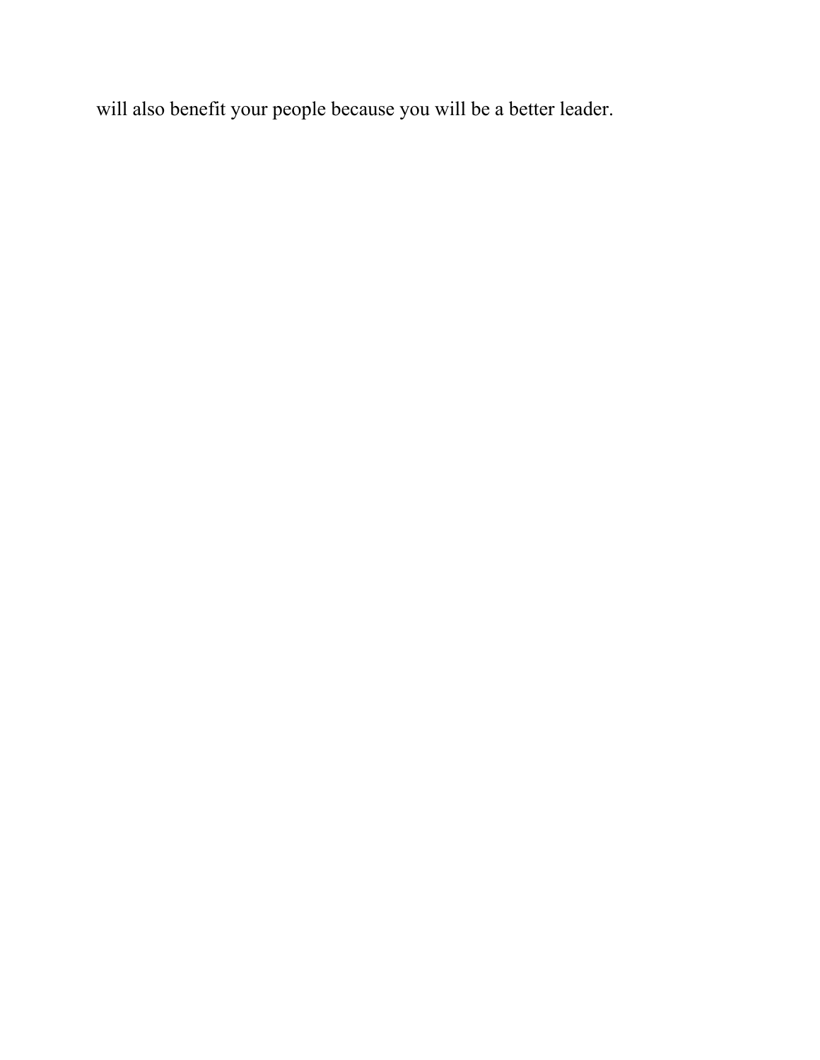will also benefit your people because you will be a better leader.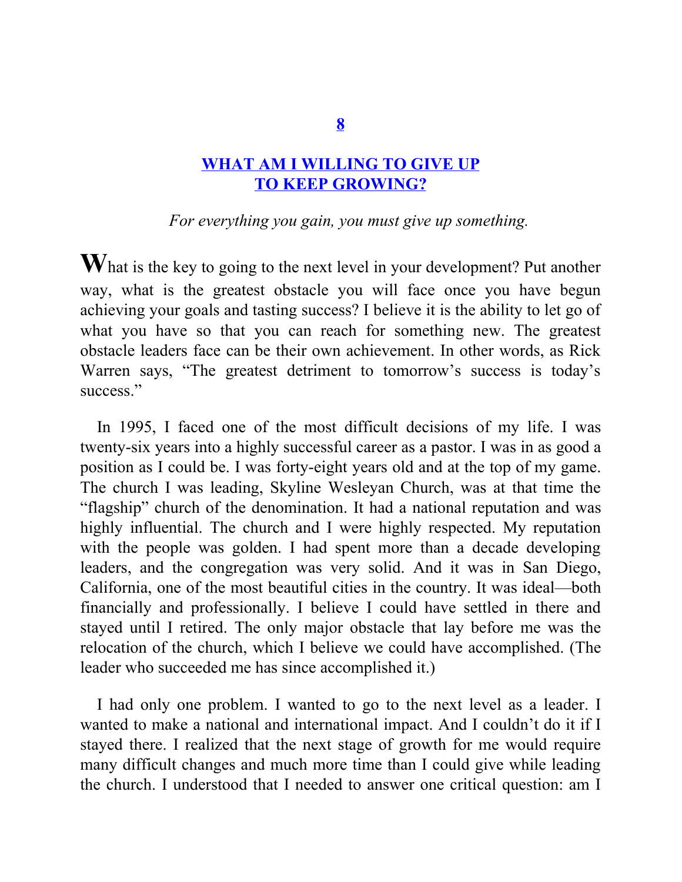# 8

## WHAT AM I WILLING TO GIVE UP TO KEEP GROWING?

*For everything you gain, you must give up something.*

What is the key to going to the next level in your development? Put another way, what is the greatest obstacle you will face once you have begun achieving your goals and tasting success? I believe it is the ability to let go of what you have so that you can reach for something new. The greatest obstacle leaders face can be their own achievement. In other words, as Rick Warren says, "The greatest detriment to tomorrow's success is today's success."

In 1995, I faced one of the most difficult decisions of my life. I was twenty-six years into a highly successful career as a pastor. I was in as good a position as I could be. I was forty-eight years old and at the top of my game. The church I was leading, Skyline Wesleyan Church, was at that time the "flagship" church of the denomination. It had a national reputation and was highly influential. The church and I were highly respected. My reputation with the people was golden. I had spent more than a decade developing leaders, and the congregation was very solid. And it was in San Diego, California, one of the most beautiful cities in the country. It was ideal—both financially and professionally. I believe I could have settled in there and stayed until I retired. The only major obstacle that lay before me was the relocation of the church, which I believe we could have accomplished. (The leader who succeeded me has since accomplished it.)

I had only one problem. I wanted to go to the next level as a leader. I wanted to make a national and international impact. And I couldn't do it if I stayed there. I realized that the next stage of growth for me would require many difficult changes and much more time than I could give while leading the church. I understood that I needed to answer one critical question: am I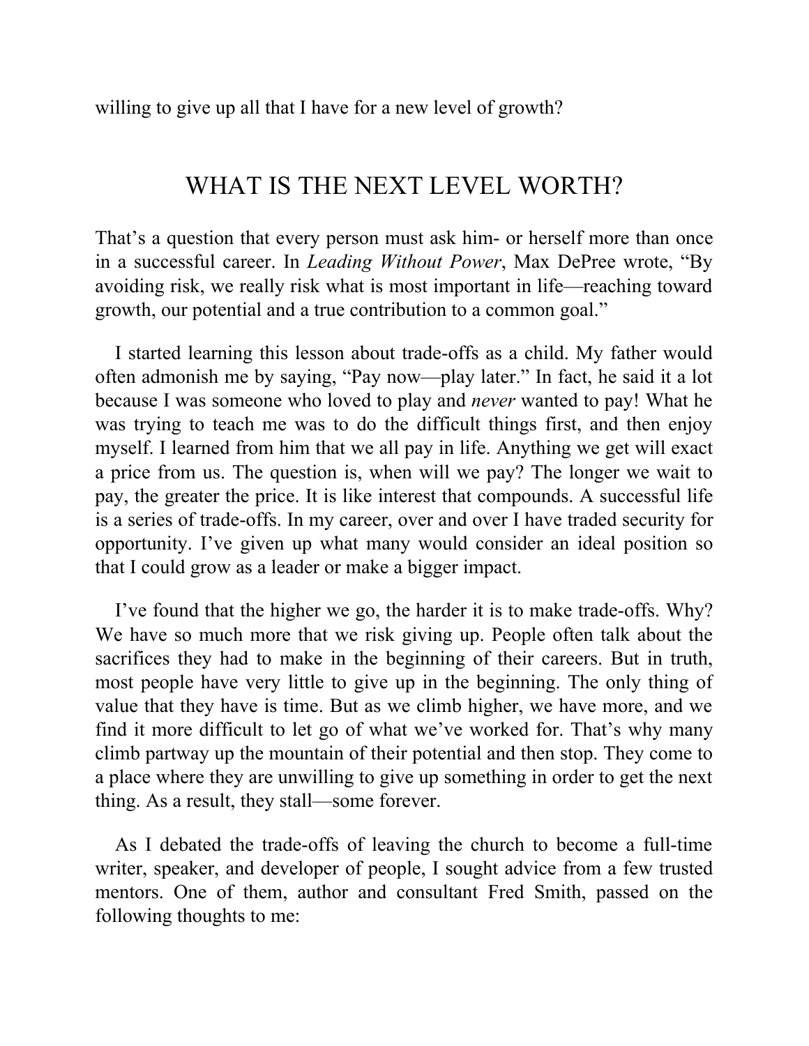willing to give up all that I have for a new level of growth?

## WHAT IS THE NEXT LEVEL WORTH?

That's a question that every person must ask him- or herself more than once in a successful career. In *Leading Without Power*, Max DePree wrote, "By avoiding risk, we really risk what is most important in life—reaching toward growth, our potential and a true contribution to a common goal."

I started learning this lesson about trade-offs as a child. My father would often admonish me by saying, "Pay now—play later." In fact, he said it a lot because I was someone who loved to play and *never* wanted to pay! What he was trying to teach me was to do the difficult things first, and then enjoy myself. I learned from him that we all pay in life. Anything we get will exact a price from us. The question is, when will we pay? The longer we wait to pay, the greater the price. It is like interest that compounds. A successful life is a series of trade-offs. In my career, over and over I have traded security for opportunity. I've given up what many would consider an ideal position so that I could grow as a leader or make a bigger impact.

I've found that the higher we go, the harder it is to make trade-offs. Why? We have so much more that we risk giving up. People often talk about the sacrifices they had to make in the beginning of their careers. But in truth, most people have very little to give up in the beginning. The only thing of value that they have is time. But as we climb higher, we have more, and we find it more difficult to let go of what we've worked for. That's why many climb partway up the mountain of their potential and then stop. They come to a place where they are unwilling to give up something in order to get the next thing. As a result, they stall—some forever.

As I debated the trade-offs of leaving the church to become a full-time writer, speaker, and developer of people, I sought advice from a few trusted mentors. One of them, author and consultant Fred Smith, passed on the following thoughts to me: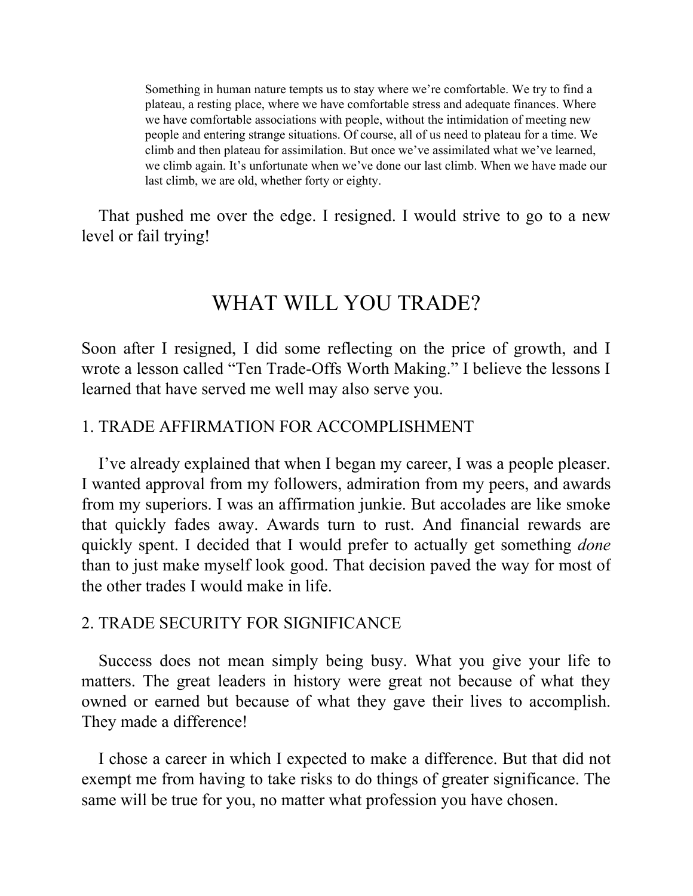> Something in human nature tempts us to stay where we're comfortable. We try to find a plateau, a resting place, where we have comfortable stress and adequate finances. Where we have comfortable associations with people, without the intimidation of meeting new people and entering strange situations. Of course, all of us need to plateau for a time. We climb and then plateau for assimilation. But once we've assimilated what we've learned, we climb again. It's unfortunate when we've done our last climb. When we have made our last climb, we are old, whether forty or eighty.

That pushed me over the edge. I resigned. I would strive to go to a new level or fail trying!

## WHAT WILL YOU TRADE?

Soon after I resigned, I did some reflecting on the price of growth, and I wrote a lesson called "Ten Trade-Offs Worth Making." I believe the lessons I learned that have served me well may also serve you.

### 1. TRADE AFFIRMATION FOR ACCOMPLISHMENT

I've already explained that when I began my career, I was a people pleaser. I wanted approval from my followers, admiration from my peers, and awards from my superiors. I was an affirmation junkie. But accolades are like smoke that quickly fades away. Awards turn to rust. And financial rewards are quickly spent. I decided that I would prefer to actually get something *done* than to just make myself look good. That decision paved the way for most of the other trades I would make in life.

### 2. TRADE SECURITY FOR SIGNIFICANCE

Success does not mean simply being busy. What you give your life to matters. The great leaders in history were great not because of what they owned or earned but because of what they gave their lives to accomplish. They made a difference!

I chose a career in which I expected to make a difference. But that did not exempt me from having to take risks to do things of greater significance. The same will be true for you, no matter what profession you have chosen.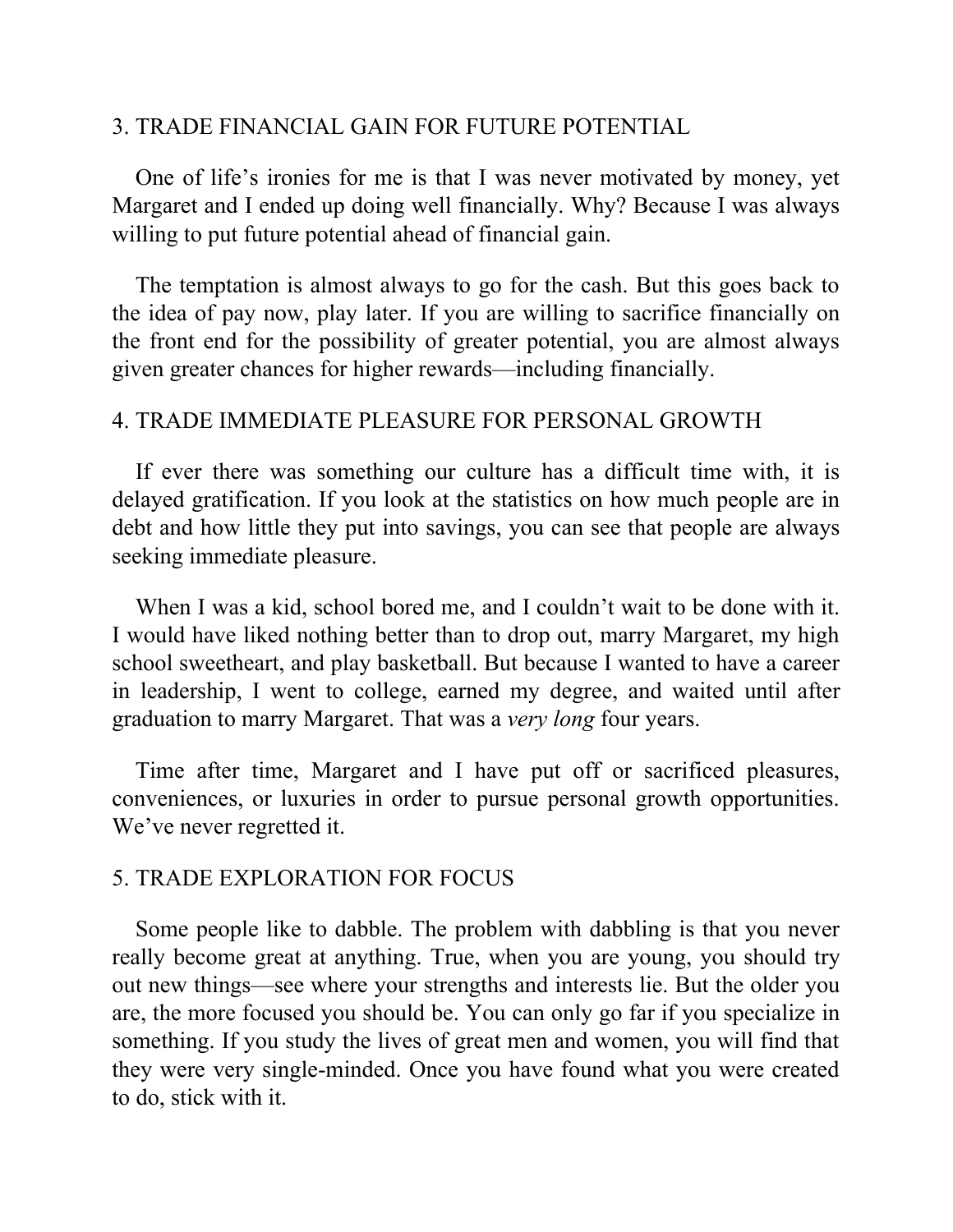### 3. TRADE FINANCIAL GAIN FOR FUTURE POTENTIAL

One of life's ironies for me is that I was never motivated by money, yet Margaret and I ended up doing well financially. Why? Because I was always willing to put future potential ahead of financial gain.

The temptation is almost always to go for the cash. But this goes back to the idea of pay now, play later. If you are willing to sacrifice financially on the front end for the possibility of greater potential, you are almost always given greater chances for higher rewards—including financially.

### 4. TRADE IMMEDIATE PLEASURE FOR PERSONAL GROWTH

If ever there was something our culture has a difficult time with, it is delayed gratification. If you look at the statistics on how much people are in debt and how little they put into savings, you can see that people are always seeking immediate pleasure.

When I was a kid, school bored me, and I couldn't wait to be done with it. I would have liked nothing better than to drop out, marry Margaret, my high school sweetheart, and play basketball. But because I wanted to have a career in leadership, I went to college, earned my degree, and waited until after graduation to marry Margaret. That was a *very long* four years.

Time after time, Margaret and I have put off or sacrificed pleasures, conveniences, or luxuries in order to pursue personal growth opportunities. We've never regretted it.

### 5. TRADE EXPLORATION FOR FOCUS

Some people like to dabble. The problem with dabbling is that you never really become great at anything. True, when you are young, you should try out new things—see where your strengths and interests lie. But the older you are, the more focused you should be. You can only go far if you specialize in something. If you study the lives of great men and women, you will find that they were very single-minded. Once you have found what you were created to do, stick with it.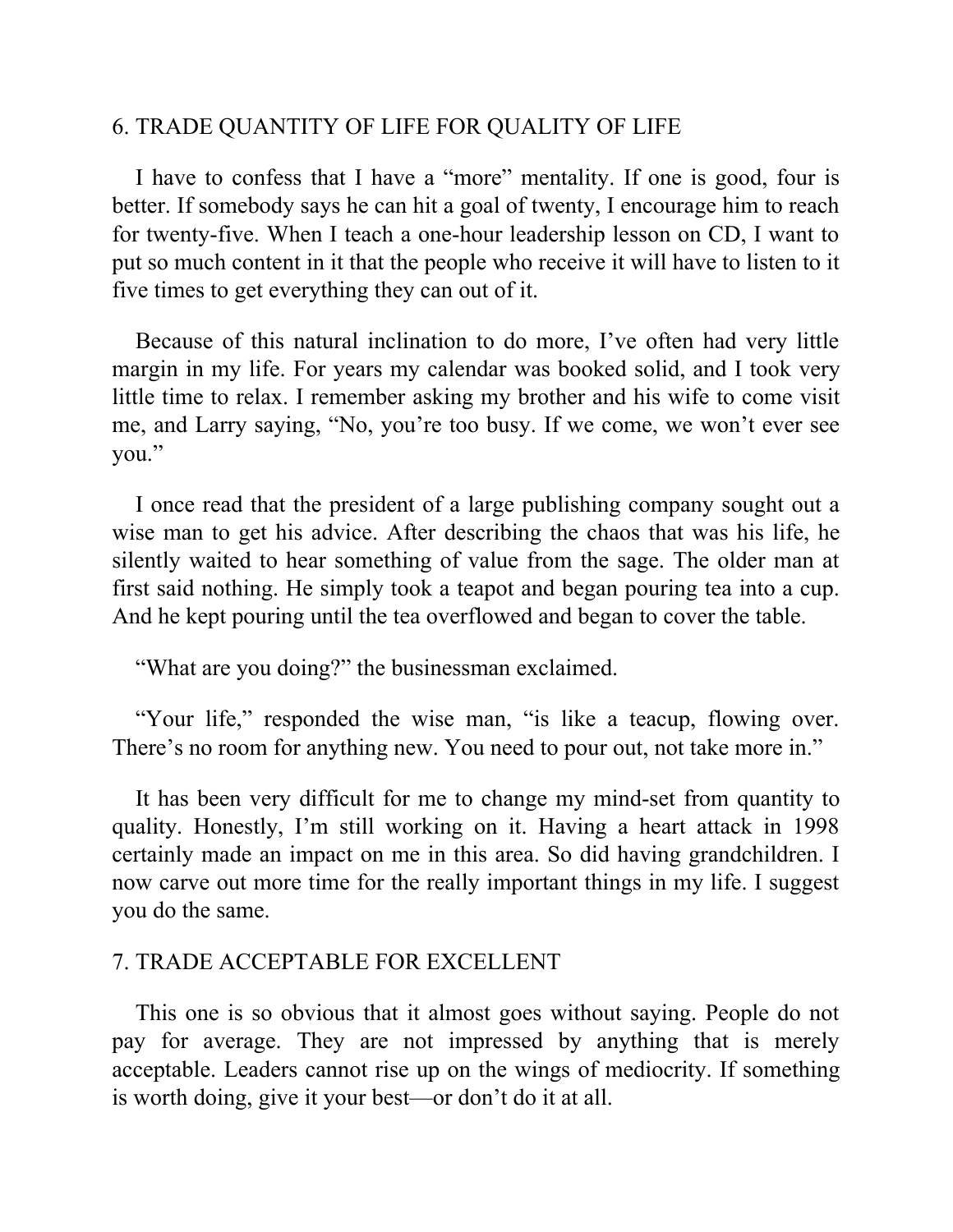### 6. TRADE QUANTITY OF LIFE FOR QUALITY OF LIFE

I have to confess that I have a "more" mentality. If one is good, four is better. If somebody says he can hit a goal of twenty, I encourage him to reach for twenty-five. When I teach a one-hour leadership lesson on CD, I want to put so much content in it that the people who receive it will have to listen to it five times to get everything they can out of it.

Because of this natural inclination to do more, I've often had very little margin in my life. For years my calendar was booked solid, and I took very little time to relax. I remember asking my brother and his wife to come visit me, and Larry saying, "No, you're too busy. If we come, we won't ever see you."

I once read that the president of a large publishing company sought out a wise man to get his advice. After describing the chaos that was his life, he silently waited to hear something of value from the sage. The older man at first said nothing. He simply took a teapot and began pouring tea into a cup. And he kept pouring until the tea overflowed and began to cover the table.

"What are you doing?" the businessman exclaimed.

"Your life," responded the wise man, "is like a teacup, flowing over. There's no room for anything new. You need to pour out, not take more in."

It has been very difficult for me to change my mind-set from quantity to quality. Honestly, I'm still working on it. Having a heart attack in 1998 certainly made an impact on me in this area. So did having grandchildren. I now carve out more time for the really important things in my life. I suggest you do the same.

### 7. TRADE ACCEPTABLE FOR EXCELLENT

This one is so obvious that it almost goes without saying. People do not pay for average. They are not impressed by anything that is merely acceptable. Leaders cannot rise up on the wings of mediocrity. If something is worth doing, give it your best—or don't do it at all.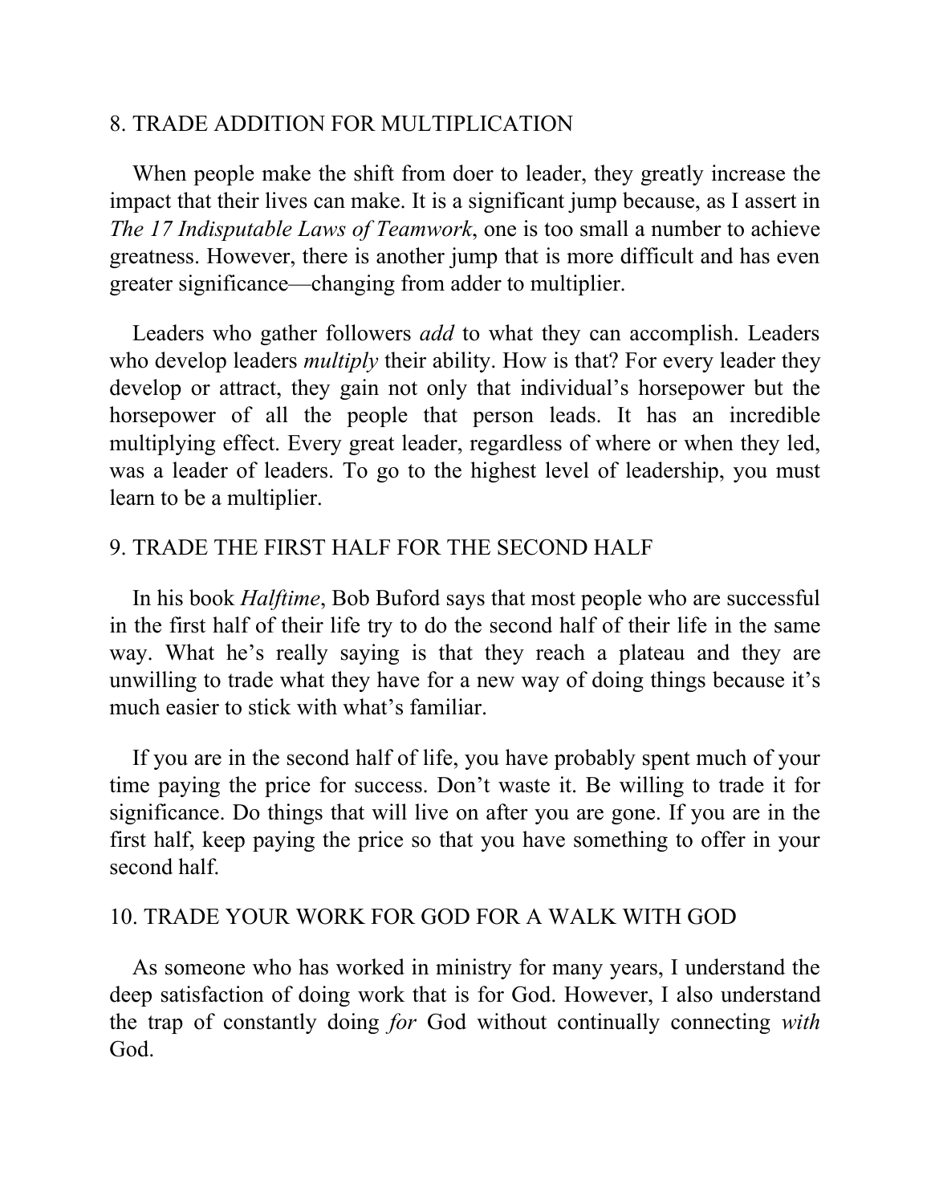## 8. TRADE ADDITION FOR MULTIPLICATION

When people make the shift from doer to leader, they greatly increase the impact that their lives can make. It is a significant jump because, as I assert in *The 17 Indisputable Laws of Teamwork*, one is too small a number to achieve greatness. However, there is another jump that is more difficult and has even greater significance—changing from adder to multiplier.

Leaders who gather followers *add* to what they can accomplish. Leaders who develop leaders *multiply* their ability. How is that? For every leader they develop or attract, they gain not only that individual's horsepower but the horsepower of all the people that person leads. It has an incredible multiplying effect. Every great leader, regardless of where or when they led, was a leader of leaders. To go to the highest level of leadership, you must learn to be a multiplier.

## 9. TRADE THE FIRST HALF FOR THE SECOND HALF

In his book *Halftime*, Bob Buford says that most people who are successful in the first half of their life try to do the second half of their life in the same way. What he's really saying is that they reach a plateau and they are unwilling to trade what they have for a new way of doing things because it's much easier to stick with what's familiar.

If you are in the second half of life, you have probably spent much of your time paying the price for success. Don't waste it. Be willing to trade it for significance. Do things that will live on after you are gone. If you are in the first half, keep paying the price so that you have something to offer in your second half.

## 10. TRADE YOUR WORK FOR GOD FOR A WALK WITH GOD

As someone who has worked in ministry for many years, I understand the deep satisfaction of doing work that is for God. However, I also understand the trap of constantly doing *for* God without continually connecting *with* God.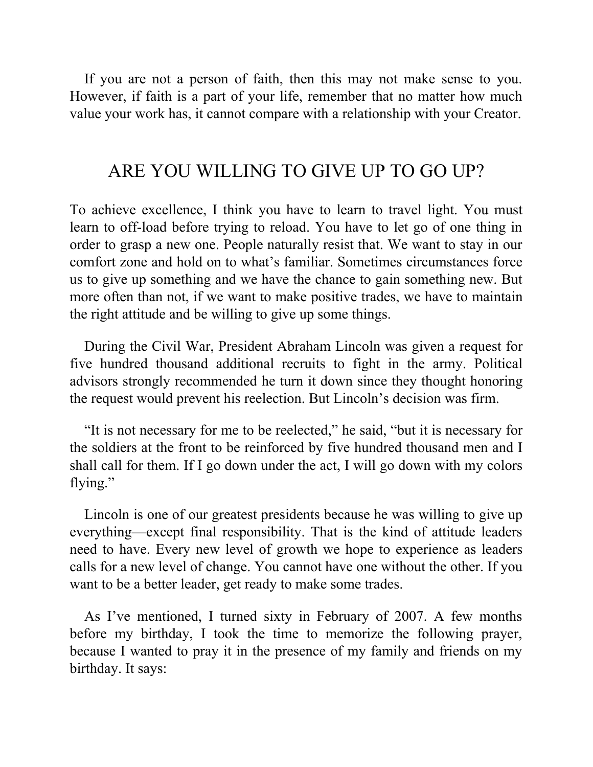If you are not a person of faith, then this may not make sense to you. However, if faith is a part of your life, remember that no matter how much value your work has, it cannot compare with a relationship with your Creator.

## ARE YOU WILLING TO GIVE UP TO GO UP?

To achieve excellence, I think you have to learn to travel light. You must learn to off-load before trying to reload. You have to let go of one thing in order to grasp a new one. People naturally resist that. We want to stay in our comfort zone and hold on to what's familiar. Sometimes circumstances force us to give up something and we have the chance to gain something new. But more often than not, if we want to make positive trades, we have to maintain the right attitude and be willing to give up some things.

During the Civil War, President Abraham Lincoln was given a request for five hundred thousand additional recruits to fight in the army. Political advisors strongly recommended he turn it down since they thought honoring the request would prevent his reelection. But Lincoln's decision was firm.

"It is not necessary for me to be reelected," he said, "but it is necessary for the soldiers at the front to be reinforced by five hundred thousand men and I shall call for them. If I go down under the act, I will go down with my colors flying."

Lincoln is one of our greatest presidents because he was willing to give up everything—except final responsibility. That is the kind of attitude leaders need to have. Every new level of growth we hope to experience as leaders calls for a new level of change. You cannot have one without the other. If you want to be a better leader, get ready to make some trades.

As I've mentioned, I turned sixty in February of 2007. A few months before my birthday, I took the time to memorize the following prayer, because I wanted to pray it in the presence of my family and friends on my birthday. It says: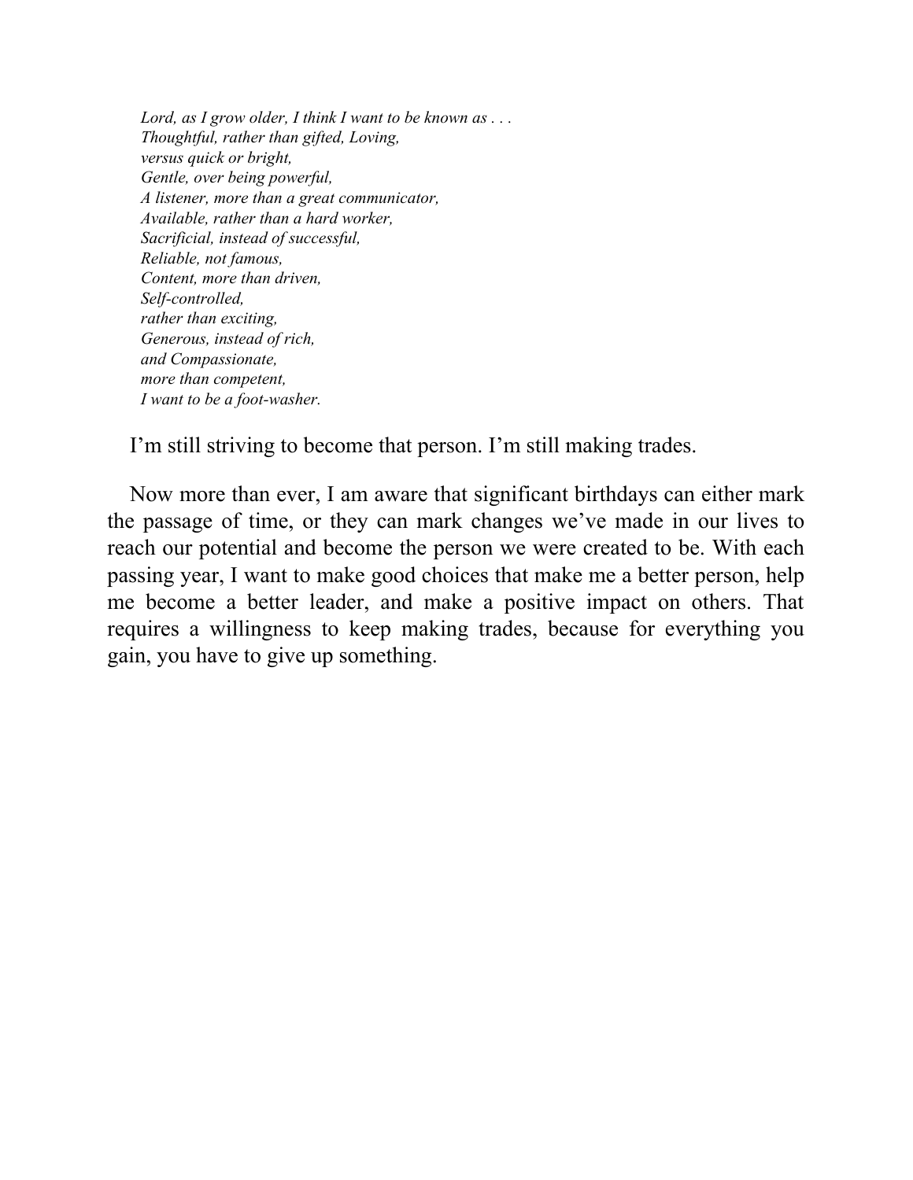*Lord, as I grow older, I think I want to be known as . . .*
*Thoughtful, rather than gifted, Loving,*
*versus quick or bright,*
*Gentle, over being powerful,*
*A listener, more than a great communicator,*
*Available, rather than a hard worker,*
*Sacrificial, instead of successful,*
*Reliable, not famous,*
*Content, more than driven,*
*Self-controlled,*
*rather than exciting,*
*Generous, instead of rich,*
*and Compassionate,*
*more than competent,*
*I want to be a foot-washer.*

I'm still striving to become that person. I'm still making trades.

Now more than ever, I am aware that significant birthdays can either mark the passage of time, or they can mark changes we've made in our lives to reach our potential and become the person we were created to be. With each passing year, I want to make good choices that make me a better person, help me become a better leader, and make a positive impact on others. That requires a willingness to keep making trades, because for everything you gain, you have to give up something.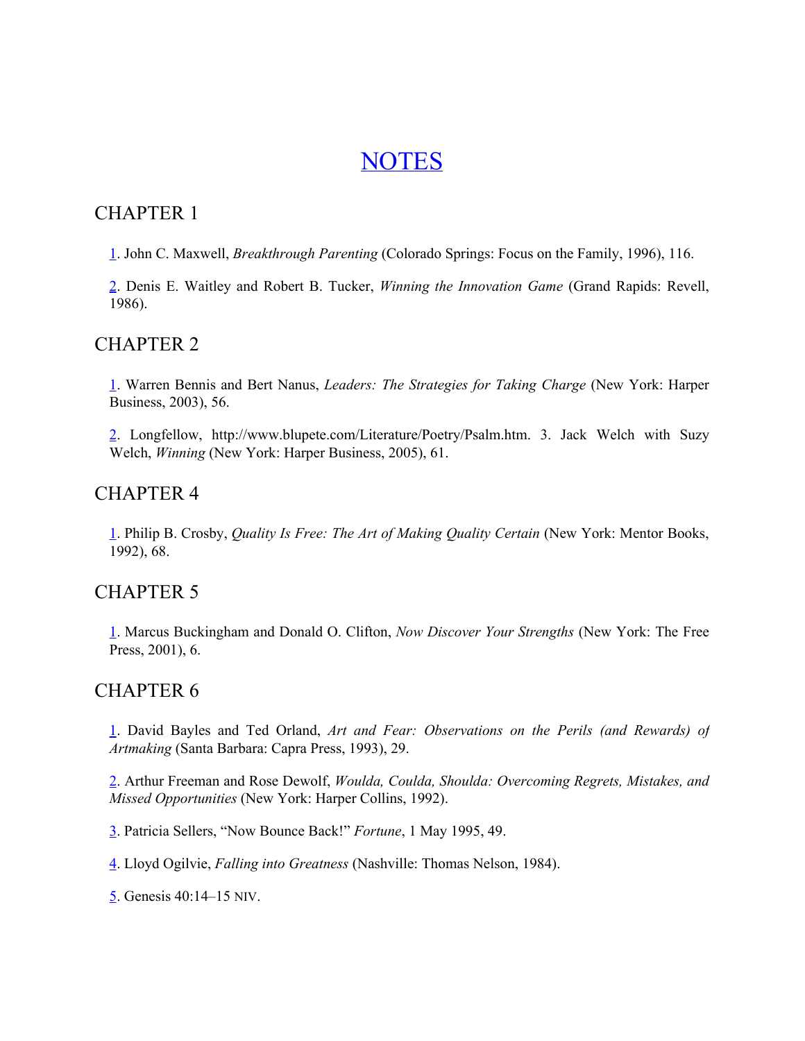# NOTES

## CHAPTER 1

1. John C. Maxwell, *Breakthrough Parenting* (Colorado Springs: Focus on the Family, 1996), 116.

2. Denis E. Waitley and Robert B. Tucker, *Winning the Innovation Game* (Grand Rapids: Revell, 1986).

## CHAPTER 2

1. Warren Bennis and Bert Nanus, *Leaders: The Strategies for Taking Charge* (New York: Harper Business, 2003), 56.

2. Longfellow, http://www.blupete.com/Literature/Poetry/Psalm.htm. 3. Jack Welch with Suzy Welch, *Winning* (New York: Harper Business, 2005), 61.

## CHAPTER 4

1. Philip B. Crosby, *Quality Is Free: The Art of Making Quality Certain* (New York: Mentor Books, 1992), 68.

## CHAPTER 5

1. Marcus Buckingham and Donald O. Clifton, *Now Discover Your Strengths* (New York: The Free Press, 2001), 6.

## CHAPTER 6

1. David Bayles and Ted Orland, *Art and Fear: Observations on the Perils (and Rewards) of Artmaking* (Santa Barbara: Capra Press, 1993), 29.

2. Arthur Freeman and Rose Dewolf, *Woulda, Coulda, Shoulda: Overcoming Regrets, Mistakes, and Missed Opportunities* (New York: Harper Collins, 1992).

3. Patricia Sellers, "Now Bounce Back!" *Fortune*, 1 May 1995, 49.

4. Lloyd Ogilvie, *Falling into Greatness* (Nashville: Thomas Nelson, 1984).

5. Genesis 40:14–15 NIV.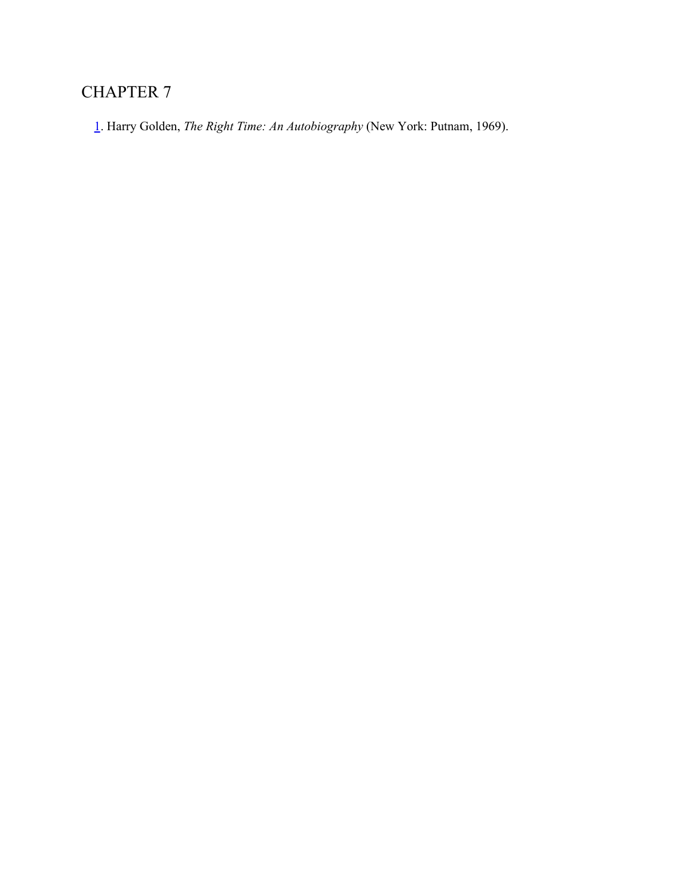# CHAPTER 7

1. Harry Golden, *The Right Time: An Autobiography* (New York: Putnam, 1969).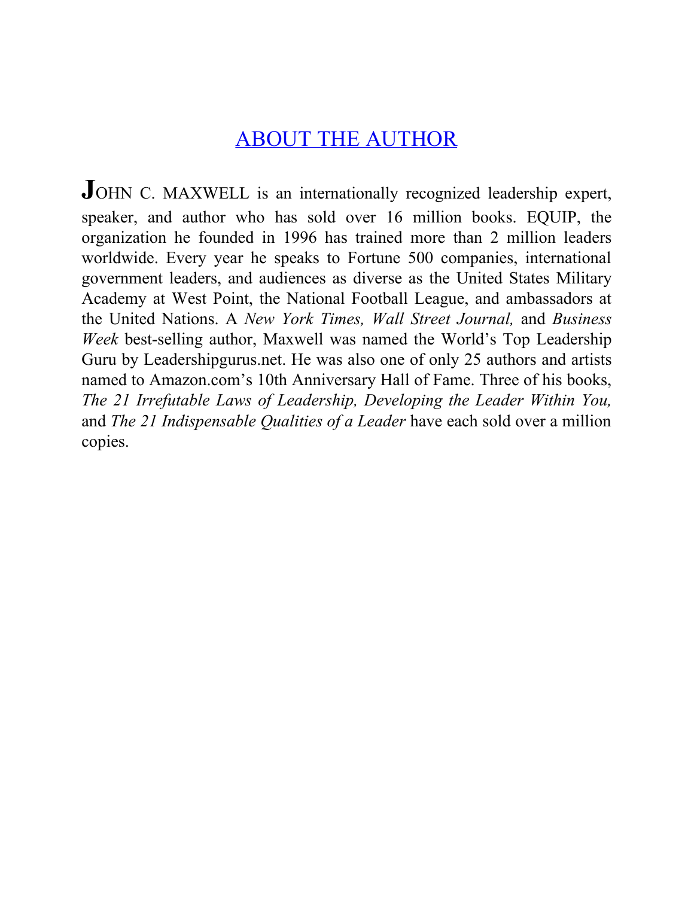## ABOUT THE AUTHOR

JOHN C. MAXWELL is an internationally recognized leadership expert, speaker, and author who has sold over 16 million books. EQUIP, the organization he founded in 1996 has trained more than 2 million leaders worldwide. Every year he speaks to Fortune 500 companies, international government leaders, and audiences as diverse as the United States Military Academy at West Point, the National Football League, and ambassadors at the United Nations. A *New York Times, Wall Street Journal,* and *Business Week* best-selling author, Maxwell was named the World's Top Leadership Guru by Leadershipgurus.net. He was also one of only 25 authors and artists named to Amazon.com's 10th Anniversary Hall of Fame. Three of his books, *The 21 Irrefutable Laws of Leadership, Developing the Leader Within You,* and *The 21 Indispensable Qualities of a Leader* have each sold over a million copies.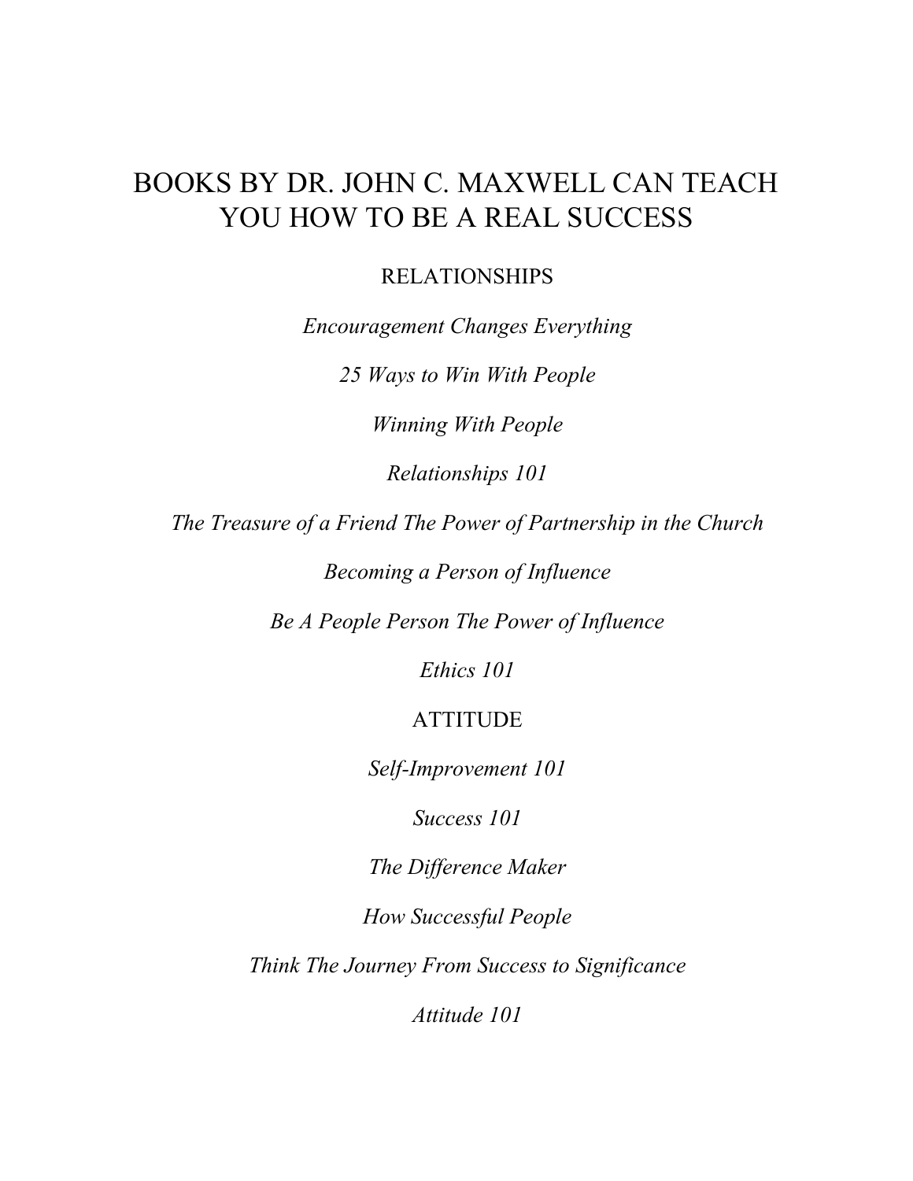# BOOKS BY DR. JOHN C. MAXWELL CAN TEACH YOU HOW TO BE A REAL SUCCESS

## RELATIONSHIPS

*Encouragement Changes Everything*

*25 Ways to Win With People*

*Winning With People*

*Relationships 101*

*The Treasure of a Friend The Power of Partnership in the Church*

*Becoming a Person of Influence*

*Be A People Person The Power of Influence*

*Ethics 101*

## ATTITUDE

*Self-Improvement 101*

*Success 101*

*The Difference Maker*

*How Successful People*

*Think The Journey From Success to Significance*

*Attitude 101*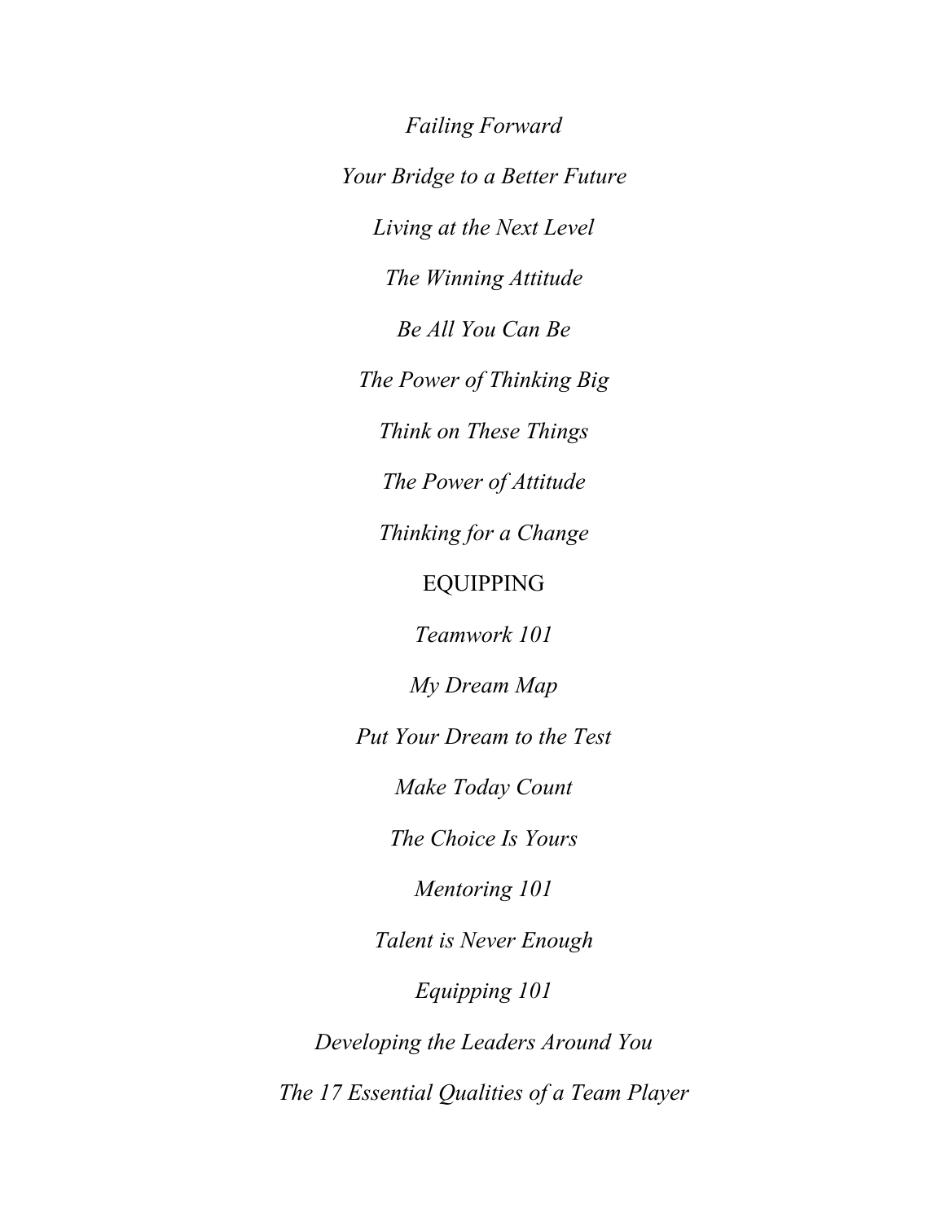*Failing Forward*

*Your Bridge to a Better Future*

*Living at the Next Level*

*The Winning Attitude*

*Be All You Can Be*

*The Power of Thinking Big*

*Think on These Things*

*The Power of Attitude*

*Thinking for a Change*

EQUIPPING

*Teamwork 101*

*My Dream Map*

*Put Your Dream to the Test*

*Make Today Count*

*The Choice Is Yours*

*Mentoring 101*

*Talent is Never Enough*

*Equipping 101*

*Developing the Leaders Around You*

*The 17 Essential Qualities of a Team Player*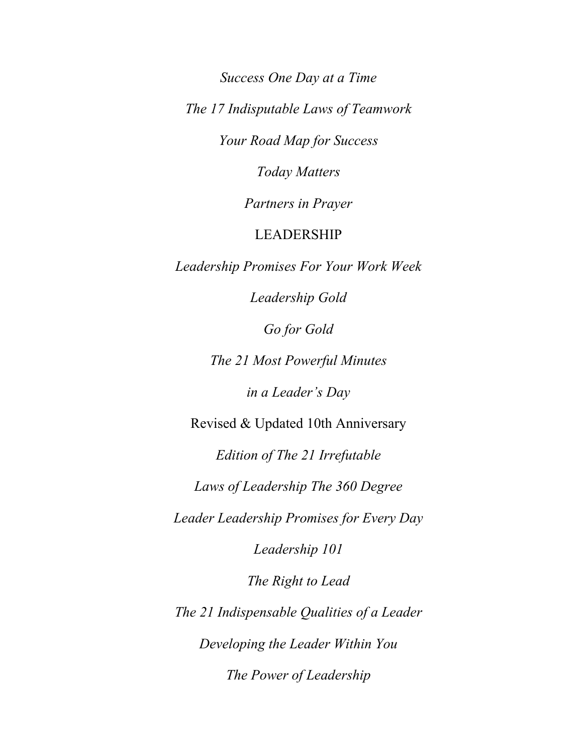*Success One Day at a Time*

*The 17 Indisputable Laws of Teamwork*

*Your Road Map for Success*

*Today Matters*

*Partners in Prayer*

LEADERSHIP

*Leadership Promises For Your Work Week*

*Leadership Gold*

*Go for Gold*

*The 21 Most Powerful Minutes*

*in a Leader's Day*

Revised & Updated 10th Anniversary

*Edition of The 21 Irrefutable*

*Laws of Leadership The 360 Degree*

*Leader Leadership Promises for Every Day*

*Leadership 101*

*The Right to Lead*

*The 21 Indispensable Qualities of a Leader*

*Developing the Leader Within You*

*The Power of Leadership*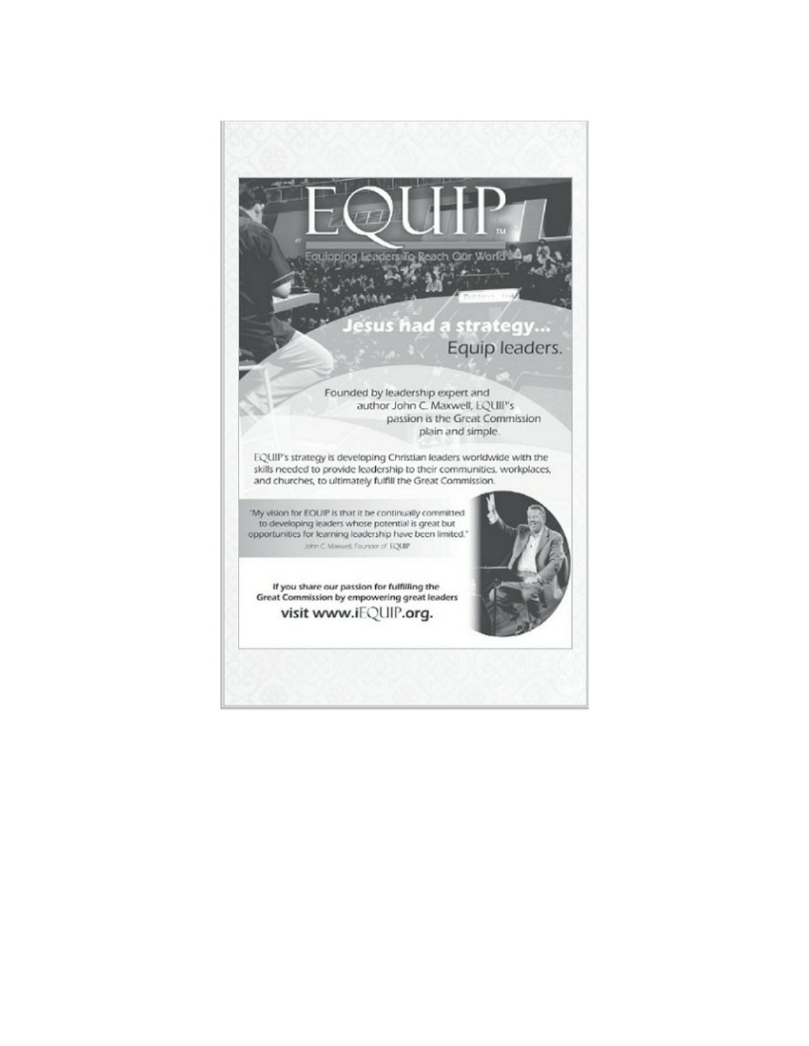# EQUIP™

Equipping Leaders To Reach Our World

## *Jesus had a strategy...*

Equip leaders.

Founded by leadership expert and author John C. Maxwell, EQUIP's passion is the Great Commission plain and simple.

EQUIP's strategy is developing Christian leaders worldwide with the skills needed to provide leadership to their communities, workplaces, and churches, to ultimately fulfill the Great Commission.

"My vision for EQUIP is that it be continually committed to developing leaders whose potential is great but opportunities for learning leadership have been limited."

John C. Maxwell, Founder of EQUIP

**If you share our passion for fulfilling the Great Commission by empowering great leaders**

**visit www.iEQUIP.org.**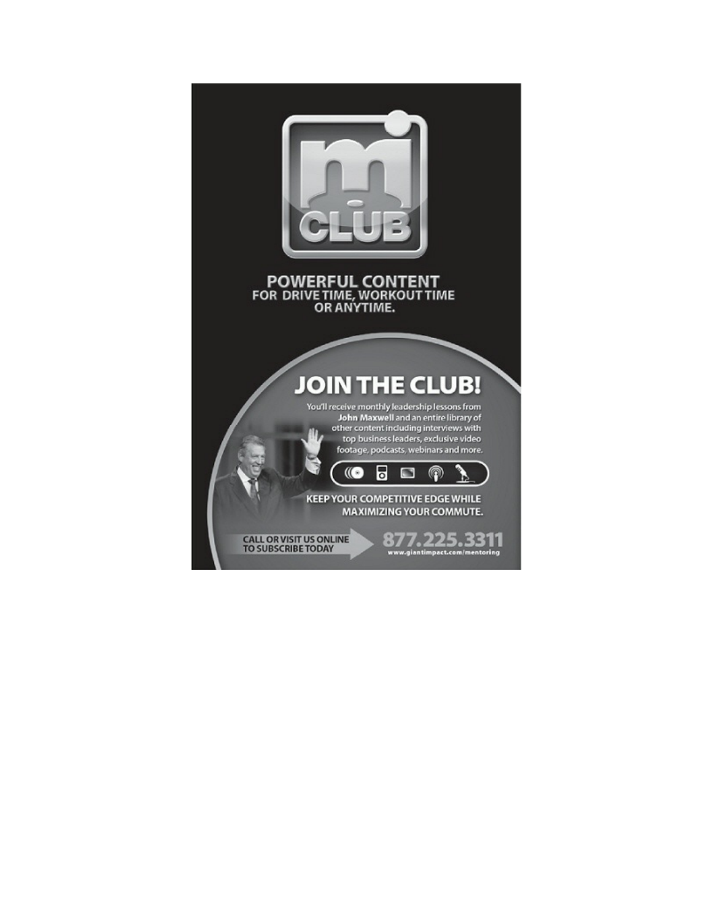# mi CLUB

**POWERFUL CONTENT**
**FOR DRIVE TIME, WORKOUT TIME OR ANYTIME.**

## JOIN THE CLUB!

You'll receive monthly leadership lessons from **John Maxwell** and an entire library of other content including interviews with top business leaders, exclusive video footage, podcasts, webinars and more.

**KEEP YOUR COMPETITIVE EDGE WHILE MAXIMIZING YOUR COMMUTE.**

**CALL OR VISIT US ONLINE TO SUBSCRIBE TODAY**

**877.225.3311**
**www.giantimpact.com/mentoring**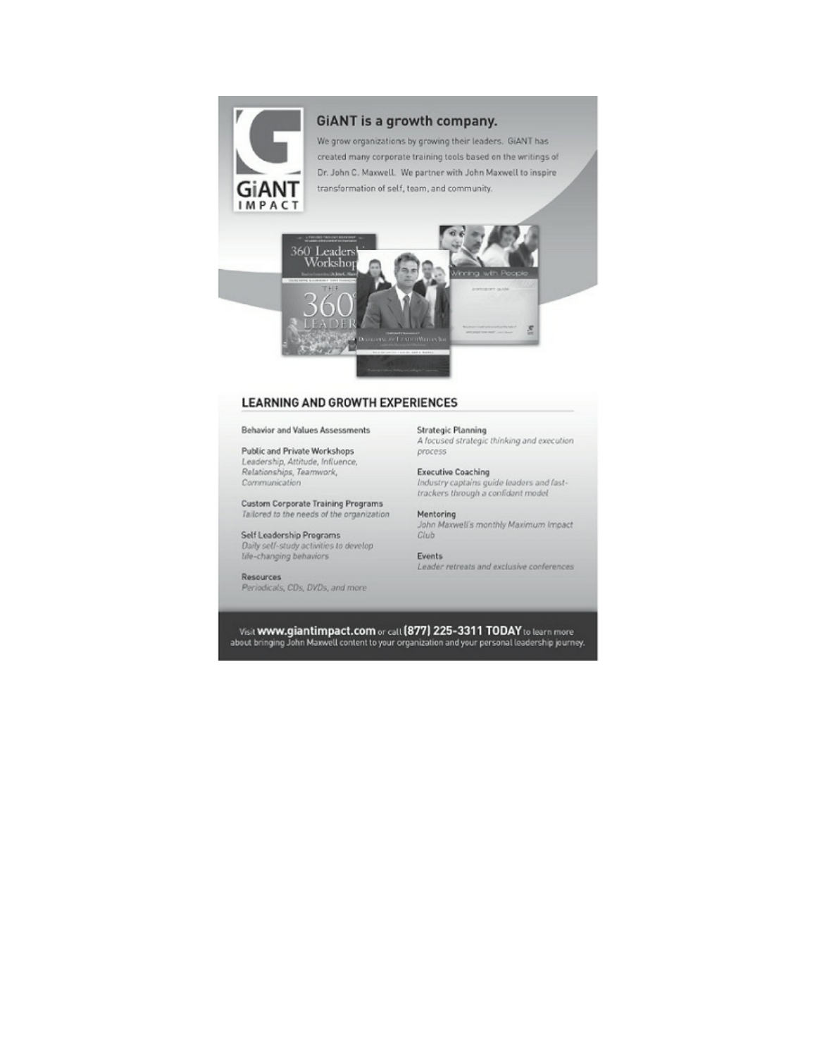GiANT IMPACT

## GiANT is a growth company.

We grow organizations by growing their leaders. GiANT has created many corporate training tools based on the writings of Dr. John C. Maxwell. We partner with John Maxwell to inspire transformation of self, team, and community.

### LEARNING AND GROWTH EXPERIENCES

**Behavior and Values Assessments**

**Public and Private Workshops**
*Leadership, Attitude, Influence, Relationships, Teamwork, Communication*

**Custom Corporate Training Programs**
*Tailored to the needs of the organization*

**Self Leadership Programs**
*Daily self-study activities to develop life-changing behaviors*

**Resources**
*Periodicals, CDs, DVDs, and more*

**Strategic Planning**
*A focused strategic thinking and execution process*

**Executive Coaching**
*Industry captains guide leaders and fast-trackers through a confidant model*

**Mentoring**
*John Maxwell's monthly Maximum Impact Club*

**Events**
*Leader retreats and exclusive conferences*

Visit **www.giantimpact.com** or call **(877) 225-3311 TODAY** to learn more about bringing John Maxwell content to your organization and your personal leadership journey.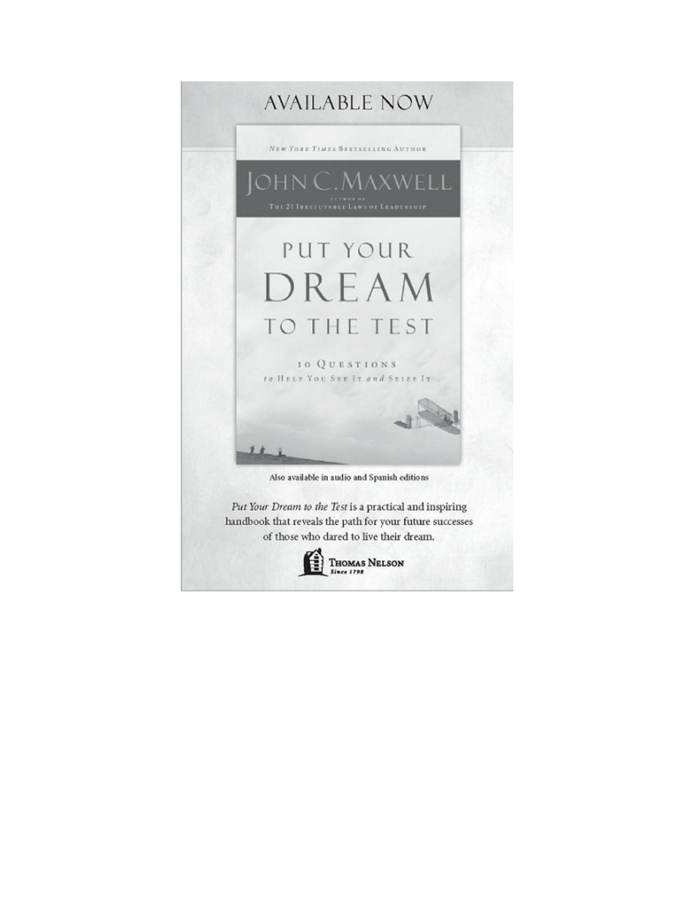# AVAILABLE NOW

*New York Times* Bestselling Author

JOHN C. MAXWELL

Author of
The 21 Irrefutable Laws of Leadership

PUT YOUR
DREAM
TO THE TEST

10 Questions
*to* Help You See It *and* Seize It

Also available in audio and Spanish editions

*Put Your Dream to the Test* is a practical and inspiring handbook that reveals the path for your future successes of those who dared to live their dream.

THOMAS NELSON
*Since 1798*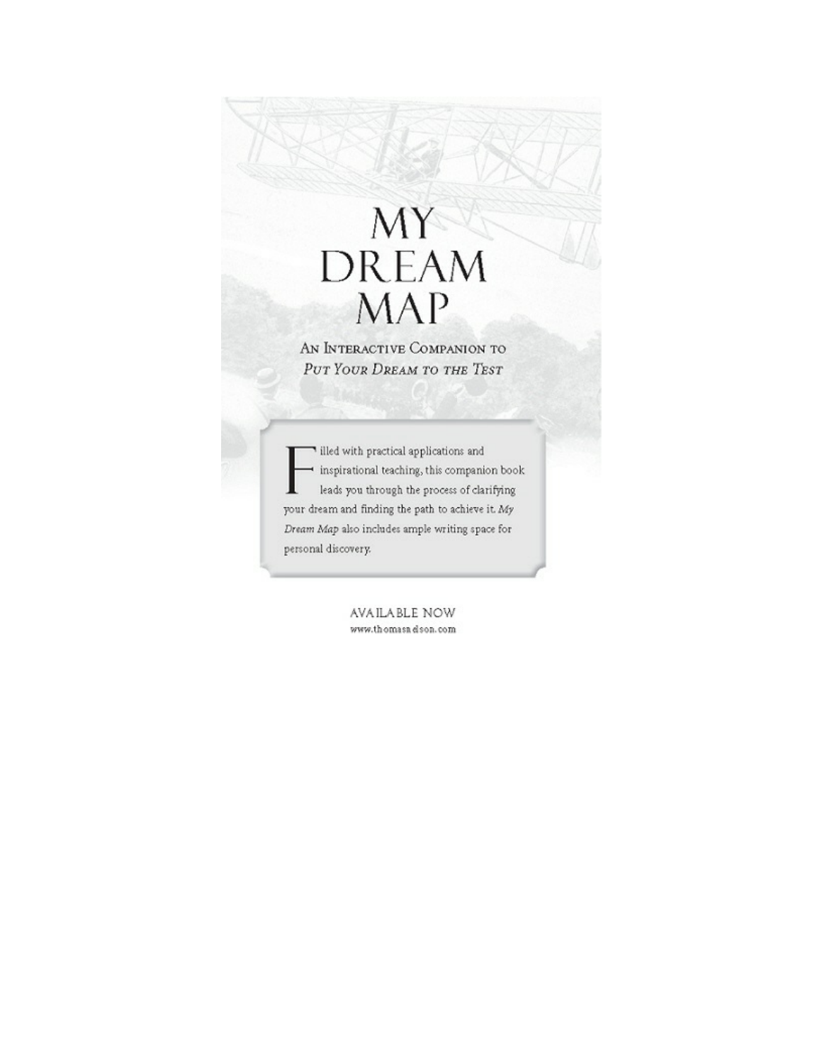# MY DREAM MAP

## An Interactive Companion to *Put Your Dream to the Test*

Filled with practical applications and inspirational teaching, this companion book leads you through the process of clarifying your dream and finding the path to achieve it. *My Dream Map* also includes ample writing space for personal discovery.

AVAILABLE NOW

www.thomasnelson.com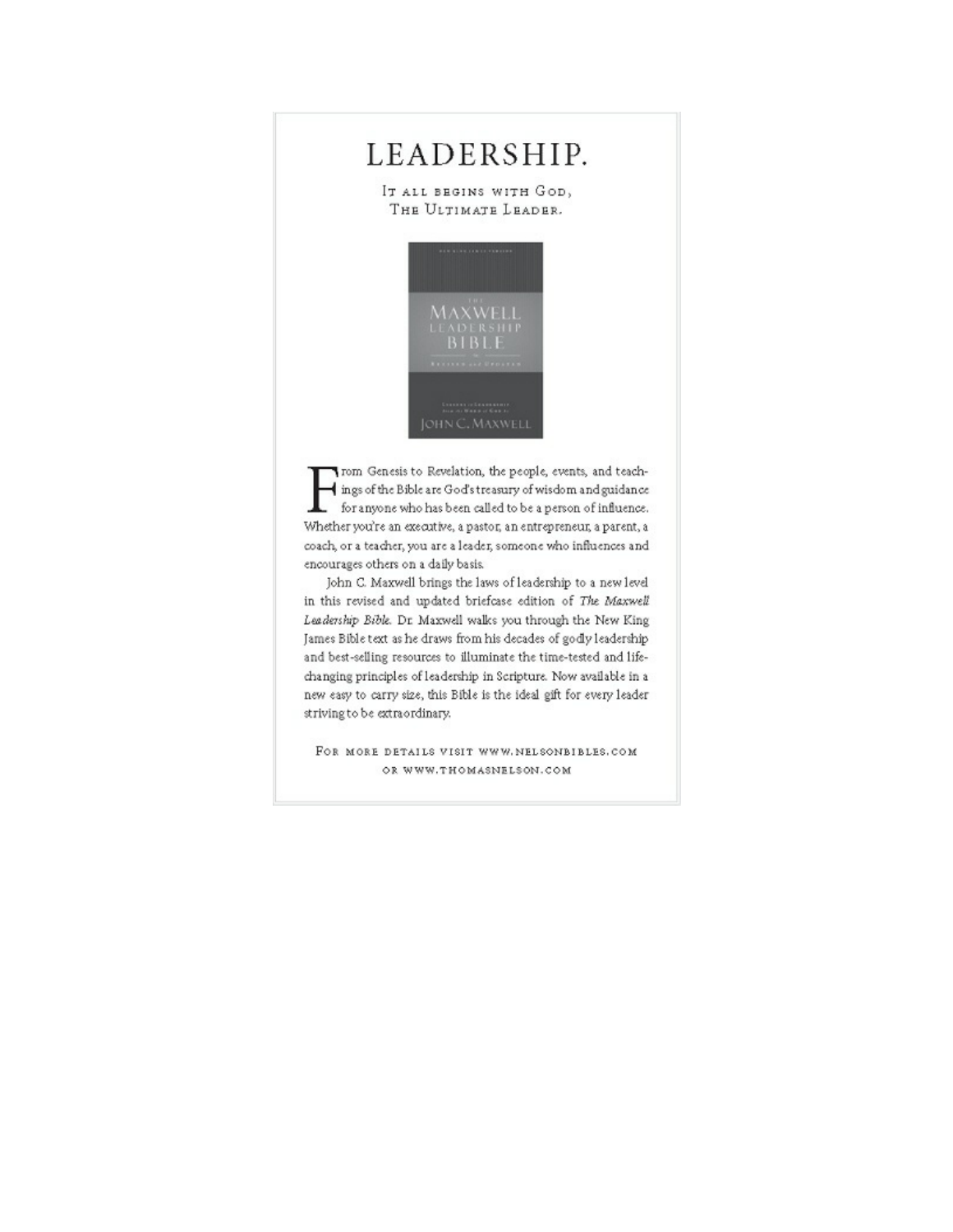# LEADERSHIP.

It all begins with God, The Ultimate Leader.

From Genesis to Revelation, the people, events, and teachings of the Bible are God's treasury of wisdom and guidance for anyone who has been called to be a person of influence. Whether you're an executive, a pastor, an entrepreneur, a parent, a coach, or a teacher, you are a leader, someone who influences and encourages others on a daily basis.

John C. Maxwell brings the laws of leadership to a new level in this revised and updated briefcase edition of *The Maxwell Leadership Bible*. Dr. Maxwell walks you through the New King James Bible text as he draws from his decades of godly leadership and best-selling resources to illuminate the time-tested and life-changing principles of leadership in Scripture. Now available in a new easy to carry size, this Bible is the ideal gift for every leader striving to be extraordinary.

For more details visit www.nelsonbibles.com or www.thomasnelson.com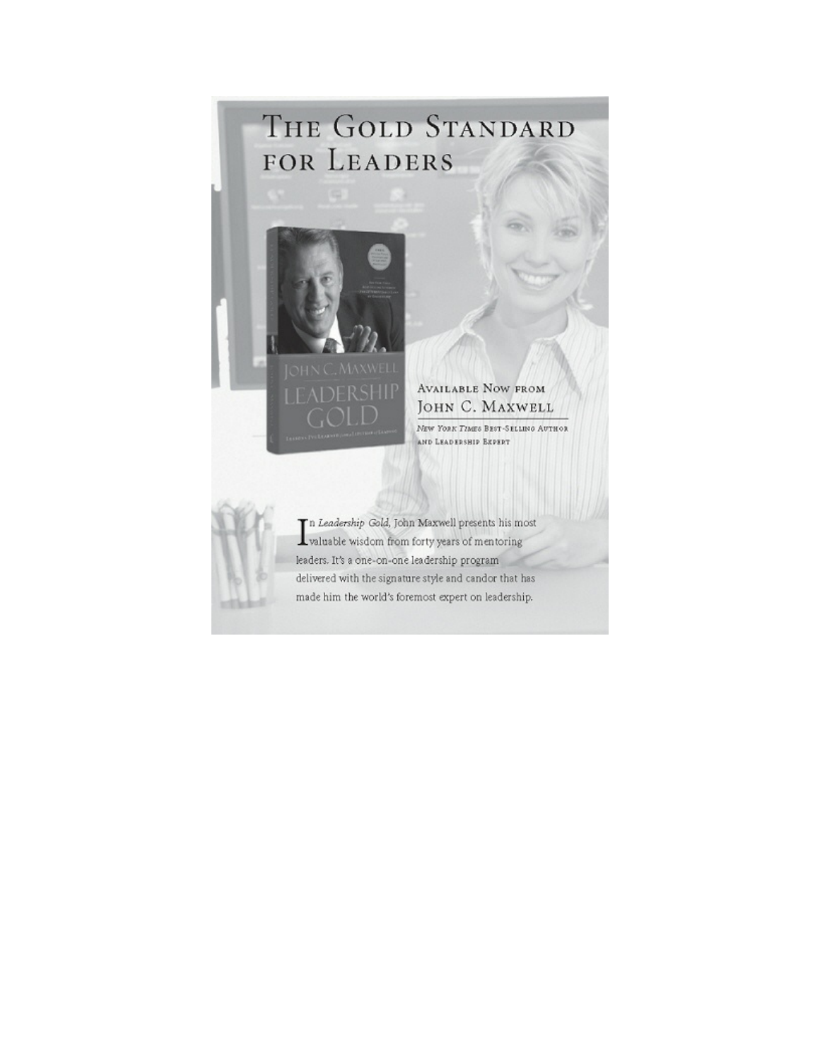# The Gold Standard for Leaders

Available Now from
John C. Maxwell

*New York Times* Best-Selling Author and Leadership Expert

In *Leadership Gold*, John Maxwell presents his most valuable wisdom from forty years of mentoring leaders. It's a one-on-one leadership program delivered with the signature style and candor that has made him the world's foremost expert on leadership.